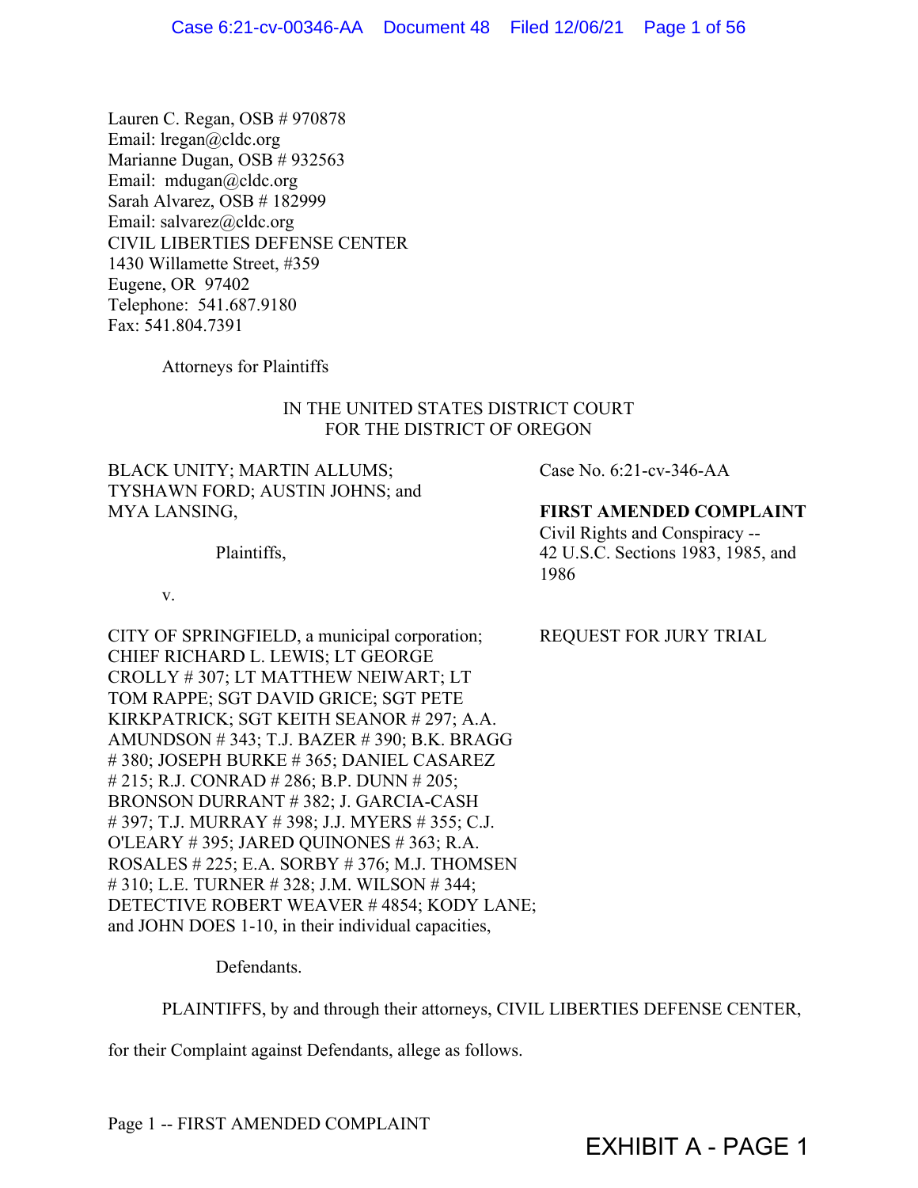Lauren C. Regan, OSB # 970878
Email: lregan@cldc.org
Marianne Dugan, OSB # 932563
Email: mdugan@cldc.org
Sarah Alvarez, OSB # 182999
Email: salvarez@cldc.org
CIVIL LIBERTIES DEFENSE CENTER
1430 Willamette Street, #359
Eugene, OR 97402
Telephone: 541.687.9180
Fax: 541.804.7391

Attorneys for Plaintiffs

IN THE UNITED STATES DISTRICT COURT
FOR THE DISTRICT OF OREGON

BLACK UNITY; MARTIN ALLUMS; TYSHAWN FORD; AUSTIN JOHNS; and MYA LANSING,

Plaintiffs,

v.

CITY OF SPRINGFIELD, a municipal corporation; CHIEF RICHARD L. LEWIS; LT GEORGE CROLLY # 307; LT MATTHEW NEIWART; LT TOM RAPPE; SGT DAVID GRICE; SGT PETE KIRKPATRICK; SGT KEITH SEANOR # 297; A.A. AMUNDSON # 343; T.J. BAZER # 390; B.K. BRAGG # 380; JOSEPH BURKE # 365; DANIEL CASAREZ # 215; R.J. CONRAD # 286; B.P. DUNN # 205; BRONSON DURRANT # 382; J. GARCIA-CASH # 397; T.J. MURRAY # 398; J.J. MYERS # 355; C.J. O'LEARY # 395; JARED QUINONES # 363; R.A. ROSALES # 225; E.A. SORBY # 376; M.J. THOMSEN # 310; L.E. TURNER # 328; J.M. WILSON # 344; DETECTIVE ROBERT WEAVER # 4854; KODY LANE; and JOHN DOES 1-10, in their individual capacities,

Defendants.

Case No. 6:21-cv-346-AA

**FIRST AMENDED COMPLAINT**
Civil Rights and Conspiracy -- 42 U.S.C. Sections 1983, 1985, and 1986

REQUEST FOR JURY TRIAL

PLAINTIFFS, by and through their attorneys, CIVIL LIBERTIES DEFENSE CENTER, for their Complaint against Defendants, allege as follows.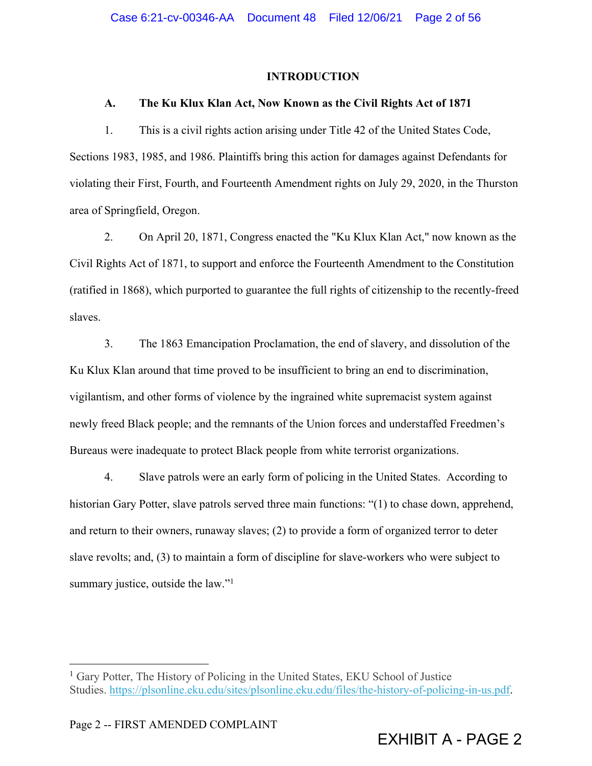# INTRODUCTION

## A. The Ku Klux Klan Act, Now Known as the Civil Rights Act of 1871

1. This is a civil rights action arising under Title 42 of the United States Code, Sections 1983, 1985, and 1986. Plaintiffs bring this action for damages against Defendants for violating their First, Fourth, and Fourteenth Amendment rights on July 29, 2020, in the Thurston area of Springfield, Oregon.

2. On April 20, 1871, Congress enacted the "Ku Klux Klan Act," now known as the Civil Rights Act of 1871, to support and enforce the Fourteenth Amendment to the Constitution (ratified in 1868), which purported to guarantee the full rights of citizenship to the recently-freed slaves.

3. The 1863 Emancipation Proclamation, the end of slavery, and dissolution of the Ku Klux Klan around that time proved to be insufficient to bring an end to discrimination, vigilantism, and other forms of violence by the ingrained white supremacist system against newly freed Black people; and the remnants of the Union forces and understaffed Freedmen's Bureaus were inadequate to protect Black people from white terrorist organizations.

4. Slave patrols were an early form of policing in the United States. According to historian Gary Potter, slave patrols served three main functions: "(1) to chase down, apprehend, and return to their owners, runaway slaves; (2) to provide a form of organized terror to deter slave revolts; and, (3) to maintain a form of discipline for slave-workers who were subject to summary justice, outside the law."[1]

---

[1] Gary Potter, The History of Policing in the United States, EKU School of Justice Studies. https://plsonline.eku.edu/sites/plsonline.eku.edu/files/the-history-of-policing-in-us.pdf.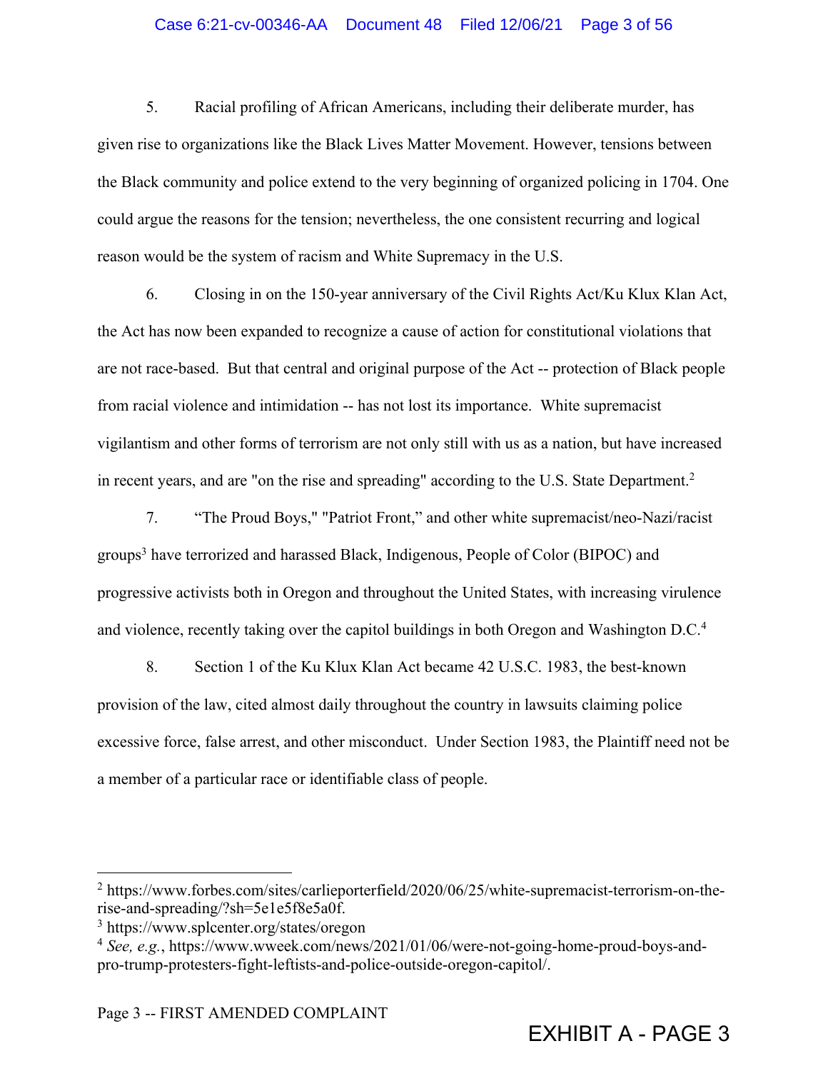5. Racial profiling of African Americans, including their deliberate murder, has given rise to organizations like the Black Lives Matter Movement. However, tensions between the Black community and police extend to the very beginning of organized policing in 1704. One could argue the reasons for the tension; nevertheless, the one consistent recurring and logical reason would be the system of racism and White Supremacy in the U.S.

6. Closing in on the 150-year anniversary of the Civil Rights Act/Ku Klux Klan Act, the Act has now been expanded to recognize a cause of action for constitutional violations that are not race-based. But that central and original purpose of the Act -- protection of Black people from racial violence and intimidation -- has not lost its importance. White supremacist vigilantism and other forms of terrorism are not only still with us as a nation, but have increased in recent years, and are "on the rise and spreading" according to the U.S. State Department.[2]

7. "The Proud Boys," "Patriot Front," and other white supremacist/neo-Nazi/racist groups[3] have terrorized and harassed Black, Indigenous, People of Color (BIPOC) and progressive activists both in Oregon and throughout the United States, with increasing virulence and violence, recently taking over the capitol buildings in both Oregon and Washington D.C.[4]

8. Section 1 of the Ku Klux Klan Act became 42 U.S.C. 1983, the best-known provision of the law, cited almost daily throughout the country in lawsuits claiming police excessive force, false arrest, and other misconduct. Under Section 1983, the Plaintiff need not be a member of a particular race or identifiable class of people.

---

[2] https://www.forbes.com/sites/carlieporterfield/2020/06/25/white-supremacist-terrorism-on-the-rise-and-spreading/?sh=5e1e5f8e5a0f.

[3] https://www.splcenter.org/states/oregon

[4] *See, e.g.*, https://www.wweek.com/news/2021/01/06/were-not-going-home-proud-boys-and-pro-trump-protesters-fight-leftists-and-police-outside-oregon-capitol/.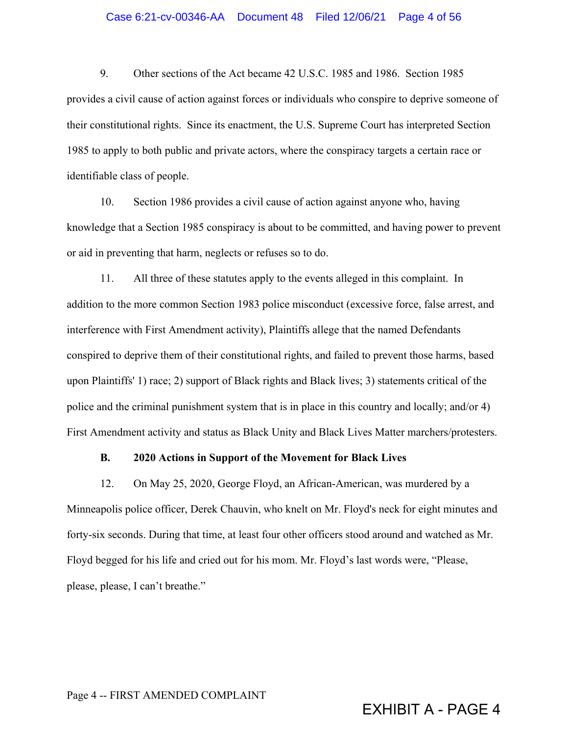9. Other sections of the Act became 42 U.S.C. 1985 and 1986. Section 1985 provides a civil cause of action against forces or individuals who conspire to deprive someone of their constitutional rights. Since its enactment, the U.S. Supreme Court has interpreted Section 1985 to apply to both public and private actors, where the conspiracy targets a certain race or identifiable class of people.

10. Section 1986 provides a civil cause of action against anyone who, having knowledge that a Section 1985 conspiracy is about to be committed, and having power to prevent or aid in preventing that harm, neglects or refuses so to do.

11. All three of these statutes apply to the events alleged in this complaint. In addition to the more common Section 1983 police misconduct (excessive force, false arrest, and interference with First Amendment activity), Plaintiffs allege that the named Defendants conspired to deprive them of their constitutional rights, and failed to prevent those harms, based upon Plaintiffs' 1) race; 2) support of Black rights and Black lives; 3) statements critical of the police and the criminal punishment system that is in place in this country and locally; and/or 4) First Amendment activity and status as Black Unity and Black Lives Matter marchers/protesters.

**B. 2020 Actions in Support of the Movement for Black Lives**

12. On May 25, 2020, George Floyd, an African-American, was murdered by a Minneapolis police officer, Derek Chauvin, who knelt on Mr. Floyd's neck for eight minutes and forty-six seconds. During that time, at least four other officers stood around and watched as Mr. Floyd begged for his life and cried out for his mom. Mr. Floyd's last words were, "Please, please, please, I can't breathe."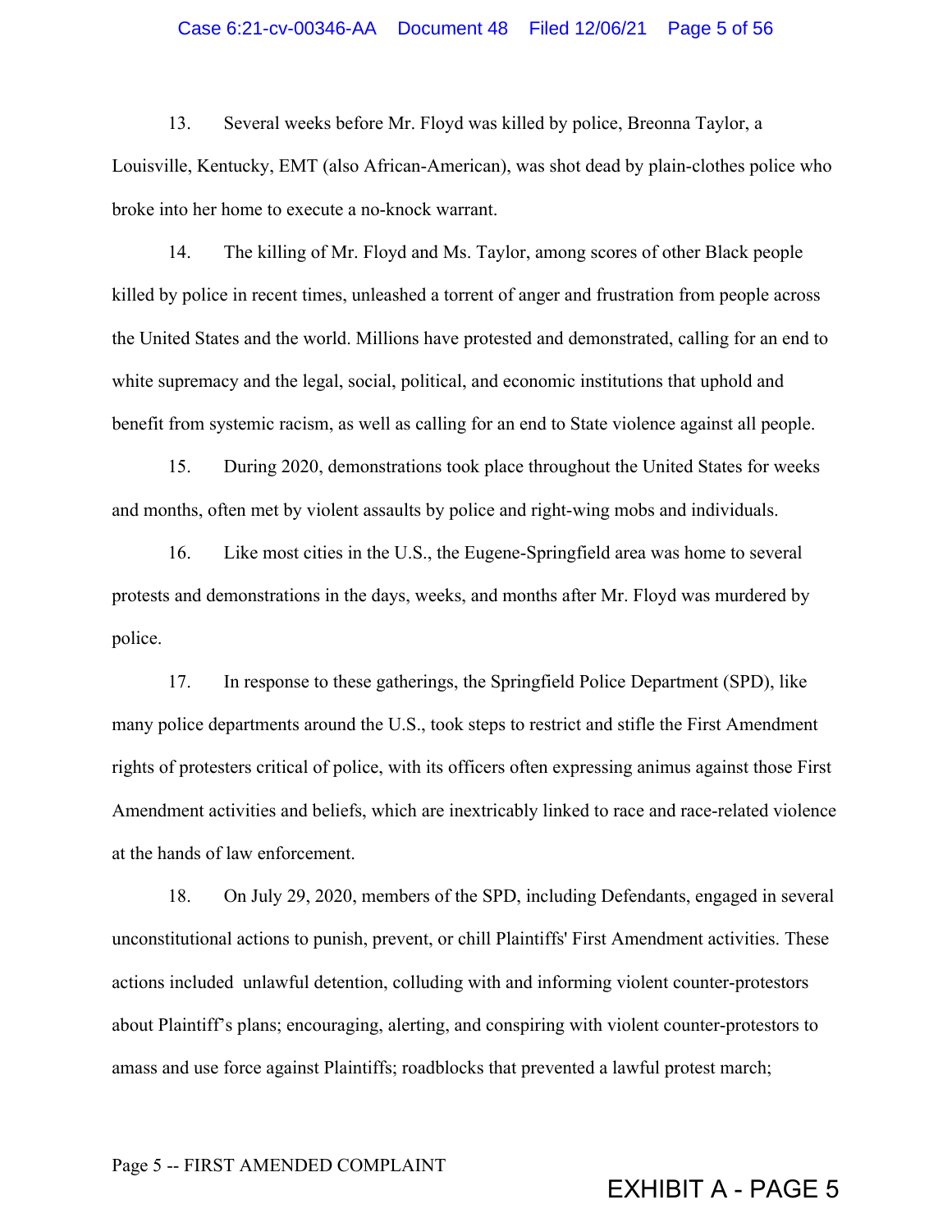13. Several weeks before Mr. Floyd was killed by police, Breonna Taylor, a Louisville, Kentucky, EMT (also African-American), was shot dead by plain-clothes police who broke into her home to execute a no-knock warrant.

14. The killing of Mr. Floyd and Ms. Taylor, among scores of other Black people killed by police in recent times, unleashed a torrent of anger and frustration from people across the United States and the world. Millions have protested and demonstrated, calling for an end to white supremacy and the legal, social, political, and economic institutions that uphold and benefit from systemic racism, as well as calling for an end to State violence against all people.

15. During 2020, demonstrations took place throughout the United States for weeks and months, often met by violent assaults by police and right-wing mobs and individuals.

16. Like most cities in the U.S., the Eugene-Springfield area was home to several protests and demonstrations in the days, weeks, and months after Mr. Floyd was murdered by police.

17. In response to these gatherings, the Springfield Police Department (SPD), like many police departments around the U.S., took steps to restrict and stifle the First Amendment rights of protesters critical of police, with its officers often expressing animus against those First Amendment activities and beliefs, which are inextricably linked to race and race-related violence at the hands of law enforcement.

18. On July 29, 2020, members of the SPD, including Defendants, engaged in several unconstitutional actions to punish, prevent, or chill Plaintiffs' First Amendment activities. These actions included unlawful detention, colluding with and informing violent counter-protestors about Plaintiff's plans; encouraging, alerting, and conspiring with violent counter-protestors to amass and use force against Plaintiffs; roadblocks that prevented a lawful protest march;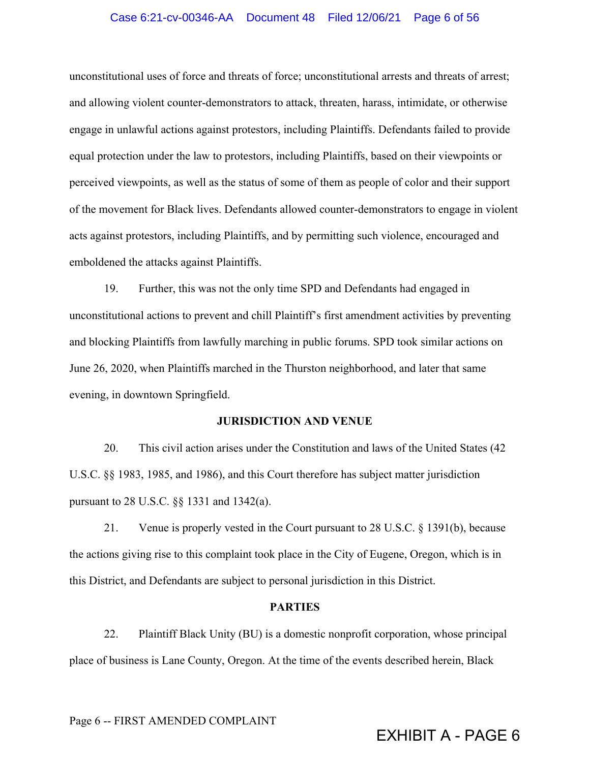unconstitutional uses of force and threats of force; unconstitutional arrests and threats of arrest; and allowing violent counter-demonstrators to attack, threaten, harass, intimidate, or otherwise engage in unlawful actions against protestors, including Plaintiffs. Defendants failed to provide equal protection under the law to protestors, including Plaintiffs, based on their viewpoints or perceived viewpoints, as well as the status of some of them as people of color and their support of the movement for Black lives. Defendants allowed counter-demonstrators to engage in violent acts against protestors, including Plaintiffs, and by permitting such violence, encouraged and emboldened the attacks against Plaintiffs.

19. Further, this was not the only time SPD and Defendants had engaged in unconstitutional actions to prevent and chill Plaintiff's first amendment activities by preventing and blocking Plaintiffs from lawfully marching in public forums. SPD took similar actions on June 26, 2020, when Plaintiffs marched in the Thurston neighborhood, and later that same evening, in downtown Springfield.

## JURISDICTION AND VENUE

20. This civil action arises under the Constitution and laws of the United States (42 U.S.C. §§ 1983, 1985, and 1986), and this Court therefore has subject matter jurisdiction pursuant to 28 U.S.C. §§ 1331 and 1342(a).

21. Venue is properly vested in the Court pursuant to 28 U.S.C. § 1391(b), because the actions giving rise to this complaint took place in the City of Eugene, Oregon, which is in this District, and Defendants are subject to personal jurisdiction in this District.

## PARTIES

22. Plaintiff Black Unity (BU) is a domestic nonprofit corporation, whose principal place of business is Lane County, Oregon. At the time of the events described herein, Black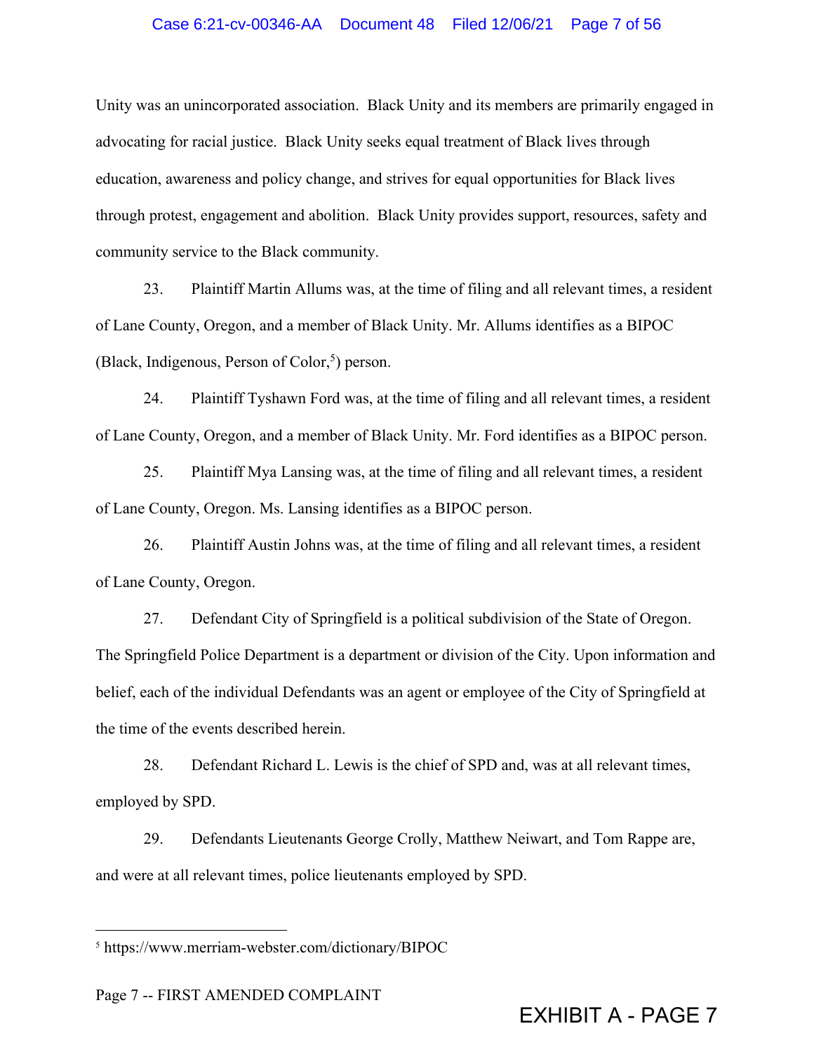Unity was an unincorporated association. Black Unity and its members are primarily engaged in advocating for racial justice. Black Unity seeks equal treatment of Black lives through education, awareness and policy change, and strives for equal opportunities for Black lives through protest, engagement and abolition. Black Unity provides support, resources, safety and community service to the Black community.

23. Plaintiff Martin Allums was, at the time of filing and all relevant times, a resident of Lane County, Oregon, and a member of Black Unity. Mr. Allums identifies as a BIPOC (Black, Indigenous, Person of Color,[5]) person.

24. Plaintiff Tyshawn Ford was, at the time of filing and all relevant times, a resident of Lane County, Oregon, and a member of Black Unity. Mr. Ford identifies as a BIPOC person.

25. Plaintiff Mya Lansing was, at the time of filing and all relevant times, a resident of Lane County, Oregon. Ms. Lansing identifies as a BIPOC person.

26. Plaintiff Austin Johns was, at the time of filing and all relevant times, a resident of Lane County, Oregon.

27. Defendant City of Springfield is a political subdivision of the State of Oregon. The Springfield Police Department is a department or division of the City. Upon information and belief, each of the individual Defendants was an agent or employee of the City of Springfield at the time of the events described herein.

28. Defendant Richard L. Lewis is the chief of SPD and, was at all relevant times, employed by SPD.

29. Defendants Lieutenants George Crolly, Matthew Neiwart, and Tom Rappe are, and were at all relevant times, police lieutenants employed by SPD.

---

[5] https://www.merriam-webster.com/dictionary/BIPOC

Page 7 -- FIRST AMENDED COMPLAINT

EXHIBIT A - PAGE 7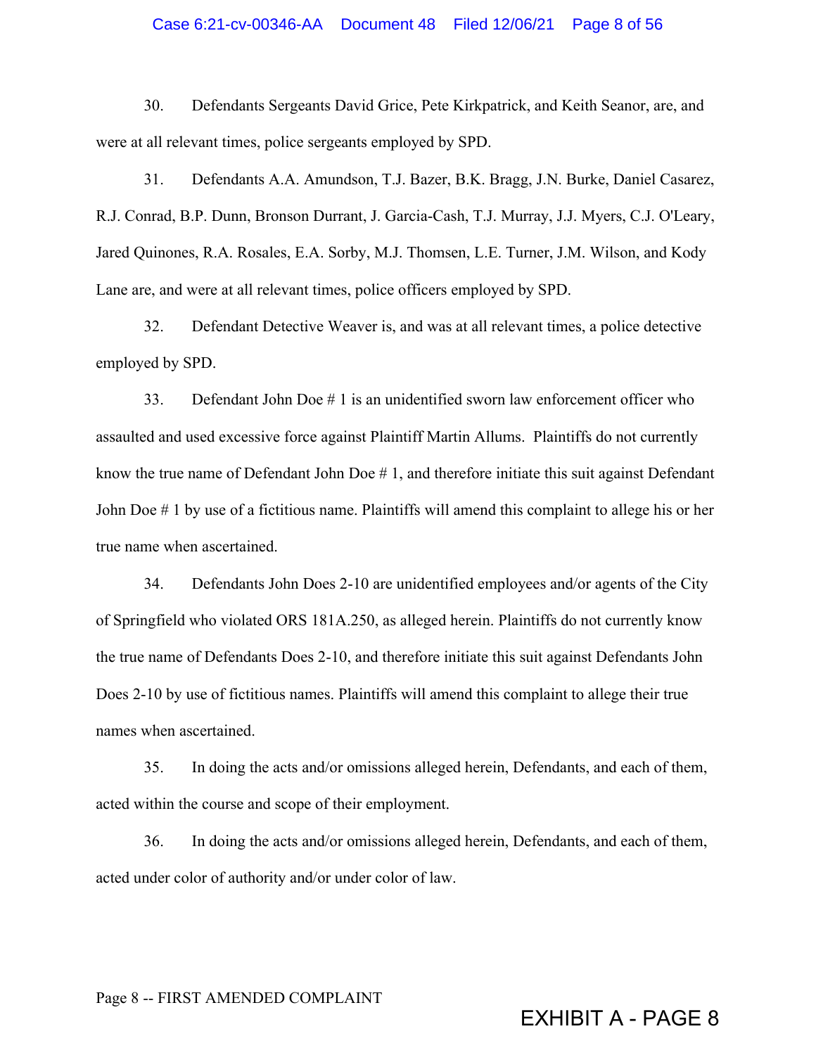30. Defendants Sergeants David Grice, Pete Kirkpatrick, and Keith Seanor, are, and were at all relevant times, police sergeants employed by SPD.

31. Defendants A.A. Amundson, T.J. Bazer, B.K. Bragg, J.N. Burke, Daniel Casarez, R.J. Conrad, B.P. Dunn, Bronson Durrant, J. Garcia-Cash, T.J. Murray, J.J. Myers, C.J. O'Leary, Jared Quinones, R.A. Rosales, E.A. Sorby, M.J. Thomsen, L.E. Turner, J.M. Wilson, and Kody Lane are, and were at all relevant times, police officers employed by SPD.

32. Defendant Detective Weaver is, and was at all relevant times, a police detective employed by SPD.

33. Defendant John Doe # 1 is an unidentified sworn law enforcement officer who assaulted and used excessive force against Plaintiff Martin Allums. Plaintiffs do not currently know the true name of Defendant John Doe # 1, and therefore initiate this suit against Defendant John Doe # 1 by use of a fictitious name. Plaintiffs will amend this complaint to allege his or her true name when ascertained.

34. Defendants John Does 2-10 are unidentified employees and/or agents of the City of Springfield who violated ORS 181A.250, as alleged herein. Plaintiffs do not currently know the true name of Defendants Does 2-10, and therefore initiate this suit against Defendants John Does 2-10 by use of fictitious names. Plaintiffs will amend this complaint to allege their true names when ascertained.

35. In doing the acts and/or omissions alleged herein, Defendants, and each of them, acted within the course and scope of their employment.

36. In doing the acts and/or omissions alleged herein, Defendants, and each of them, acted under color of authority and/or under color of law.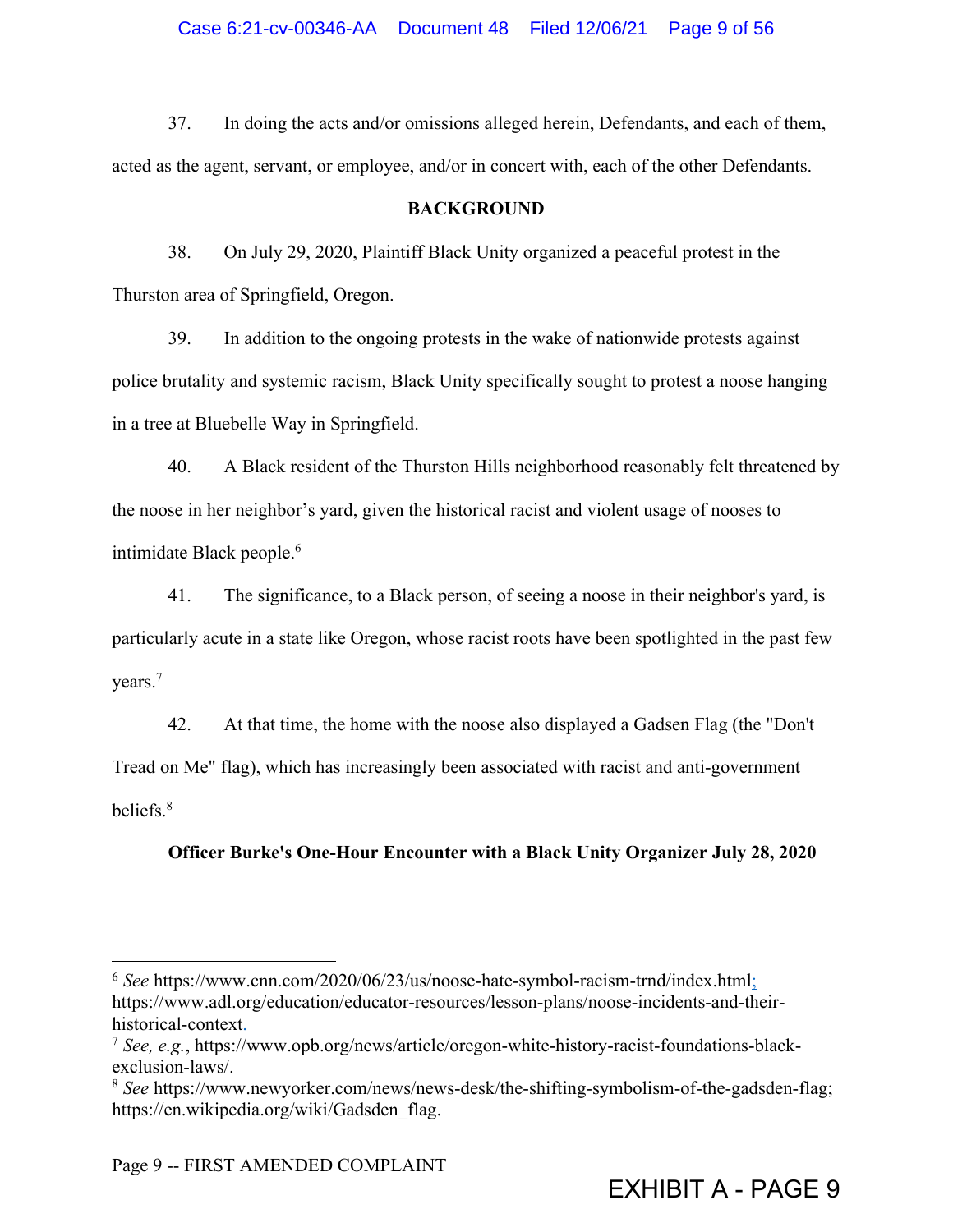37. In doing the acts and/or omissions alleged herein, Defendants, and each of them, acted as the agent, servant, or employee, and/or in concert with, each of the other Defendants.

## BACKGROUND

38. On July 29, 2020, Plaintiff Black Unity organized a peaceful protest in the Thurston area of Springfield, Oregon.

39. In addition to the ongoing protests in the wake of nationwide protests against police brutality and systemic racism, Black Unity specifically sought to protest a noose hanging in a tree at Bluebelle Way in Springfield.

40. A Black resident of the Thurston Hills neighborhood reasonably felt threatened by the noose in her neighbor's yard, given the historical racist and violent usage of nooses to intimidate Black people.[6]

41. The significance, to a Black person, of seeing a noose in their neighbor's yard, is particularly acute in a state like Oregon, whose racist roots have been spotlighted in the past few years.[7]

42. At that time, the home with the noose also displayed a Gadsen Flag (the "Don't Tread on Me" flag), which has increasingly been associated with racist and anti-government beliefs.[8]

### Officer Burke's One-Hour Encounter with a Black Unity Organizer July 28, 2020

---

[6] *See* https://www.cnn.com/2020/06/23/us/noose-hate-symbol-racism-trnd/index.html; https://www.adl.org/education/educator-resources/lesson-plans/noose-incidents-and-their-historical-context.

[7] *See, e.g.*, https://www.opb.org/news/article/oregon-white-history-racist-foundations-black-exclusion-laws/.

[8] *See* https://www.newyorker.com/news/news-desk/the-shifting-symbolism-of-the-gadsden-flag; https://en.wikipedia.org/wiki/Gadsden_flag.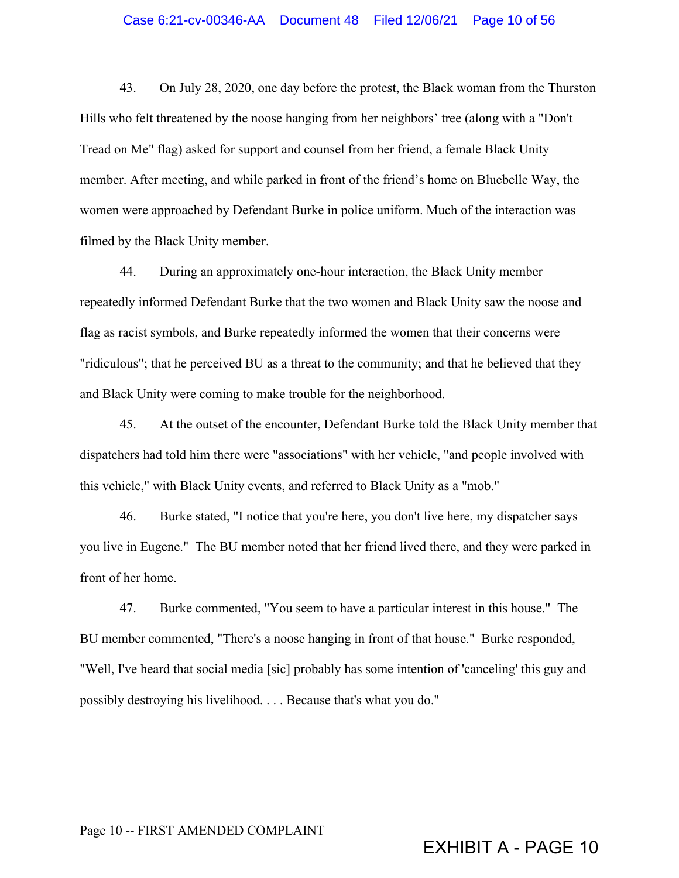43. On July 28, 2020, one day before the protest, the Black woman from the Thurston Hills who felt threatened by the noose hanging from her neighbors' tree (along with a "Don't Tread on Me" flag) asked for support and counsel from her friend, a female Black Unity member. After meeting, and while parked in front of the friend's home on Bluebelle Way, the women were approached by Defendant Burke in police uniform. Much of the interaction was filmed by the Black Unity member.

44. During an approximately one-hour interaction, the Black Unity member repeatedly informed Defendant Burke that the two women and Black Unity saw the noose and flag as racist symbols, and Burke repeatedly informed the women that their concerns were "ridiculous"; that he perceived BU as a threat to the community; and that he believed that they and Black Unity were coming to make trouble for the neighborhood.

45. At the outset of the encounter, Defendant Burke told the Black Unity member that dispatchers had told him there were "associations" with her vehicle, "and people involved with this vehicle," with Black Unity events, and referred to Black Unity as a "mob."

46. Burke stated, "I notice that you're here, you don't live here, my dispatcher says you live in Eugene." The BU member noted that her friend lived there, and they were parked in front of her home.

47. Burke commented, "You seem to have a particular interest in this house." The BU member commented, "There's a noose hanging in front of that house." Burke responded, "Well, I've heard that social media [sic] probably has some intention of 'canceling' this guy and possibly destroying his livelihood. . . . Because that's what you do."

Page 10 -- FIRST AMENDED COMPLAINT

EXHIBIT A - PAGE 10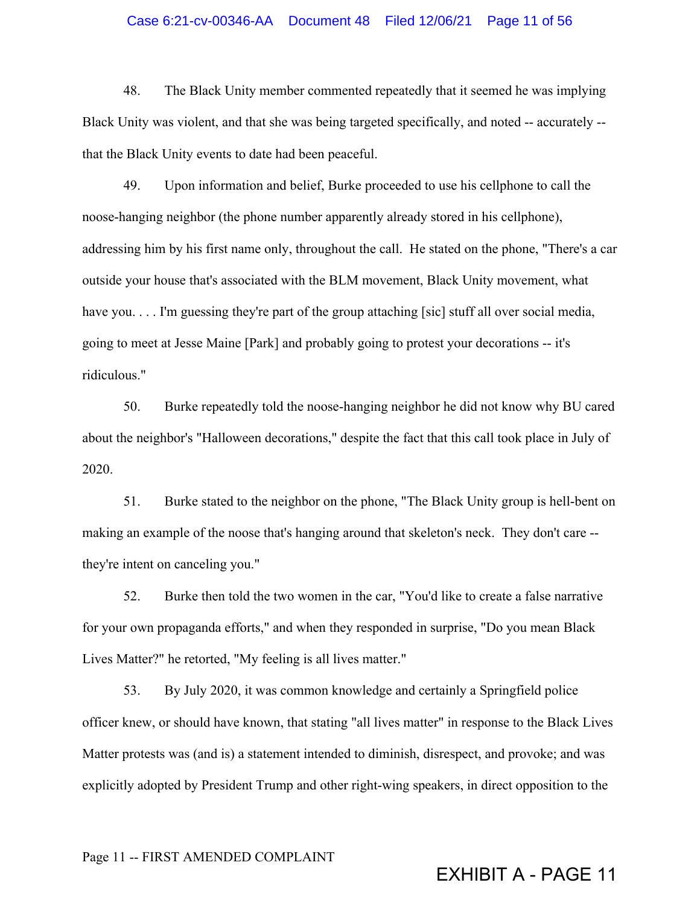48. The Black Unity member commented repeatedly that it seemed he was implying Black Unity was violent, and that she was being targeted specifically, and noted -- accurately -- that the Black Unity events to date had been peaceful.

49. Upon information and belief, Burke proceeded to use his cellphone to call the noose-hanging neighbor (the phone number apparently already stored in his cellphone), addressing him by his first name only, throughout the call. He stated on the phone, "There's a car outside your house that's associated with the BLM movement, Black Unity movement, what have you. . . . I'm guessing they're part of the group attaching [sic] stuff all over social media, going to meet at Jesse Maine [Park] and probably going to protest your decorations -- it's ridiculous."

50. Burke repeatedly told the noose-hanging neighbor he did not know why BU cared about the neighbor's "Halloween decorations," despite the fact that this call took place in July of 2020.

51. Burke stated to the neighbor on the phone, "The Black Unity group is hell-bent on making an example of the noose that's hanging around that skeleton's neck. They don't care -- they're intent on canceling you."

52. Burke then told the two women in the car, "You'd like to create a false narrative for your own propaganda efforts," and when they responded in surprise, "Do you mean Black Lives Matter?" he retorted, "My feeling is all lives matter."

53. By July 2020, it was common knowledge and certainly a Springfield police officer knew, or should have known, that stating "all lives matter" in response to the Black Lives Matter protests was (and is) a statement intended to diminish, disrespect, and provoke; and was explicitly adopted by President Trump and other right-wing speakers, in direct opposition to the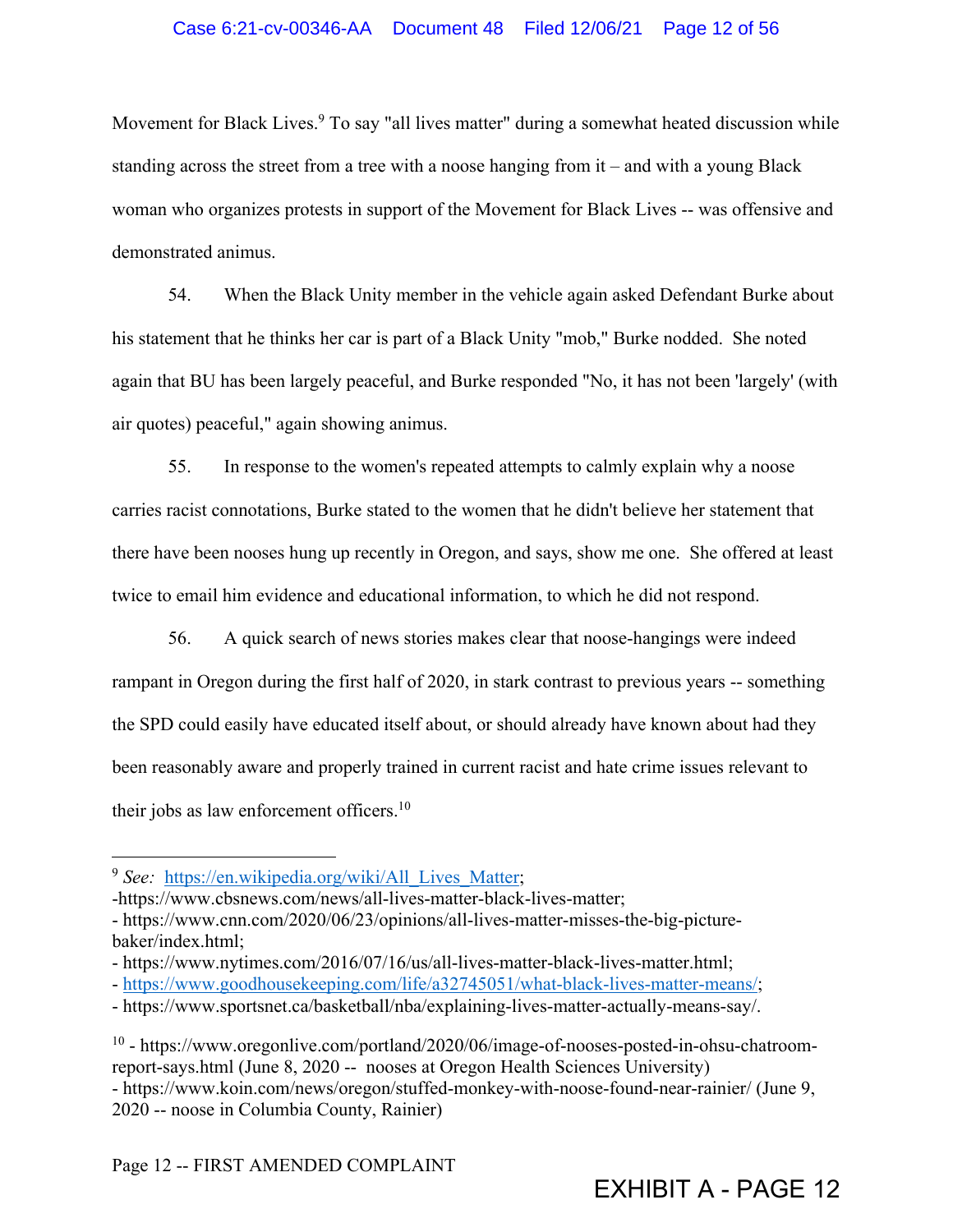Movement for Black Lives.[9] To say "all lives matter" during a somewhat heated discussion while standing across the street from a tree with a noose hanging from it – and with a young Black woman who organizes protests in support of the Movement for Black Lives -- was offensive and demonstrated animus.

54. When the Black Unity member in the vehicle again asked Defendant Burke about his statement that he thinks her car is part of a Black Unity "mob," Burke nodded. She noted again that BU has been largely peaceful, and Burke responded "No, it has not been 'largely' (with air quotes) peaceful," again showing animus.

55. In response to the women's repeated attempts to calmly explain why a noose carries racist connotations, Burke stated to the women that he didn't believe her statement that there have been nooses hung up recently in Oregon, and says, show me one. She offered at least twice to email him evidence and educational information, to which he did not respond.

56. A quick search of news stories makes clear that noose-hangings were indeed rampant in Oregon during the first half of 2020, in stark contrast to previous years -- something the SPD could easily have educated itself about, or should already have known about had they been reasonably aware and properly trained in current racist and hate crime issues relevant to their jobs as law enforcement officers.[10]

---

[9] *See:* https://en.wikipedia.org/wiki/All_Lives_Matter;
-https://www.cbsnews.com/news/all-lives-matter-black-lives-matter;
- https://www.cnn.com/2020/06/23/opinions/all-lives-matter-misses-the-big-picture-baker/index.html;
- https://www.nytimes.com/2016/07/16/us/all-lives-matter-black-lives-matter.html;
- https://www.goodhousekeeping.com/life/a32745051/what-black-lives-matter-means/;
- https://www.sportsnet.ca/basketball/nba/explaining-lives-matter-actually-means-say/.

[10] - https://www.oregonlive.com/portland/2020/06/image-of-nooses-posted-in-ohsu-chatroom-report-says.html (June 8, 2020 -- nooses at Oregon Health Sciences University)
- https://www.koin.com/news/oregon/stuffed-monkey-with-noose-found-near-rainier/ (June 9, 2020 -- noose in Columbia County, Rainier)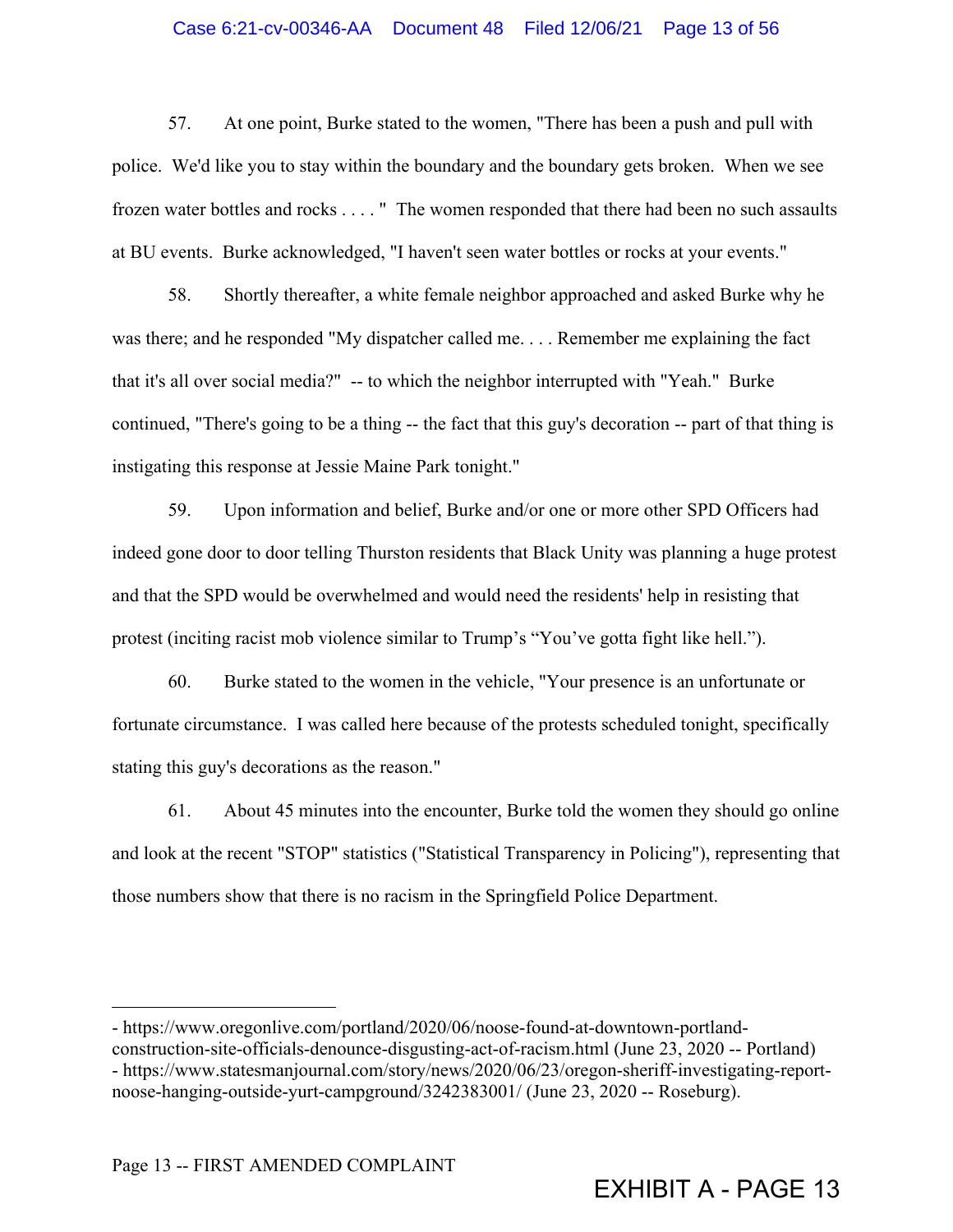57. At one point, Burke stated to the women, "There has been a push and pull with police. We'd like you to stay within the boundary and the boundary gets broken. When we see frozen water bottles and rocks . . . . " The women responded that there had been no such assaults at BU events. Burke acknowledged, "I haven't seen water bottles or rocks at your events."

58. Shortly thereafter, a white female neighbor approached and asked Burke why he was there; and he responded "My dispatcher called me. . . . Remember me explaining the fact that it's all over social media?" -- to which the neighbor interrupted with "Yeah." Burke continued, "There's going to be a thing -- the fact that this guy's decoration -- part of that thing is instigating this response at Jessie Maine Park tonight."

59. Upon information and belief, Burke and/or one or more other SPD Officers had indeed gone door to door telling Thurston residents that Black Unity was planning a huge protest and that the SPD would be overwhelmed and would need the residents' help in resisting that protest (inciting racist mob violence similar to Trump's "You've gotta fight like hell.").

60. Burke stated to the women in the vehicle, "Your presence is an unfortunate or fortunate circumstance. I was called here because of the protests scheduled tonight, specifically stating this guy's decorations as the reason."

61. About 45 minutes into the encounter, Burke told the women they should go online and look at the recent "STOP" statistics ("Statistical Transparency in Policing"), representing that those numbers show that there is no racism in the Springfield Police Department.

---

- https://www.oregonlive.com/portland/2020/06/noose-found-at-downtown-portland-construction-site-officials-denounce-disgusting-act-of-racism.html (June 23, 2020 -- Portland)
- https://www.statesmanjournal.com/story/news/2020/06/23/oregon-sheriff-investigating-report-noose-hanging-outside-yurt-campground/3242383001/ (June 23, 2020 -- Roseburg).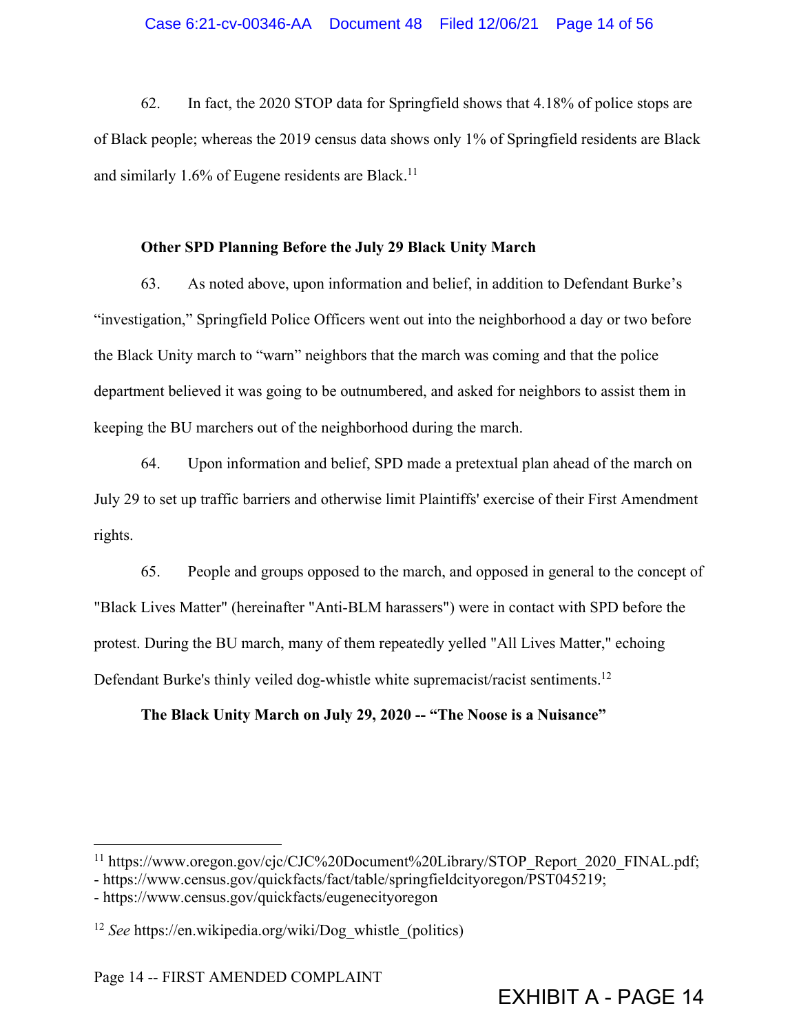62. In fact, the 2020 STOP data for Springfield shows that 4.18% of police stops are of Black people; whereas the 2019 census data shows only 1% of Springfield residents are Black and similarly 1.6% of Eugene residents are Black.[11]

**Other SPD Planning Before the July 29 Black Unity March**

63. As noted above, upon information and belief, in addition to Defendant Burke's "investigation," Springfield Police Officers went out into the neighborhood a day or two before the Black Unity march to "warn" neighbors that the march was coming and that the police department believed it was going to be outnumbered, and asked for neighbors to assist them in keeping the BU marchers out of the neighborhood during the march.

64. Upon information and belief, SPD made a pretextual plan ahead of the march on July 29 to set up traffic barriers and otherwise limit Plaintiffs' exercise of their First Amendment rights.

65. People and groups opposed to the march, and opposed in general to the concept of "Black Lives Matter" (hereinafter "Anti-BLM harassers") were in contact with SPD before the protest. During the BU march, many of them repeatedly yelled "All Lives Matter," echoing Defendant Burke's thinly veiled dog-whistle white supremacist/racist sentiments.[12]

**The Black Unity March on July 29, 2020 -- "The Noose is a Nuisance"**

---

[11] https://www.oregon.gov/cjc/CJC%20Document%20Library/STOP_Report_2020_FINAL.pdf;
- https://www.census.gov/quickfacts/fact/table/springfieldcityoregon/PST045219;
- https://www.census.gov/quickfacts/eugenecityoregon

[12] *See* https://en.wikipedia.org/wiki/Dog_whistle_(politics)

Page 14 -- FIRST AMENDED COMPLAINT

EXHIBIT A - PAGE 14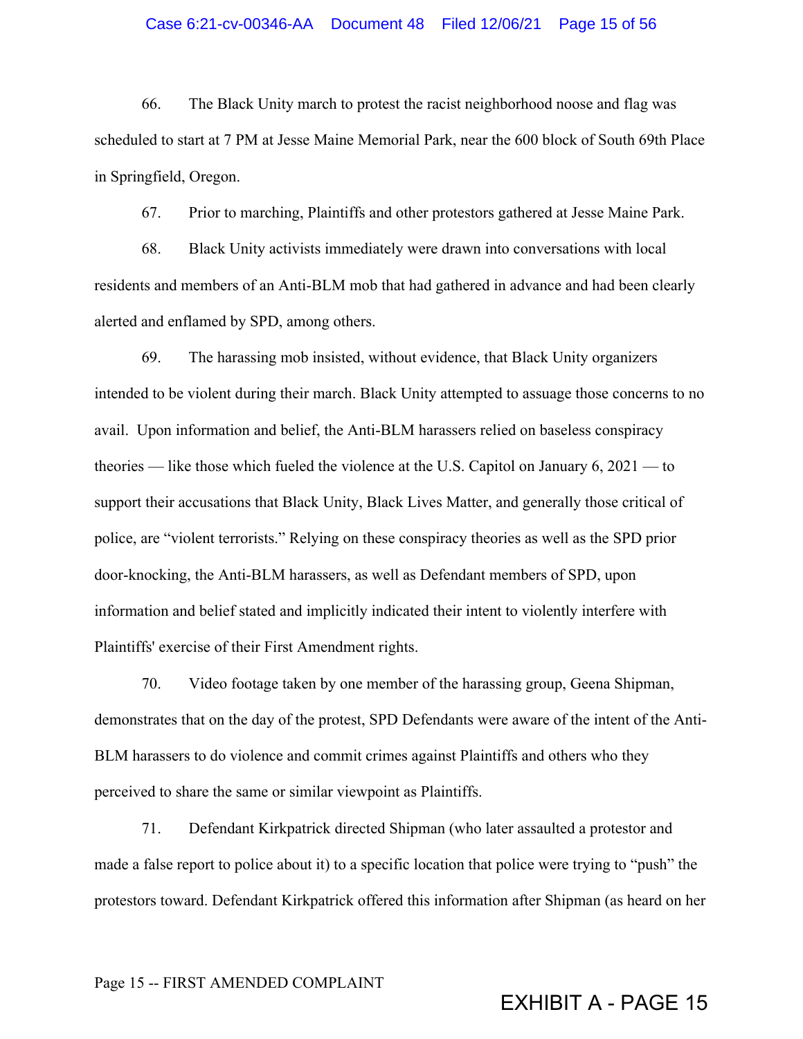66. The Black Unity march to protest the racist neighborhood noose and flag was scheduled to start at 7 PM at Jesse Maine Memorial Park, near the 600 block of South 69th Place in Springfield, Oregon.

67. Prior to marching, Plaintiffs and other protestors gathered at Jesse Maine Park.

68. Black Unity activists immediately were drawn into conversations with local residents and members of an Anti-BLM mob that had gathered in advance and had been clearly alerted and enflamed by SPD, among others.

69. The harassing mob insisted, without evidence, that Black Unity organizers intended to be violent during their march. Black Unity attempted to assuage those concerns to no avail. Upon information and belief, the Anti-BLM harassers relied on baseless conspiracy theories — like those which fueled the violence at the U.S. Capitol on January 6, 2021 — to support their accusations that Black Unity, Black Lives Matter, and generally those critical of police, are "violent terrorists." Relying on these conspiracy theories as well as the SPD prior door-knocking, the Anti-BLM harassers, as well as Defendant members of SPD, upon information and belief stated and implicitly indicated their intent to violently interfere with Plaintiffs' exercise of their First Amendment rights.

70. Video footage taken by one member of the harassing group, Geena Shipman, demonstrates that on the day of the protest, SPD Defendants were aware of the intent of the Anti-BLM harassers to do violence and commit crimes against Plaintiffs and others who they perceived to share the same or similar viewpoint as Plaintiffs.

71. Defendant Kirkpatrick directed Shipman (who later assaulted a protestor and made a false report to police about it) to a specific location that police were trying to "push" the protestors toward. Defendant Kirkpatrick offered this information after Shipman (as heard on her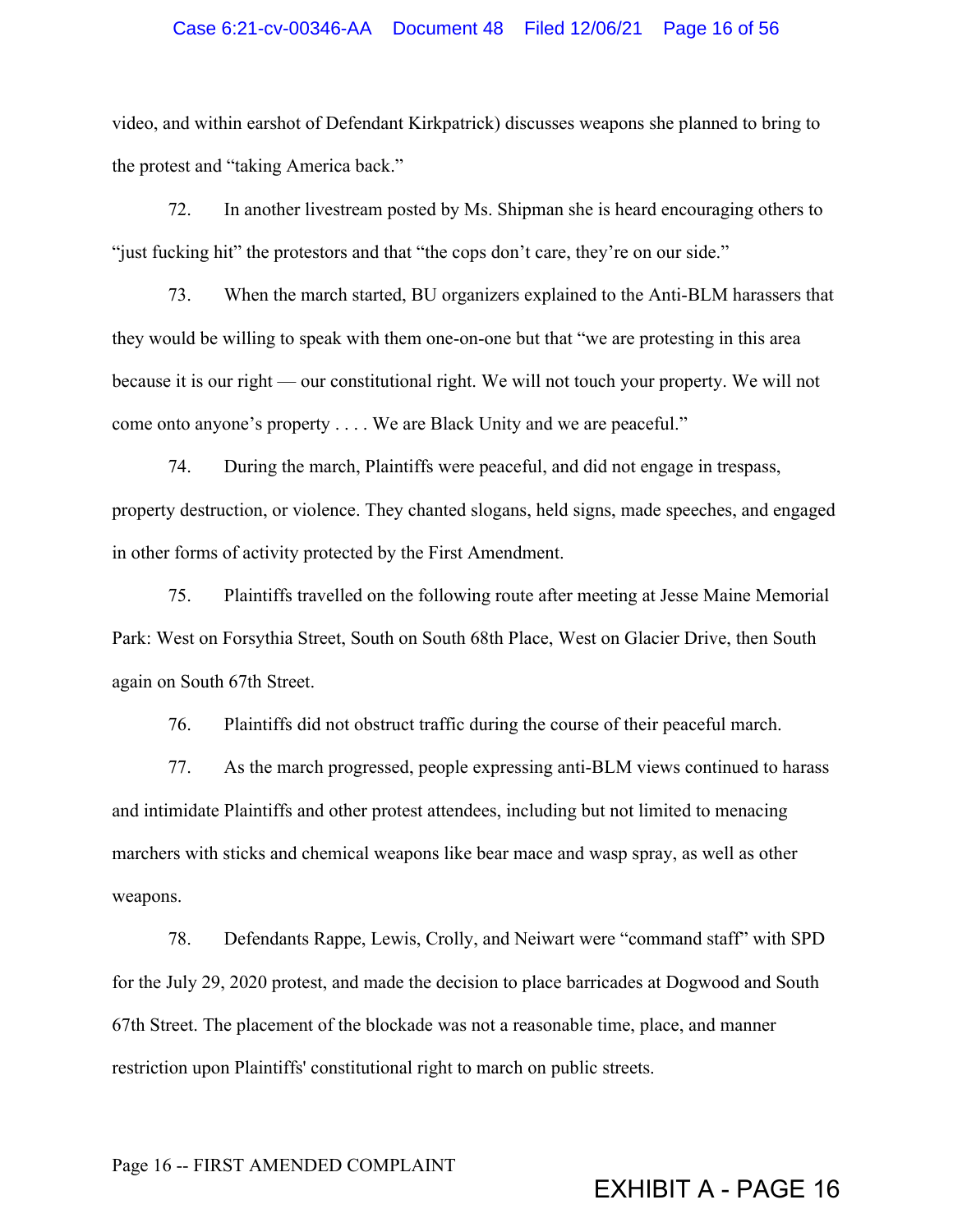video, and within earshot of Defendant Kirkpatrick) discusses weapons she planned to bring to the protest and "taking America back."

72. In another livestream posted by Ms. Shipman she is heard encouraging others to "just fucking hit" the protestors and that "the cops don't care, they're on our side."

73. When the march started, BU organizers explained to the Anti-BLM harassers that they would be willing to speak with them one-on-one but that "we are protesting in this area because it is our right — our constitutional right. We will not touch your property. We will not come onto anyone's property . . . . We are Black Unity and we are peaceful."

74. During the march, Plaintiffs were peaceful, and did not engage in trespass, property destruction, or violence. They chanted slogans, held signs, made speeches, and engaged in other forms of activity protected by the First Amendment.

75. Plaintiffs travelled on the following route after meeting at Jesse Maine Memorial Park: West on Forsythia Street, South on South 68th Place, West on Glacier Drive, then South again on South 67th Street.

76. Plaintiffs did not obstruct traffic during the course of their peaceful march.

77. As the march progressed, people expressing anti-BLM views continued to harass and intimidate Plaintiffs and other protest attendees, including but not limited to menacing marchers with sticks and chemical weapons like bear mace and wasp spray, as well as other weapons.

78. Defendants Rappe, Lewis, Crolly, and Neiwart were "command staff" with SPD for the July 29, 2020 protest, and made the decision to place barricades at Dogwood and South 67th Street. The placement of the blockade was not a reasonable time, place, and manner restriction upon Plaintiffs' constitutional right to march on public streets.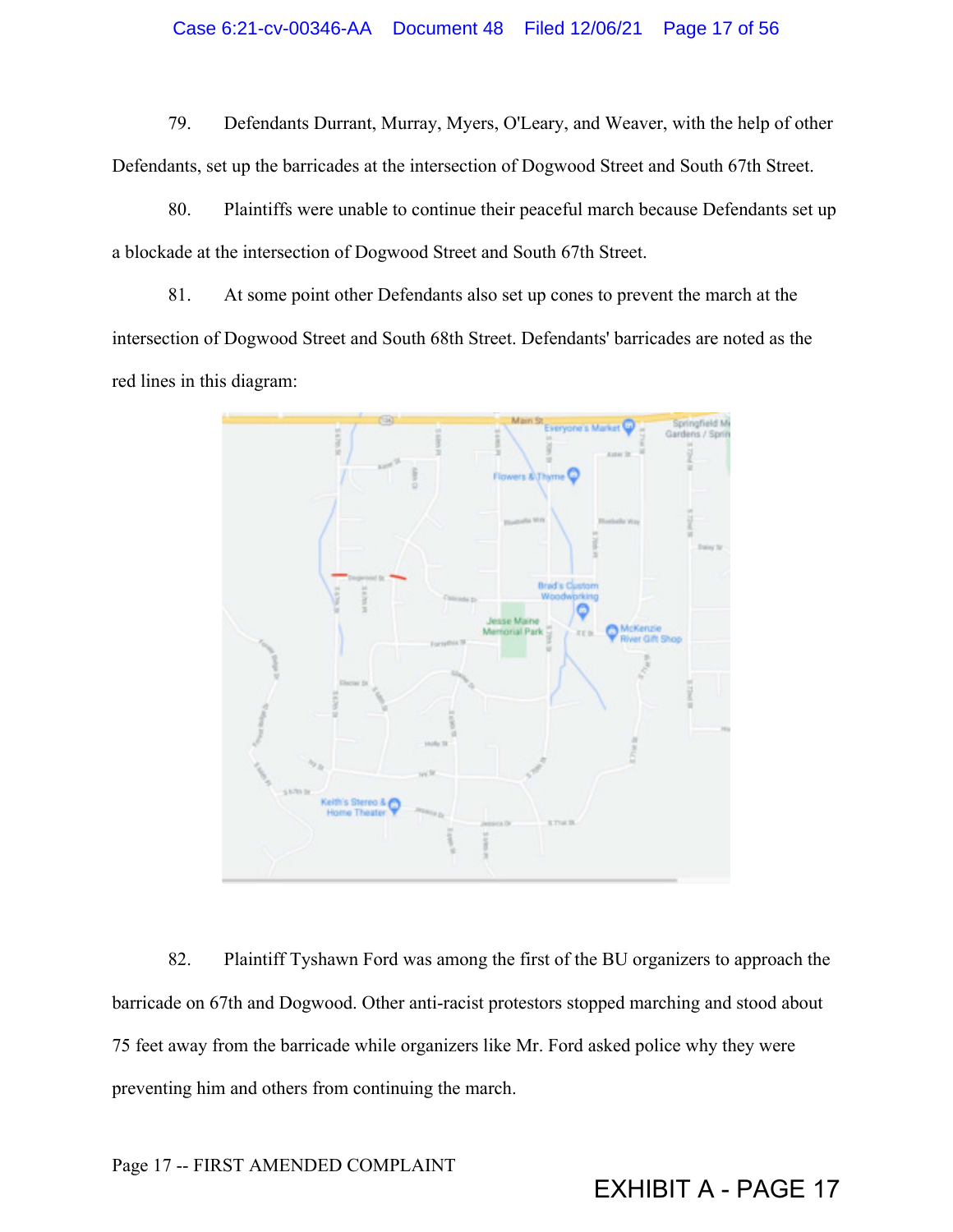79. Defendants Durrant, Murray, Myers, O'Leary, and Weaver, with the help of other Defendants, set up the barricades at the intersection of Dogwood Street and South 67th Street.

80. Plaintiffs were unable to continue their peaceful march because Defendants set up a blockade at the intersection of Dogwood Street and South 67th Street.

81. At some point other Defendants also set up cones to prevent the march at the intersection of Dogwood Street and South 68th Street. Defendants' barricades are noted as the red lines in this diagram:

82. Plaintiff Tyshawn Ford was among the first of the BU organizers to approach the barricade on 67th and Dogwood. Other anti-racist protestors stopped marching and stood about 75 feet away from the barricade while organizers like Mr. Ford asked police why they were preventing him and others from continuing the march.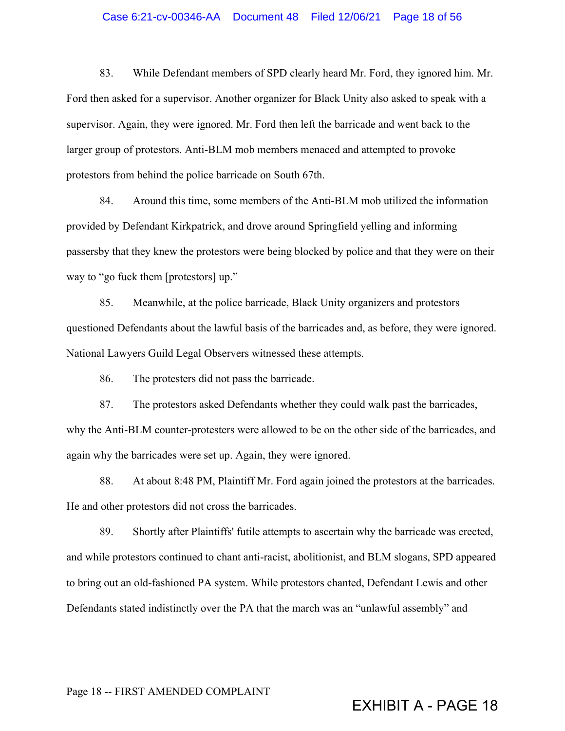83. While Defendant members of SPD clearly heard Mr. Ford, they ignored him. Mr. Ford then asked for a supervisor. Another organizer for Black Unity also asked to speak with a supervisor. Again, they were ignored. Mr. Ford then left the barricade and went back to the larger group of protestors. Anti-BLM mob members menaced and attempted to provoke protestors from behind the police barricade on South 67th.

84. Around this time, some members of the Anti-BLM mob utilized the information provided by Defendant Kirkpatrick, and drove around Springfield yelling and informing passersby that they knew the protestors were being blocked by police and that they were on their way to "go fuck them [protestors] up."

85. Meanwhile, at the police barricade, Black Unity organizers and protestors questioned Defendants about the lawful basis of the barricades and, as before, they were ignored. National Lawyers Guild Legal Observers witnessed these attempts.

86. The protesters did not pass the barricade.

87. The protestors asked Defendants whether they could walk past the barricades, why the Anti-BLM counter-protesters were allowed to be on the other side of the barricades, and again why the barricades were set up. Again, they were ignored.

88. At about 8:48 PM, Plaintiff Mr. Ford again joined the protestors at the barricades. He and other protestors did not cross the barricades.

89. Shortly after Plaintiffs' futile attempts to ascertain why the barricade was erected, and while protestors continued to chant anti-racist, abolitionist, and BLM slogans, SPD appeared to bring out an old-fashioned PA system. While protestors chanted, Defendant Lewis and other Defendants stated indistinctly over the PA that the march was an "unlawful assembly" and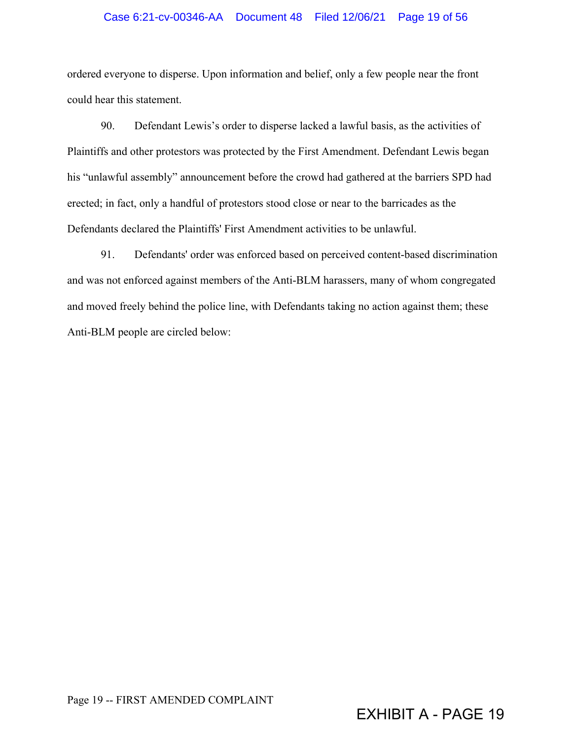ordered everyone to disperse. Upon information and belief, only a few people near the front could hear this statement.

90. Defendant Lewis's order to disperse lacked a lawful basis, as the activities of Plaintiffs and other protestors was protected by the First Amendment. Defendant Lewis began his "unlawful assembly" announcement before the crowd had gathered at the barriers SPD had erected; in fact, only a handful of protestors stood close or near to the barricades as the Defendants declared the Plaintiffs' First Amendment activities to be unlawful.

91. Defendants' order was enforced based on perceived content-based discrimination and was not enforced against members of the Anti-BLM harassers, many of whom congregated and moved freely behind the police line, with Defendants taking no action against them; these Anti-BLM people are circled below: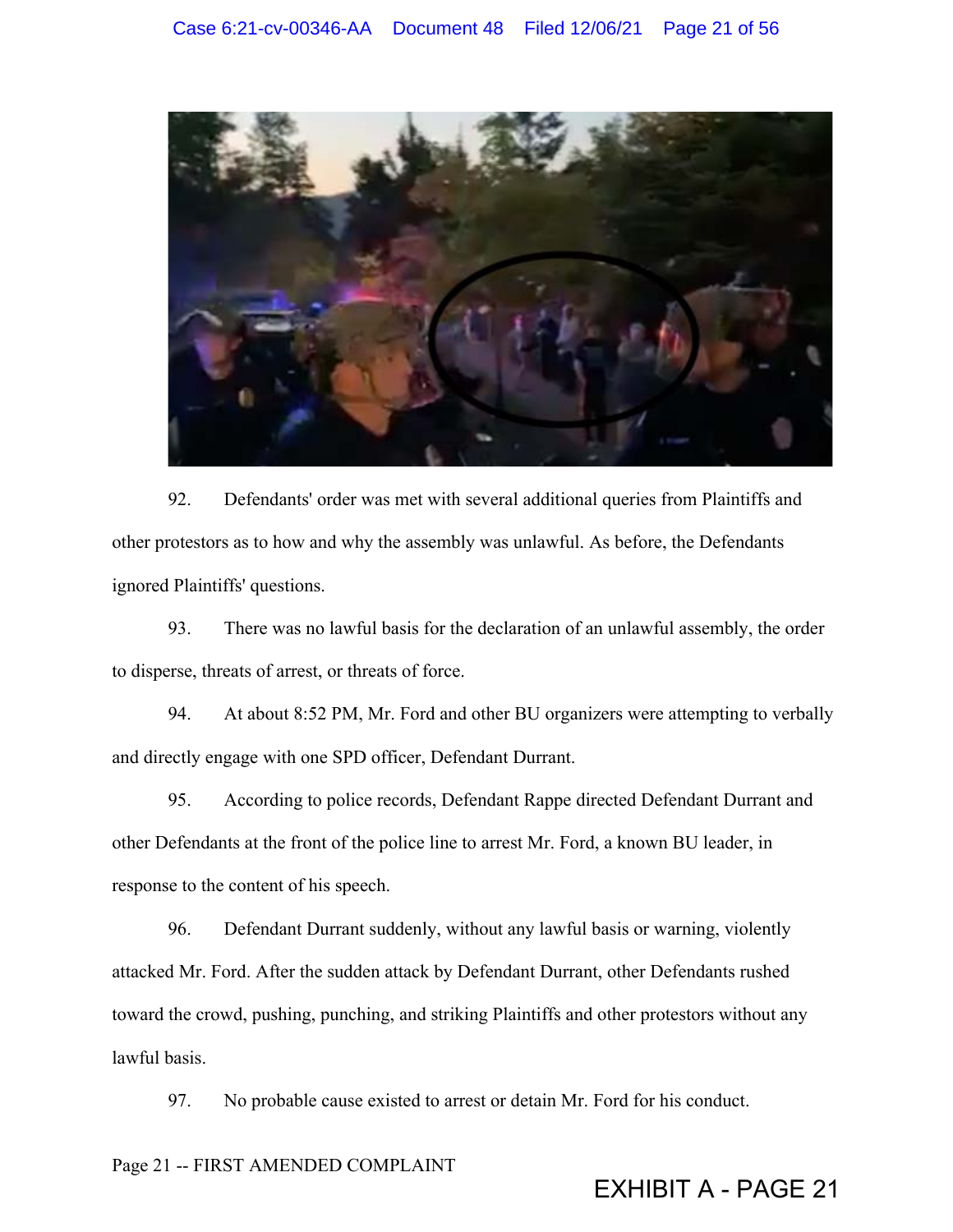92. Defendants' order was met with several additional queries from Plaintiffs and other protestors as to how and why the assembly was unlawful. As before, the Defendants ignored Plaintiffs' questions.

93. There was no lawful basis for the declaration of an unlawful assembly, the order to disperse, threats of arrest, or threats of force.

94. At about 8:52 PM, Mr. Ford and other BU organizers were attempting to verbally and directly engage with one SPD officer, Defendant Durrant.

95. According to police records, Defendant Rappe directed Defendant Durrant and other Defendants at the front of the police line to arrest Mr. Ford, a known BU leader, in response to the content of his speech.

96. Defendant Durrant suddenly, without any lawful basis or warning, violently attacked Mr. Ford. After the sudden attack by Defendant Durrant, other Defendants rushed toward the crowd, pushing, punching, and striking Plaintiffs and other protestors without any lawful basis.

97. No probable cause existed to arrest or detain Mr. Ford for his conduct.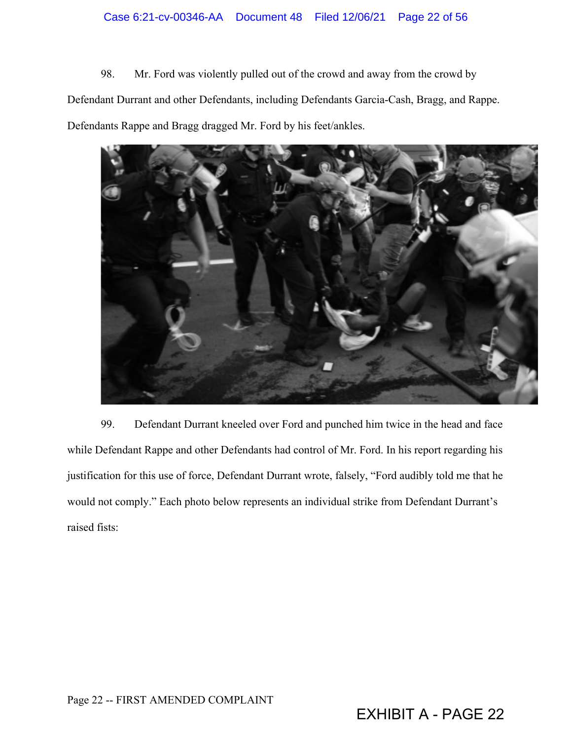98. Mr. Ford was violently pulled out of the crowd and away from the crowd by Defendant Durrant and other Defendants, including Defendants Garcia-Cash, Bragg, and Rappe. Defendants Rappe and Bragg dragged Mr. Ford by his feet/ankles.

99. Defendant Durrant kneeled over Ford and punched him twice in the head and face while Defendant Rappe and other Defendants had control of Mr. Ford. In his report regarding his justification for this use of force, Defendant Durrant wrote, falsely, "Ford audibly told me that he would not comply." Each photo below represents an individual strike from Defendant Durrant's raised fists:

Page 22 -- FIRST AMENDED COMPLAINT

EXHIBIT A - PAGE 22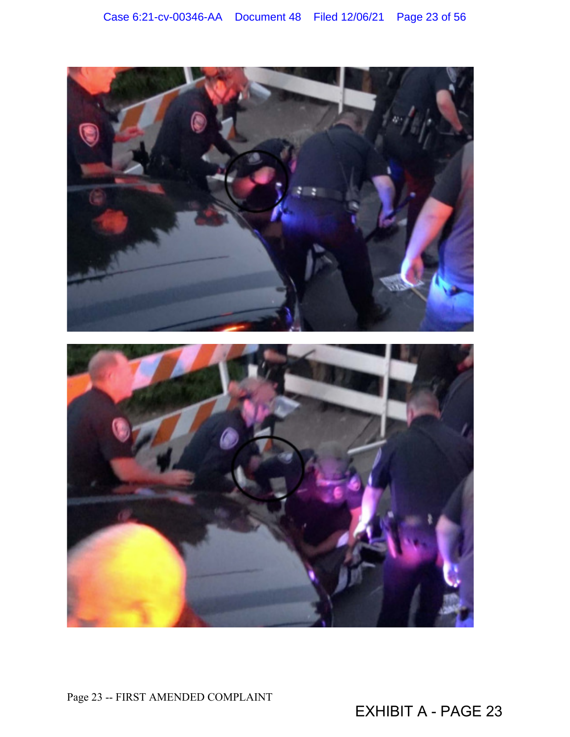EXHIBIT A - PAGE 23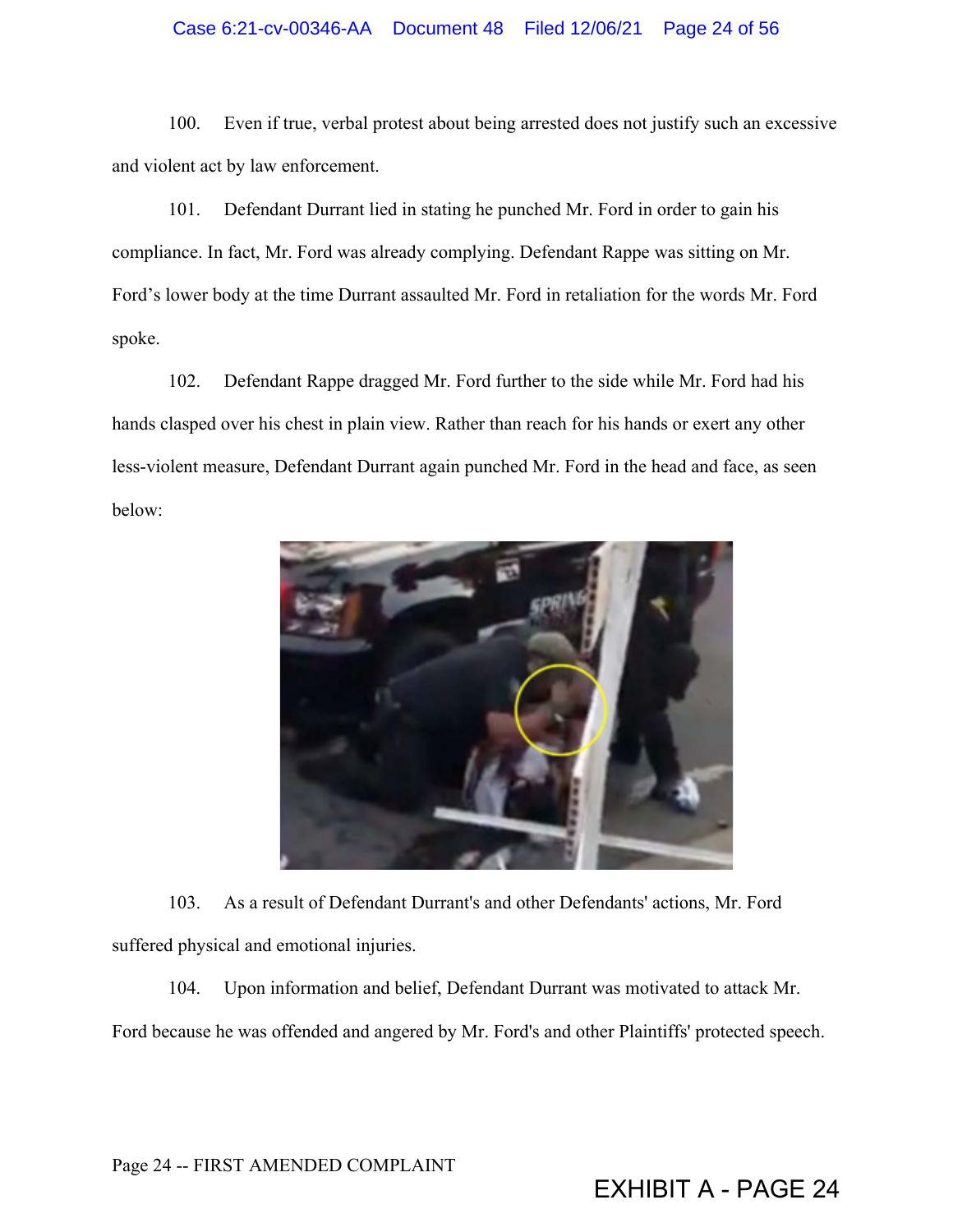100. Even if true, verbal protest about being arrested does not justify such an excessive and violent act by law enforcement.

101. Defendant Durrant lied in stating he punched Mr. Ford in order to gain his compliance. In fact, Mr. Ford was already complying. Defendant Rappe was sitting on Mr. Ford's lower body at the time Durrant assaulted Mr. Ford in retaliation for the words Mr. Ford spoke.

102. Defendant Rappe dragged Mr. Ford further to the side while Mr. Ford had his hands clasped over his chest in plain view. Rather than reach for his hands or exert any other less-violent measure, Defendant Durrant again punched Mr. Ford in the head and face, as seen below:

103. As a result of Defendant Durrant's and other Defendants' actions, Mr. Ford suffered physical and emotional injuries.

104. Upon information and belief, Defendant Durrant was motivated to attack Mr. Ford because he was offended and angered by Mr. Ford's and other Plaintiffs' protected speech.

Page 24 -- FIRST AMENDED COMPLAINT

EXHIBIT A - PAGE 24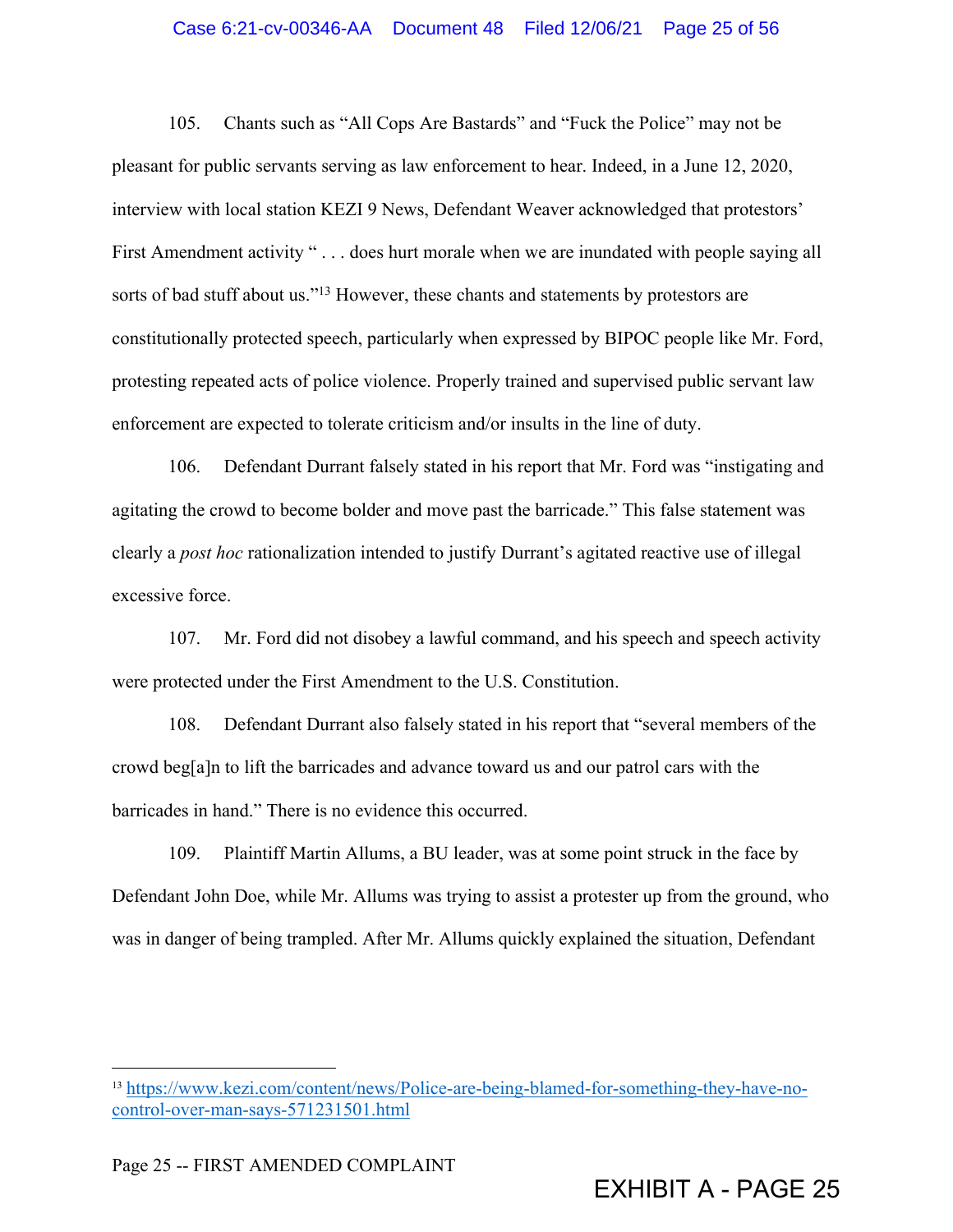105. Chants such as "All Cops Are Bastards" and "Fuck the Police" may not be pleasant for public servants serving as law enforcement to hear. Indeed, in a June 12, 2020, interview with local station KEZI 9 News, Defendant Weaver acknowledged that protestors' First Amendment activity " . . . does hurt morale when we are inundated with people saying all sorts of bad stuff about us."[13] However, these chants and statements by protestors are constitutionally protected speech, particularly when expressed by BIPOC people like Mr. Ford, protesting repeated acts of police violence. Properly trained and supervised public servant law enforcement are expected to tolerate criticism and/or insults in the line of duty.

106. Defendant Durrant falsely stated in his report that Mr. Ford was "instigating and agitating the crowd to become bolder and move past the barricade." This false statement was clearly a *post hoc* rationalization intended to justify Durrant's agitated reactive use of illegal excessive force.

107. Mr. Ford did not disobey a lawful command, and his speech and speech activity were protected under the First Amendment to the U.S. Constitution.

108. Defendant Durrant also falsely stated in his report that "several members of the crowd beg[a]n to lift the barricades and advance toward us and our patrol cars with the barricades in hand." There is no evidence this occurred.

109. Plaintiff Martin Allums, a BU leader, was at some point struck in the face by Defendant John Doe, while Mr. Allums was trying to assist a protester up from the ground, who was in danger of being trampled. After Mr. Allums quickly explained the situation, Defendant

---

[13] https://www.kezi.com/content/news/Police-are-being-blamed-for-something-they-have-no-control-over-man-says-571231501.html

Page 25 -- FIRST AMENDED COMPLAINT

EXHIBIT A - PAGE 25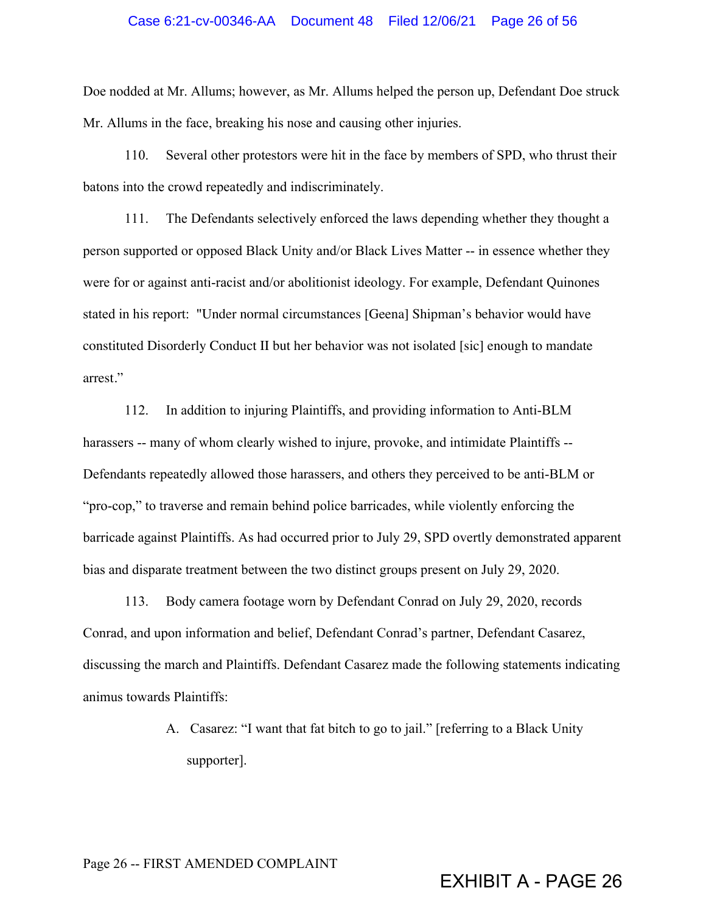Doe nodded at Mr. Allums; however, as Mr. Allums helped the person up, Defendant Doe struck Mr. Allums in the face, breaking his nose and causing other injuries.

110. Several other protestors were hit in the face by members of SPD, who thrust their batons into the crowd repeatedly and indiscriminately.

111. The Defendants selectively enforced the laws depending whether they thought a person supported or opposed Black Unity and/or Black Lives Matter -- in essence whether they were for or against anti-racist and/or abolitionist ideology. For example, Defendant Quinones stated in his report: "Under normal circumstances [Geena] Shipman's behavior would have constituted Disorderly Conduct II but her behavior was not isolated [sic] enough to mandate arrest."

112. In addition to injuring Plaintiffs, and providing information to Anti-BLM harassers -- many of whom clearly wished to injure, provoke, and intimidate Plaintiffs -- Defendants repeatedly allowed those harassers, and others they perceived to be anti-BLM or "pro-cop," to traverse and remain behind police barricades, while violently enforcing the barricade against Plaintiffs. As had occurred prior to July 29, SPD overtly demonstrated apparent bias and disparate treatment between the two distinct groups present on July 29, 2020.

113. Body camera footage worn by Defendant Conrad on July 29, 2020, records Conrad, and upon information and belief, Defendant Conrad's partner, Defendant Casarez, discussing the march and Plaintiffs. Defendant Casarez made the following statements indicating animus towards Plaintiffs:

A. Casarez: "I want that fat bitch to go to jail." [referring to a Black Unity supporter].

Page 26 -- FIRST AMENDED COMPLAINT

EXHIBIT A - PAGE 26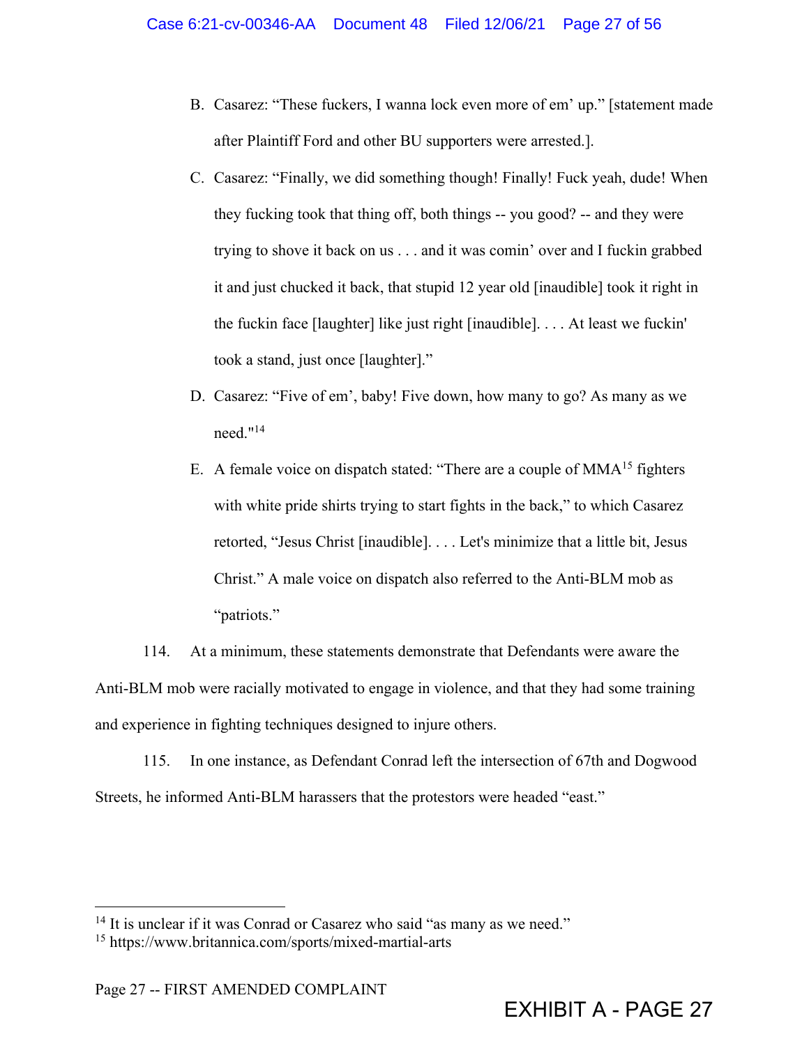B. Casarez: "These fuckers, I wanna lock even more of em' up." [statement made after Plaintiff Ford and other BU supporters were arrested.].

C. Casarez: "Finally, we did something though! Finally! Fuck yeah, dude! When they fucking took that thing off, both things -- you good? -- and they were trying to shove it back on us . . . and it was comin' over and I fuckin grabbed it and just chucked it back, that stupid 12 year old [inaudible] took it right in the fuckin face [laughter] like just right [inaudible]. . . . At least we fuckin' took a stand, just once [laughter]."

D. Casarez: "Five of em', baby! Five down, how many to go? As many as we need."[14]

E. A female voice on dispatch stated: "There are a couple of MMA[15] fighters with white pride shirts trying to start fights in the back," to which Casarez retorted, "Jesus Christ [inaudible]. . . . Let's minimize that a little bit, Jesus Christ." A male voice on dispatch also referred to the Anti-BLM mob as "patriots."

114. At a minimum, these statements demonstrate that Defendants were aware the Anti-BLM mob were racially motivated to engage in violence, and that they had some training and experience in fighting techniques designed to injure others.

115. In one instance, as Defendant Conrad left the intersection of 67th and Dogwood Streets, he informed Anti-BLM harassers that the protestors were headed "east."

---

[14] It is unclear if it was Conrad or Casarez who said "as many as we need."

[15] https://www.britannica.com/sports/mixed-martial-arts

EXHIBIT A - PAGE 27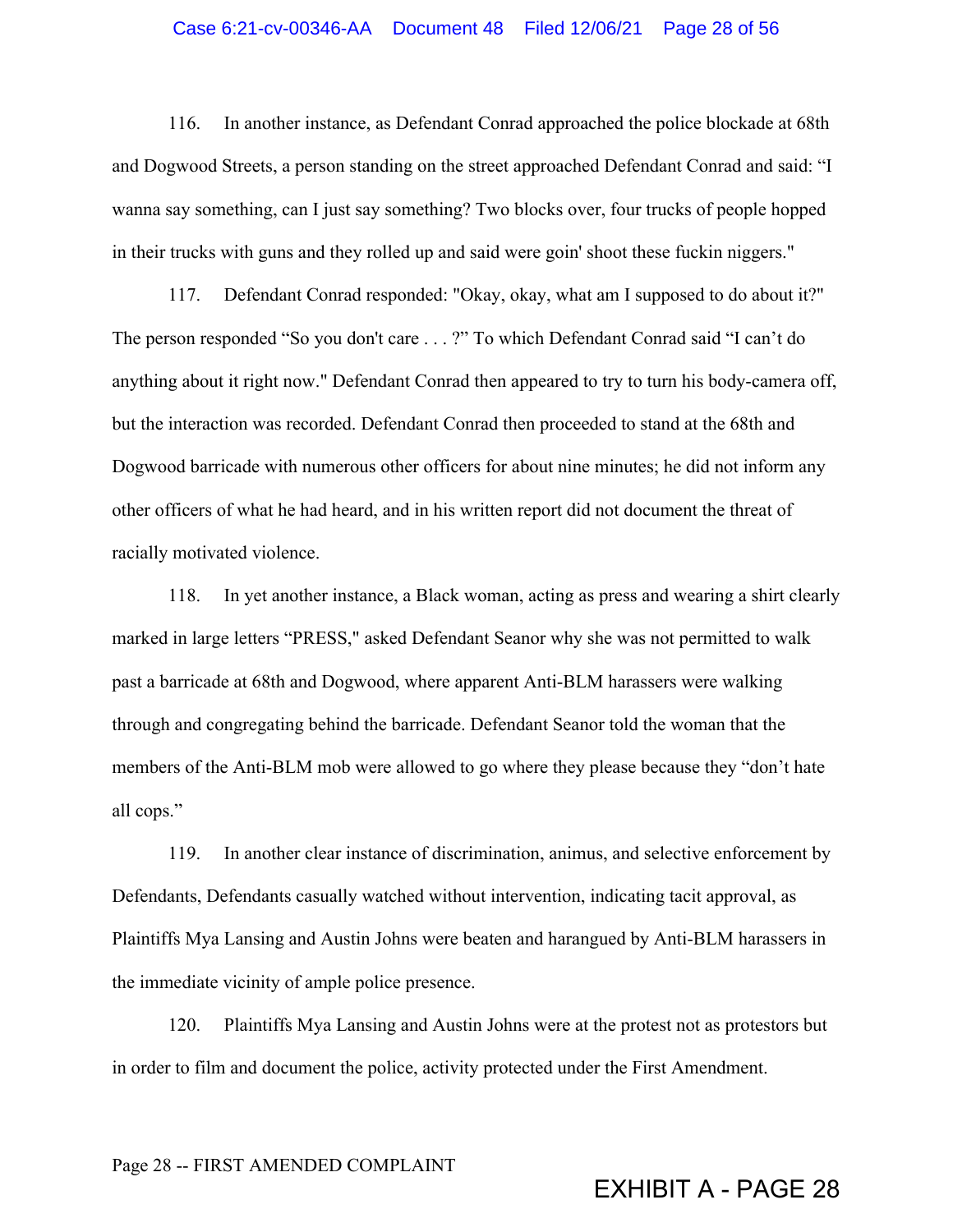116. In another instance, as Defendant Conrad approached the police blockade at 68th and Dogwood Streets, a person standing on the street approached Defendant Conrad and said: "I wanna say something, can I just say something? Two blocks over, four trucks of people hopped in their trucks with guns and they rolled up and said were goin' shoot these fuckin niggers."

117. Defendant Conrad responded: "Okay, okay, what am I supposed to do about it?" The person responded "So you don't care . . . ?" To which Defendant Conrad said "I can't do anything about it right now." Defendant Conrad then appeared to try to turn his body-camera off, but the interaction was recorded. Defendant Conrad then proceeded to stand at the 68th and Dogwood barricade with numerous other officers for about nine minutes; he did not inform any other officers of what he had heard, and in his written report did not document the threat of racially motivated violence.

118. In yet another instance, a Black woman, acting as press and wearing a shirt clearly marked in large letters "PRESS," asked Defendant Seanor why she was not permitted to walk past a barricade at 68th and Dogwood, where apparent Anti-BLM harassers were walking through and congregating behind the barricade. Defendant Seanor told the woman that the members of the Anti-BLM mob were allowed to go where they please because they "don't hate all cops."

119. In another clear instance of discrimination, animus, and selective enforcement by Defendants, Defendants casually watched without intervention, indicating tacit approval, as Plaintiffs Mya Lansing and Austin Johns were beaten and harangued by Anti-BLM harassers in the immediate vicinity of ample police presence.

120. Plaintiffs Mya Lansing and Austin Johns were at the protest not as protestors but in order to film and document the police, activity protected under the First Amendment.

Page 28 -- FIRST AMENDED COMPLAINT

EXHIBIT A - PAGE 28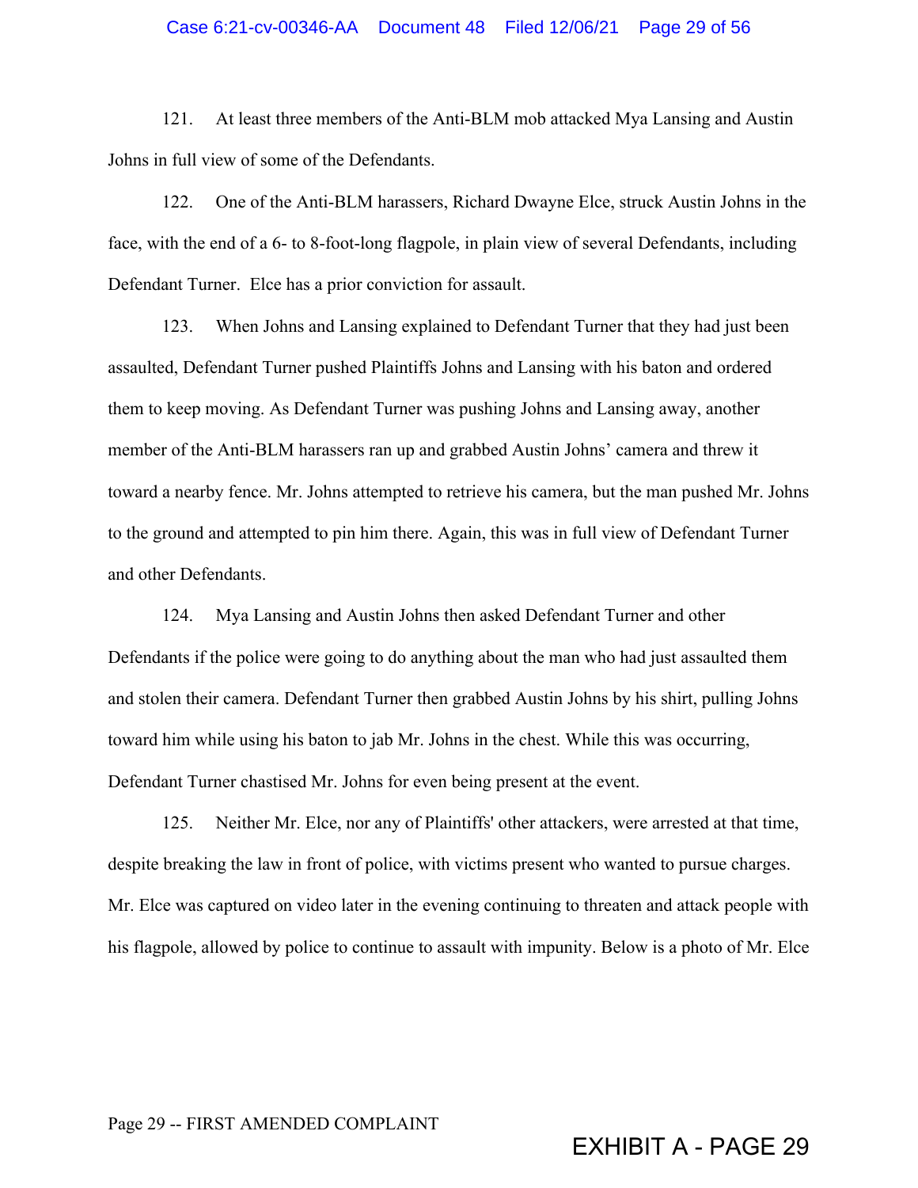121. At least three members of the Anti-BLM mob attacked Mya Lansing and Austin Johns in full view of some of the Defendants.

122. One of the Anti-BLM harassers, Richard Dwayne Elce, struck Austin Johns in the face, with the end of a 6- to 8-foot-long flagpole, in plain view of several Defendants, including Defendant Turner. Elce has a prior conviction for assault.

123. When Johns and Lansing explained to Defendant Turner that they had just been assaulted, Defendant Turner pushed Plaintiffs Johns and Lansing with his baton and ordered them to keep moving. As Defendant Turner was pushing Johns and Lansing away, another member of the Anti-BLM harassers ran up and grabbed Austin Johns' camera and threw it toward a nearby fence. Mr. Johns attempted to retrieve his camera, but the man pushed Mr. Johns to the ground and attempted to pin him there. Again, this was in full view of Defendant Turner and other Defendants.

124. Mya Lansing and Austin Johns then asked Defendant Turner and other Defendants if the police were going to do anything about the man who had just assaulted them and stolen their camera. Defendant Turner then grabbed Austin Johns by his shirt, pulling Johns toward him while using his baton to jab Mr. Johns in the chest. While this was occurring, Defendant Turner chastised Mr. Johns for even being present at the event.

125. Neither Mr. Elce, nor any of Plaintiffs' other attackers, were arrested at that time, despite breaking the law in front of police, with victims present who wanted to pursue charges. Mr. Elce was captured on video later in the evening continuing to threaten and attack people with his flagpole, allowed by police to continue to assault with impunity. Below is a photo of Mr. Elce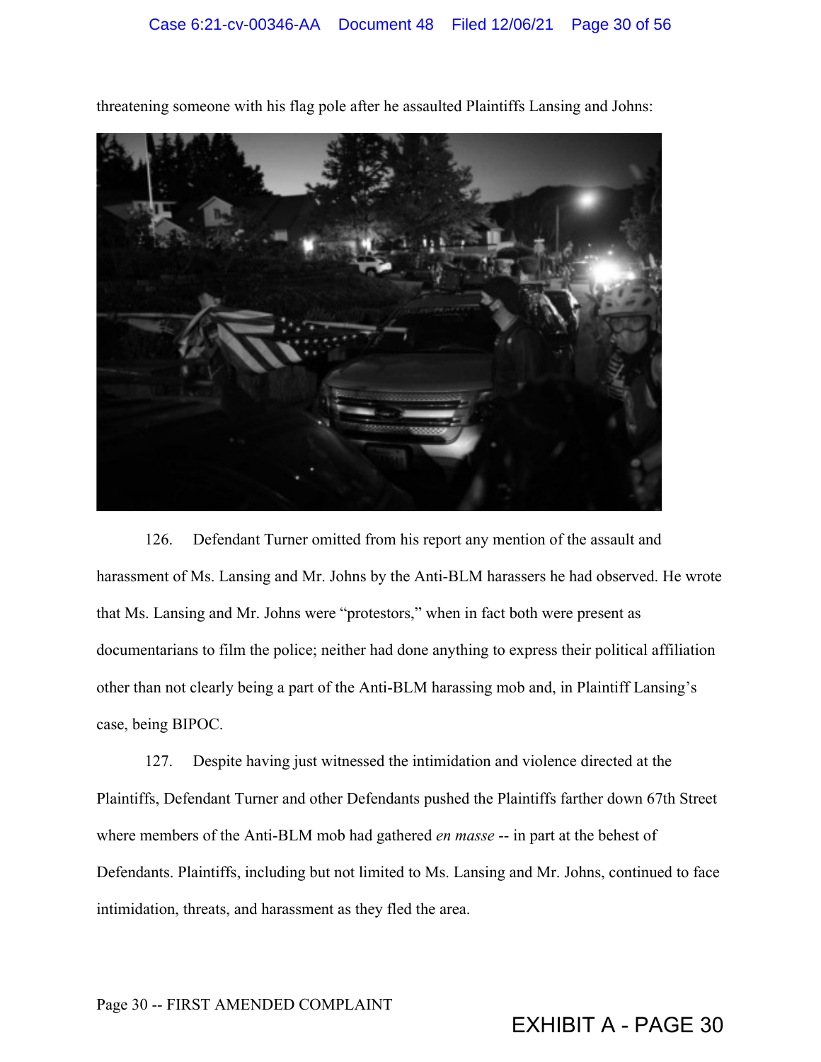threatening someone with his flag pole after he assaulted Plaintiffs Lansing and Johns:

126. Defendant Turner omitted from his report any mention of the assault and harassment of Ms. Lansing and Mr. Johns by the Anti-BLM harassers he had observed. He wrote that Ms. Lansing and Mr. Johns were "protestors," when in fact both were present as documentarians to film the police; neither had done anything to express their political affiliation other than not clearly being a part of the Anti-BLM harassing mob and, in Plaintiff Lansing's case, being BIPOC.

127. Despite having just witnessed the intimidation and violence directed at the Plaintiffs, Defendant Turner and other Defendants pushed the Plaintiffs farther down 67th Street where members of the Anti-BLM mob had gathered *en masse* -- in part at the behest of Defendants. Plaintiffs, including but not limited to Ms. Lansing and Mr. Johns, continued to face intimidation, threats, and harassment as they fled the area.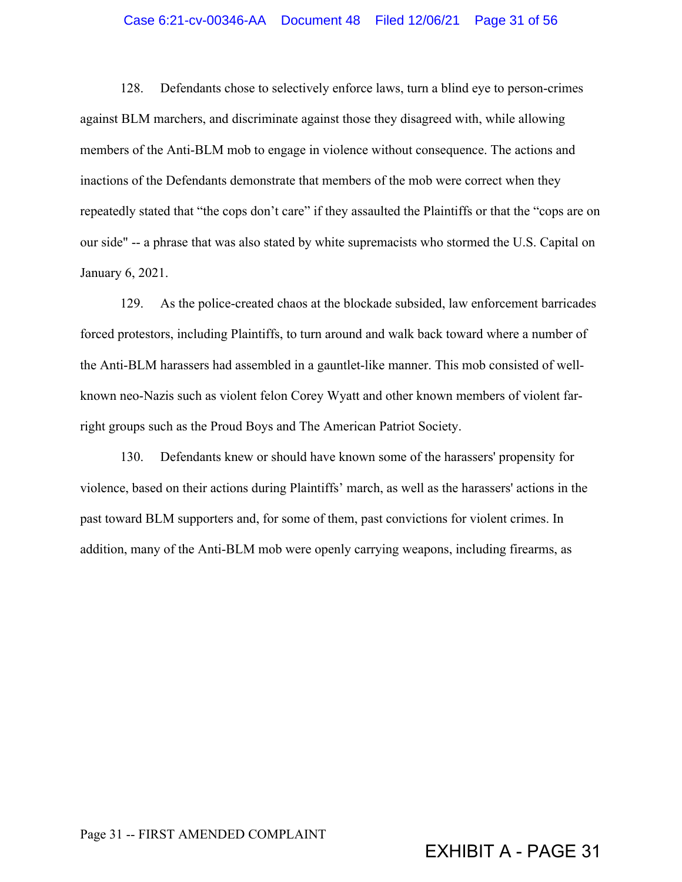128. Defendants chose to selectively enforce laws, turn a blind eye to person-crimes against BLM marchers, and discriminate against those they disagreed with, while allowing members of the Anti-BLM mob to engage in violence without consequence. The actions and inactions of the Defendants demonstrate that members of the mob were correct when they repeatedly stated that "the cops don't care" if they assaulted the Plaintiffs or that the "cops are on our side" -- a phrase that was also stated by white supremacists who stormed the U.S. Capital on January 6, 2021.

129. As the police-created chaos at the blockade subsided, law enforcement barricades forced protestors, including Plaintiffs, to turn around and walk back toward where a number of the Anti-BLM harassers had assembled in a gauntlet-like manner. This mob consisted of well-known neo-Nazis such as violent felon Corey Wyatt and other known members of violent far-right groups such as the Proud Boys and The American Patriot Society.

130. Defendants knew or should have known some of the harassers' propensity for violence, based on their actions during Plaintiffs' march, as well as the harassers' actions in the past toward BLM supporters and, for some of them, past convictions for violent crimes. In addition, many of the Anti-BLM mob were openly carrying weapons, including firearms, as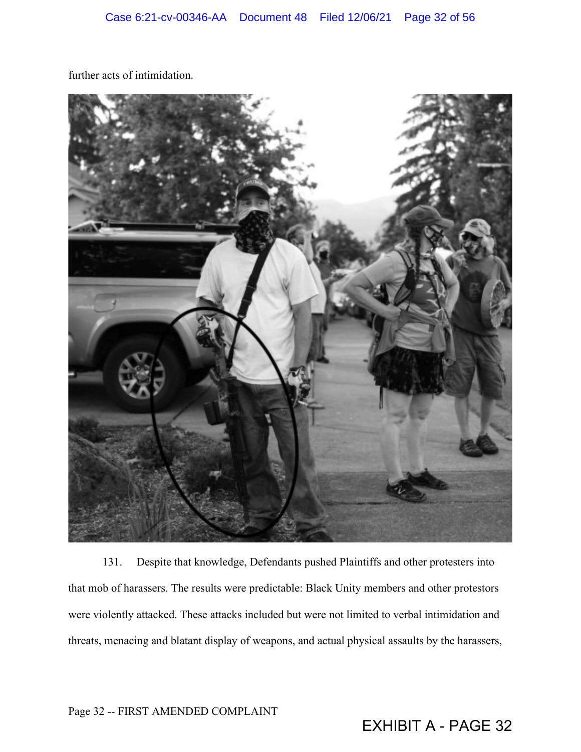further acts of intimidation.

131. Despite that knowledge, Defendants pushed Plaintiffs and other protesters into that mob of harassers. The results were predictable: Black Unity members and other protestors were violently attacked. These attacks included but were not limited to verbal intimidation and threats, menacing and blatant display of weapons, and actual physical assaults by the harassers,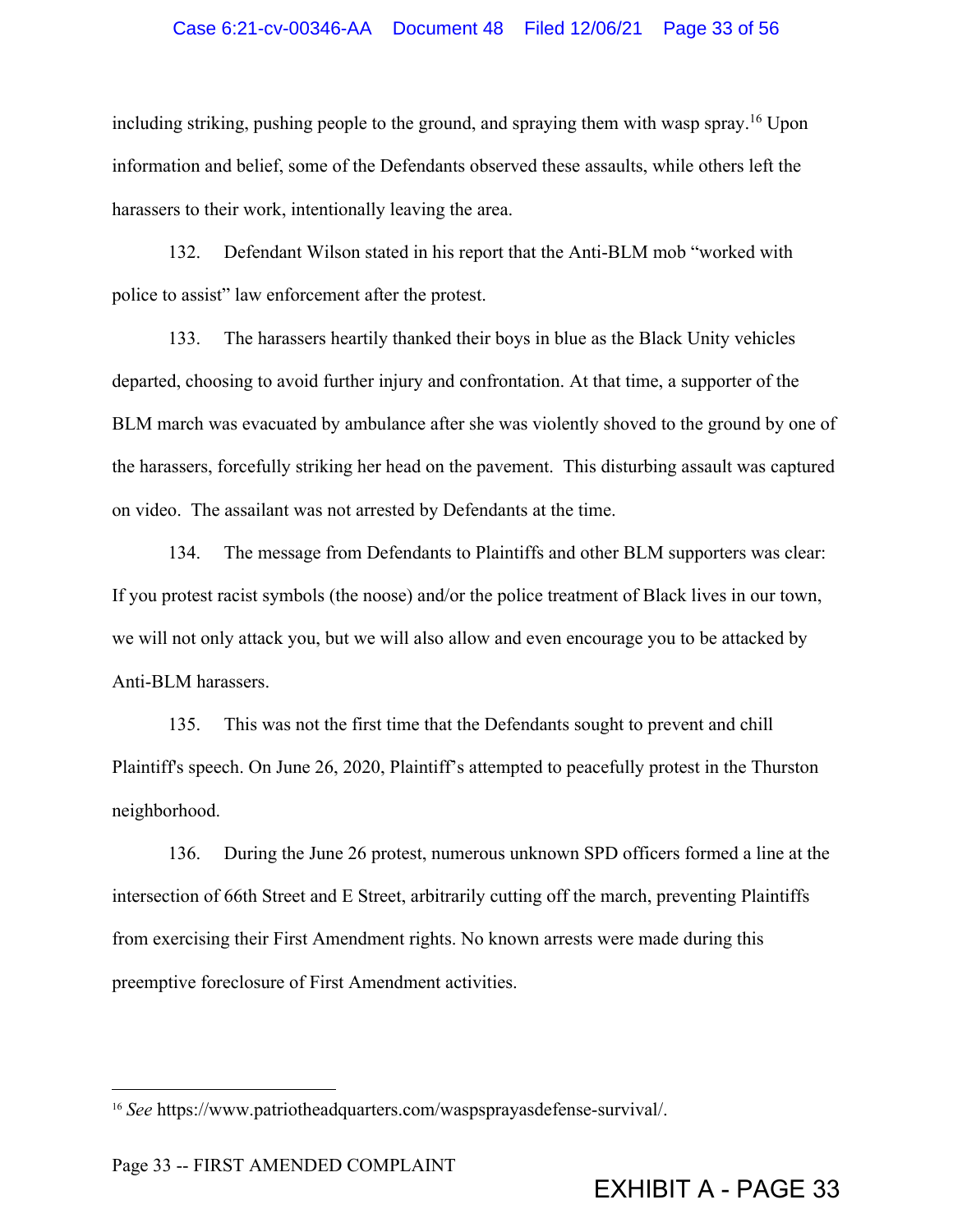including striking, pushing people to the ground, and spraying them with wasp spray.[16] Upon information and belief, some of the Defendants observed these assaults, while others left the harassers to their work, intentionally leaving the area.

132. Defendant Wilson stated in his report that the Anti-BLM mob "worked with police to assist" law enforcement after the protest.

133. The harassers heartily thanked their boys in blue as the Black Unity vehicles departed, choosing to avoid further injury and confrontation. At that time, a supporter of the BLM march was evacuated by ambulance after she was violently shoved to the ground by one of the harassers, forcefully striking her head on the pavement. This disturbing assault was captured on video. The assailant was not arrested by Defendants at the time.

134. The message from Defendants to Plaintiffs and other BLM supporters was clear: If you protest racist symbols (the noose) and/or the police treatment of Black lives in our town, we will not only attack you, but we will also allow and even encourage you to be attacked by Anti-BLM harassers.

135. This was not the first time that the Defendants sought to prevent and chill Plaintiff's speech. On June 26, 2020, Plaintiff's attempted to peacefully protest in the Thurston neighborhood.

136. During the June 26 protest, numerous unknown SPD officers formed a line at the intersection of 66th Street and E Street, arbitrarily cutting off the march, preventing Plaintiffs from exercising their First Amendment rights. No known arrests were made during this preemptive foreclosure of First Amendment activities.

---

[16] *See* https://www.patriotheadquarters.com/waspsprayasdefense-survival/.

Page 33 -- FIRST AMENDED COMPLAINT

EXHIBIT A - PAGE 33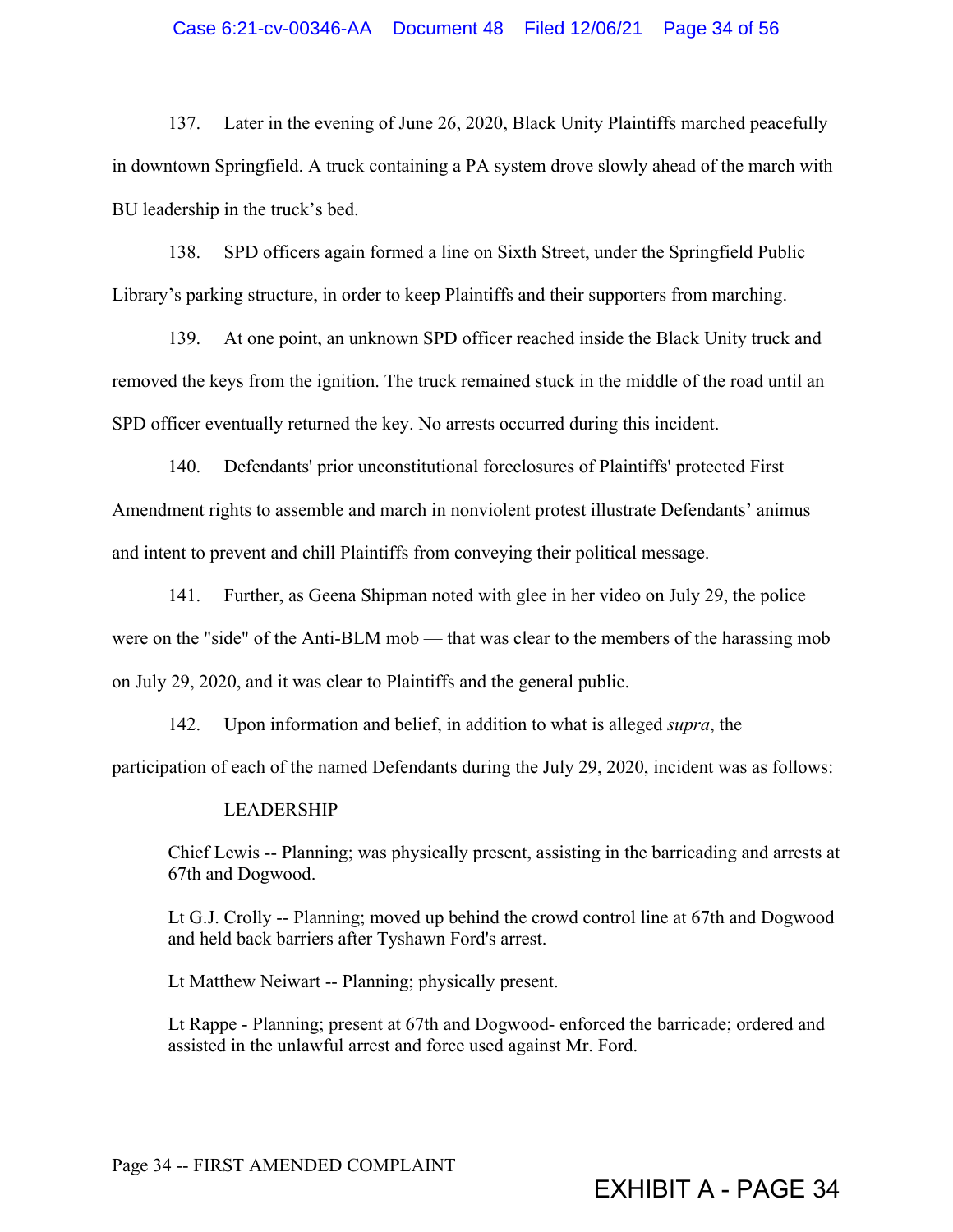137. Later in the evening of June 26, 2020, Black Unity Plaintiffs marched peacefully in downtown Springfield. A truck containing a PA system drove slowly ahead of the march with BU leadership in the truck's bed.

138. SPD officers again formed a line on Sixth Street, under the Springfield Public Library's parking structure, in order to keep Plaintiffs and their supporters from marching.

139. At one point, an unknown SPD officer reached inside the Black Unity truck and removed the keys from the ignition. The truck remained stuck in the middle of the road until an SPD officer eventually returned the key. No arrests occurred during this incident.

140. Defendants' prior unconstitutional foreclosures of Plaintiffs' protected First Amendment rights to assemble and march in nonviolent protest illustrate Defendants' animus and intent to prevent and chill Plaintiffs from conveying their political message.

141. Further, as Geena Shipman noted with glee in her video on July 29, the police were on the "side" of the Anti-BLM mob — that was clear to the members of the harassing mob on July 29, 2020, and it was clear to Plaintiffs and the general public.

142. Upon information and belief, in addition to what is alleged *supra*, the participation of each of the named Defendants during the July 29, 2020, incident was as follows:

LEADERSHIP

Chief Lewis -- Planning; was physically present, assisting in the barricading and arrests at 67th and Dogwood.

Lt G.J. Crolly -- Planning; moved up behind the crowd control line at 67th and Dogwood and held back barriers after Tyshawn Ford's arrest.

Lt Matthew Neiwart -- Planning; physically present.

Lt Rappe - Planning; present at 67th and Dogwood- enforced the barricade; ordered and assisted in the unlawful arrest and force used against Mr. Ford.

Page 34 -- FIRST AMENDED COMPLAINT

EXHIBIT A - PAGE 34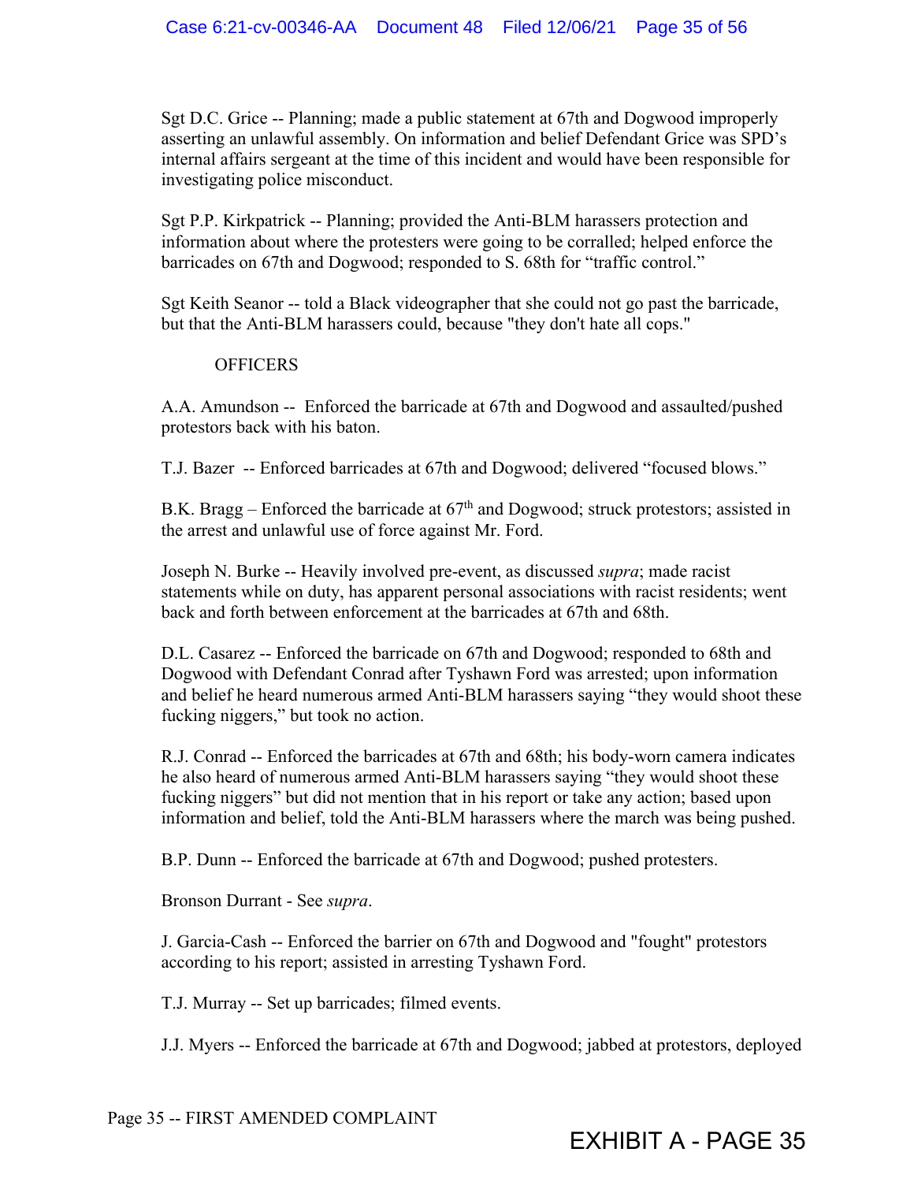Sgt D.C. Grice -- Planning; made a public statement at 67th and Dogwood improperly asserting an unlawful assembly. On information and belief Defendant Grice was SPD's internal affairs sergeant at the time of this incident and would have been responsible for investigating police misconduct.

Sgt P.P. Kirkpatrick -- Planning; provided the Anti-BLM harassers protection and information about where the protesters were going to be corralled; helped enforce the barricades on 67th and Dogwood; responded to S. 68th for "traffic control."

Sgt Keith Seanor -- told a Black videographer that she could not go past the barricade, but that the Anti-BLM harassers could, because "they don't hate all cops."

OFFICERS

A.A. Amundson -- Enforced the barricade at 67th and Dogwood and assaulted/pushed protestors back with his baton.

T.J. Bazer -- Enforced barricades at 67th and Dogwood; delivered "focused blows."

B.K. Bragg – Enforced the barricade at 67th and Dogwood; struck protestors; assisted in the arrest and unlawful use of force against Mr. Ford.

Joseph N. Burke -- Heavily involved pre-event, as discussed *supra*; made racist statements while on duty, has apparent personal associations with racist residents; went back and forth between enforcement at the barricades at 67th and 68th.

D.L. Casarez -- Enforced the barricade on 67th and Dogwood; responded to 68th and Dogwood with Defendant Conrad after Tyshawn Ford was arrested; upon information and belief he heard numerous armed Anti-BLM harassers saying "they would shoot these fucking niggers," but took no action.

R.J. Conrad -- Enforced the barricades at 67th and 68th; his body-worn camera indicates he also heard of numerous armed Anti-BLM harassers saying "they would shoot these fucking niggers" but did not mention that in his report or take any action; based upon information and belief, told the Anti-BLM harassers where the march was being pushed.

B.P. Dunn -- Enforced the barricade at 67th and Dogwood; pushed protesters.

Bronson Durrant - See *supra*.

J. Garcia-Cash -- Enforced the barrier on 67th and Dogwood and "fought" protestors according to his report; assisted in arresting Tyshawn Ford.

T.J. Murray -- Set up barricades; filmed events.

J.J. Myers -- Enforced the barricade at 67th and Dogwood; jabbed at protestors, deployed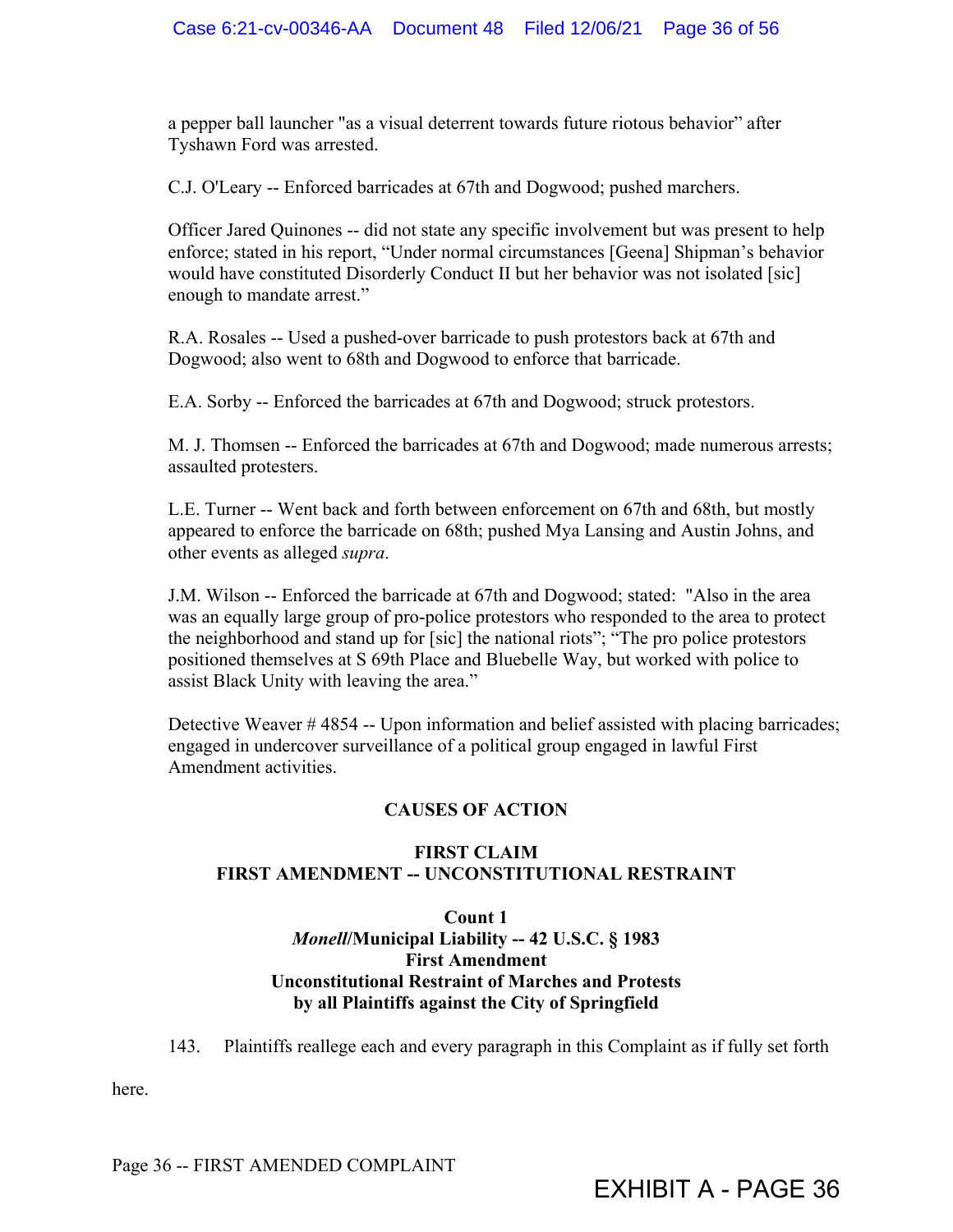a pepper ball launcher "as a visual deterrent towards future riotous behavior" after Tyshawn Ford was arrested.

C.J. O'Leary -- Enforced barricades at 67th and Dogwood; pushed marchers.

Officer Jared Quinones -- did not state any specific involvement but was present to help enforce; stated in his report, "Under normal circumstances [Geena] Shipman's behavior would have constituted Disorderly Conduct II but her behavior was not isolated [sic] enough to mandate arrest."

R.A. Rosales -- Used a pushed-over barricade to push protestors back at 67th and Dogwood; also went to 68th and Dogwood to enforce that barricade.

E.A. Sorby -- Enforced the barricades at 67th and Dogwood; struck protestors.

M. J. Thomsen -- Enforced the barricades at 67th and Dogwood; made numerous arrests; assaulted protesters.

L.E. Turner -- Went back and forth between enforcement on 67th and 68th, but mostly appeared to enforce the barricade on 68th; pushed Mya Lansing and Austin Johns, and other events as alleged *supra*.

J.M. Wilson -- Enforced the barricade at 67th and Dogwood; stated: "Also in the area was an equally large group of pro-police protestors who responded to the area to protect the neighborhood and stand up for [sic] the national riots"; "The pro police protestors positioned themselves at S 69th Place and Bluebelle Way, but worked with police to assist Black Unity with leaving the area."

Detective Weaver # 4854 -- Upon information and belief assisted with placing barricades; engaged in undercover surveillance of a political group engaged in lawful First Amendment activities.

## CAUSES OF ACTION

### FIRST CLAIM
### FIRST AMENDMENT -- UNCONSTITUTIONAL RESTRAINT

**Count 1**
***Monell*/Municipal Liability -- 42 U.S.C. § 1983**
**First Amendment**
**Unconstitutional Restraint of Marches and Protests**
**by all Plaintiffs against the City of Springfield**

143. Plaintiffs reallege each and every paragraph in this Complaint as if fully set forth here.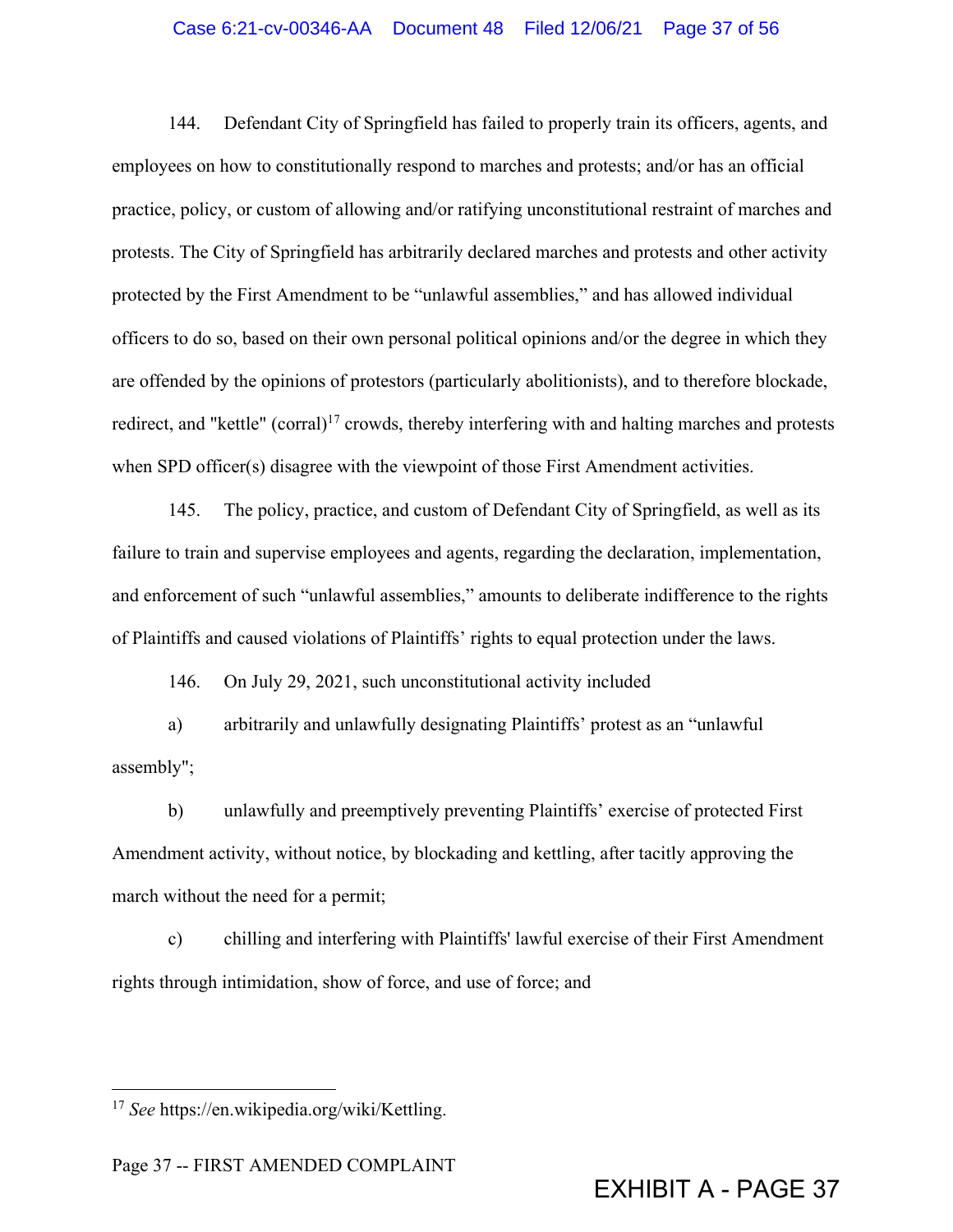144. Defendant City of Springfield has failed to properly train its officers, agents, and employees on how to constitutionally respond to marches and protests; and/or has an official practice, policy, or custom of allowing and/or ratifying unconstitutional restraint of marches and protests. The City of Springfield has arbitrarily declared marches and protests and other activity protected by the First Amendment to be "unlawful assemblies," and has allowed individual officers to do so, based on their own personal political opinions and/or the degree in which they are offended by the opinions of protestors (particularly abolitionists), and to therefore blockade, redirect, and "kettle" (corral)[17] crowds, thereby interfering with and halting marches and protests when SPD officer(s) disagree with the viewpoint of those First Amendment activities.

145. The policy, practice, and custom of Defendant City of Springfield, as well as its failure to train and supervise employees and agents, regarding the declaration, implementation, and enforcement of such "unlawful assemblies," amounts to deliberate indifference to the rights of Plaintiffs and caused violations of Plaintiffs' rights to equal protection under the laws.

146. On July 29, 2021, such unconstitutional activity included

a) arbitrarily and unlawfully designating Plaintiffs' protest as an "unlawful assembly";

b) unlawfully and preemptively preventing Plaintiffs' exercise of protected First Amendment activity, without notice, by blockading and kettling, after tacitly approving the march without the need for a permit;

c) chilling and interfering with Plaintiffs' lawful exercise of their First Amendment rights through intimidation, show of force, and use of force; and

---

[17] *See* https://en.wikipedia.org/wiki/Kettling.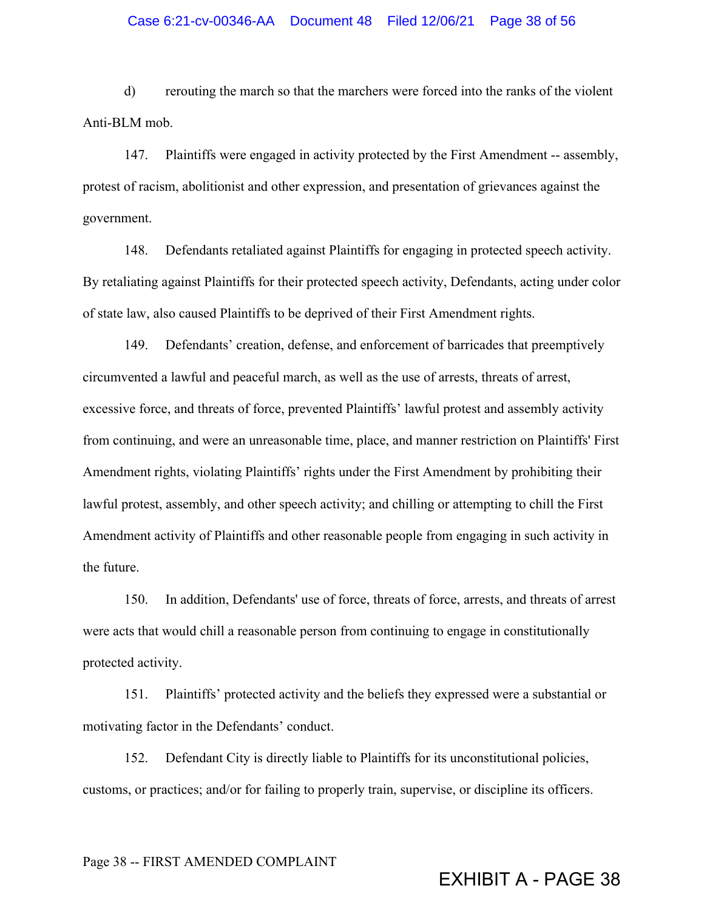d) rerouting the march so that the marchers were forced into the ranks of the violent Anti-BLM mob.

147. Plaintiffs were engaged in activity protected by the First Amendment -- assembly, protest of racism, abolitionist and other expression, and presentation of grievances against the government.

148. Defendants retaliated against Plaintiffs for engaging in protected speech activity. By retaliating against Plaintiffs for their protected speech activity, Defendants, acting under color of state law, also caused Plaintiffs to be deprived of their First Amendment rights.

149. Defendants' creation, defense, and enforcement of barricades that preemptively circumvented a lawful and peaceful march, as well as the use of arrests, threats of arrest, excessive force, and threats of force, prevented Plaintiffs' lawful protest and assembly activity from continuing, and were an unreasonable time, place, and manner restriction on Plaintiffs' First Amendment rights, violating Plaintiffs' rights under the First Amendment by prohibiting their lawful protest, assembly, and other speech activity; and chilling or attempting to chill the First Amendment activity of Plaintiffs and other reasonable people from engaging in such activity in the future.

150. In addition, Defendants' use of force, threats of force, arrests, and threats of arrest were acts that would chill a reasonable person from continuing to engage in constitutionally protected activity.

151. Plaintiffs' protected activity and the beliefs they expressed were a substantial or motivating factor in the Defendants' conduct.

152. Defendant City is directly liable to Plaintiffs for its unconstitutional policies, customs, or practices; and/or for failing to properly train, supervise, or discipline its officers.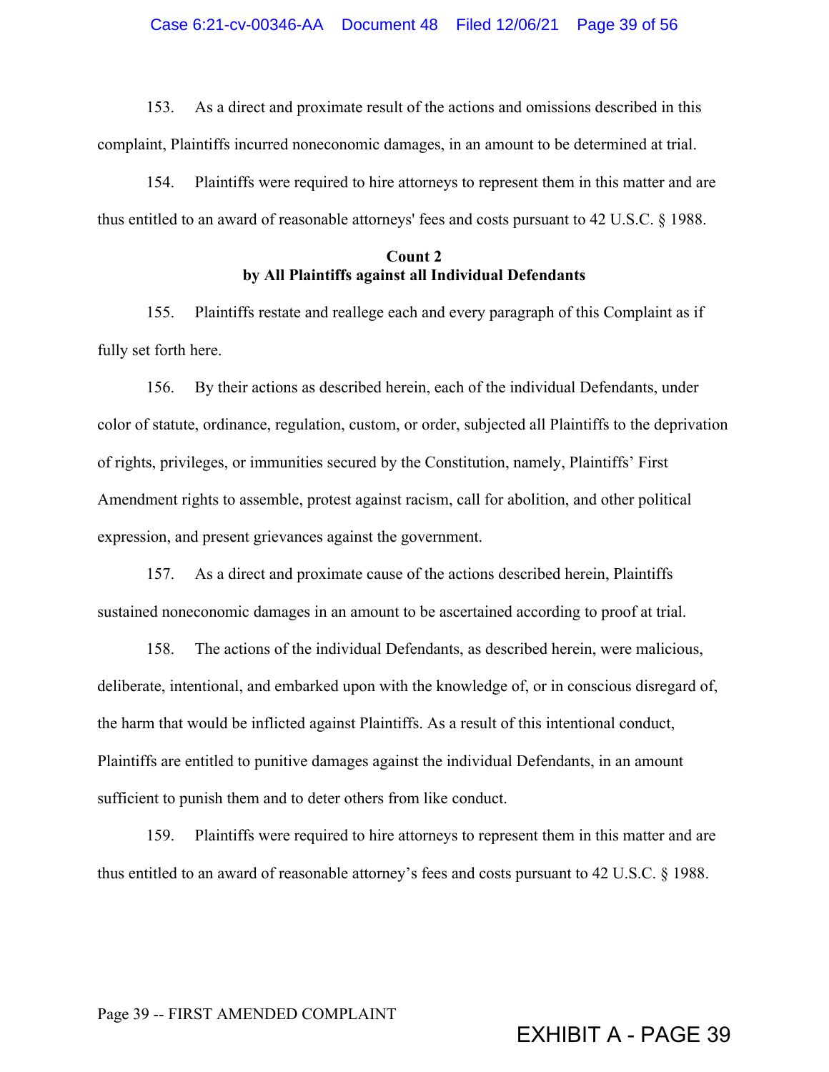153. As a direct and proximate result of the actions and omissions described in this complaint, Plaintiffs incurred noneconomic damages, in an amount to be determined at trial.

154. Plaintiffs were required to hire attorneys to represent them in this matter and are thus entitled to an award of reasonable attorneys' fees and costs pursuant to 42 U.S.C. § 1988.

**Count 2**
**by All Plaintiffs against all Individual Defendants**

155. Plaintiffs restate and reallege each and every paragraph of this Complaint as if fully set forth here.

156. By their actions as described herein, each of the individual Defendants, under color of statute, ordinance, regulation, custom, or order, subjected all Plaintiffs to the deprivation of rights, privileges, or immunities secured by the Constitution, namely, Plaintiffs' First Amendment rights to assemble, protest against racism, call for abolition, and other political expression, and present grievances against the government.

157. As a direct and proximate cause of the actions described herein, Plaintiffs sustained noneconomic damages in an amount to be ascertained according to proof at trial.

158. The actions of the individual Defendants, as described herein, were malicious, deliberate, intentional, and embarked upon with the knowledge of, or in conscious disregard of, the harm that would be inflicted against Plaintiffs. As a result of this intentional conduct, Plaintiffs are entitled to punitive damages against the individual Defendants, in an amount sufficient to punish them and to deter others from like conduct.

159. Plaintiffs were required to hire attorneys to represent them in this matter and are thus entitled to an award of reasonable attorney's fees and costs pursuant to 42 U.S.C. § 1988.

Page 39 -- FIRST AMENDED COMPLAINT

EXHIBIT A - PAGE 39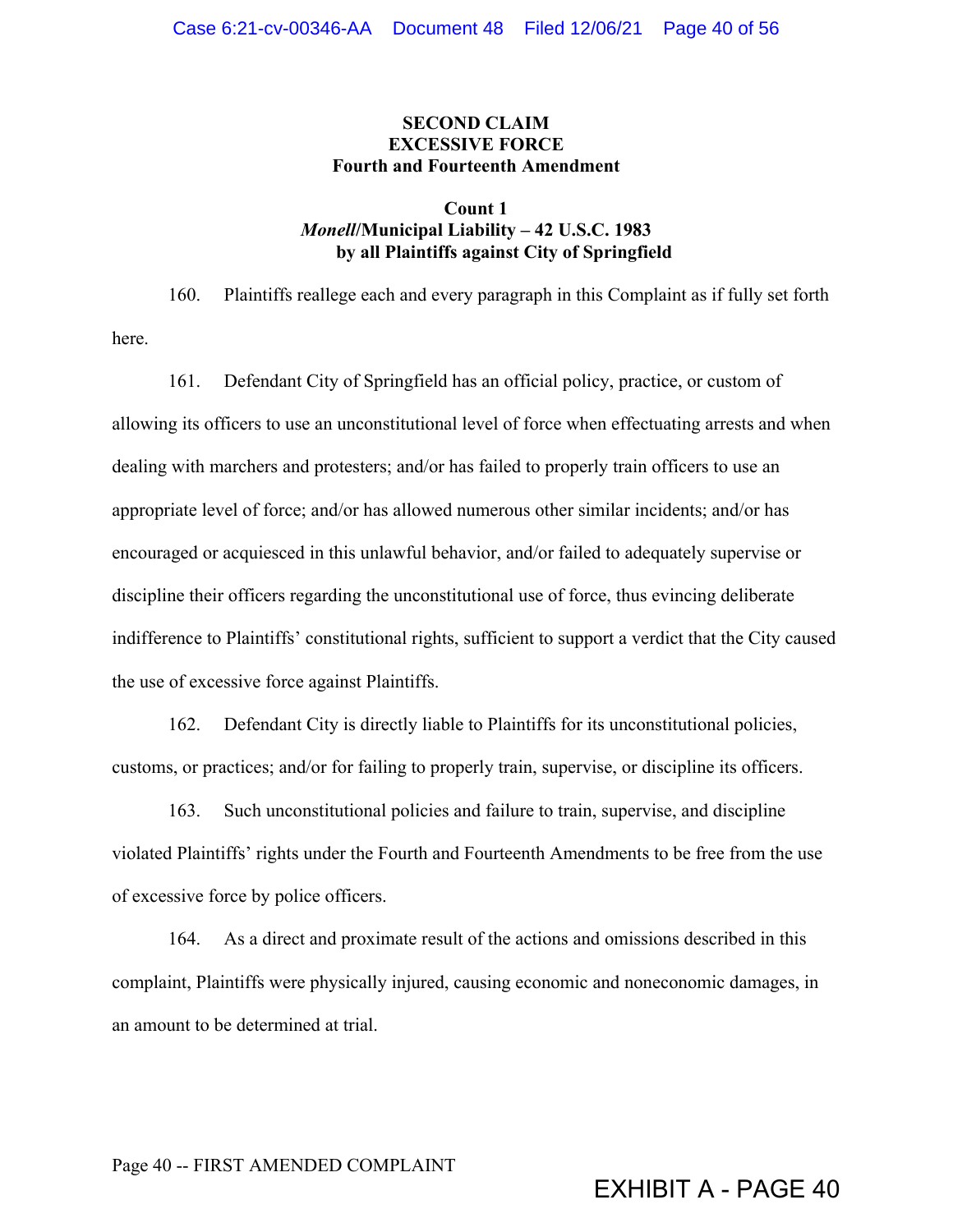**SECOND CLAIM**
**EXCESSIVE FORCE**
**Fourth and Fourteenth Amendment**

**Count 1**
***Monell*/Municipal Liability – 42 U.S.C. 1983**
**by all Plaintiffs against City of Springfield**

160. Plaintiffs reallege each and every paragraph in this Complaint as if fully set forth here.

161. Defendant City of Springfield has an official policy, practice, or custom of allowing its officers to use an unconstitutional level of force when effectuating arrests and when dealing with marchers and protesters; and/or has failed to properly train officers to use an appropriate level of force; and/or has allowed numerous other similar incidents; and/or has encouraged or acquiesced in this unlawful behavior, and/or failed to adequately supervise or discipline their officers regarding the unconstitutional use of force, thus evincing deliberate indifference to Plaintiffs' constitutional rights, sufficient to support a verdict that the City caused the use of excessive force against Plaintiffs.

162. Defendant City is directly liable to Plaintiffs for its unconstitutional policies, customs, or practices; and/or for failing to properly train, supervise, or discipline its officers.

163. Such unconstitutional policies and failure to train, supervise, and discipline violated Plaintiffs' rights under the Fourth and Fourteenth Amendments to be free from the use of excessive force by police officers.

164. As a direct and proximate result of the actions and omissions described in this complaint, Plaintiffs were physically injured, causing economic and noneconomic damages, in an amount to be determined at trial.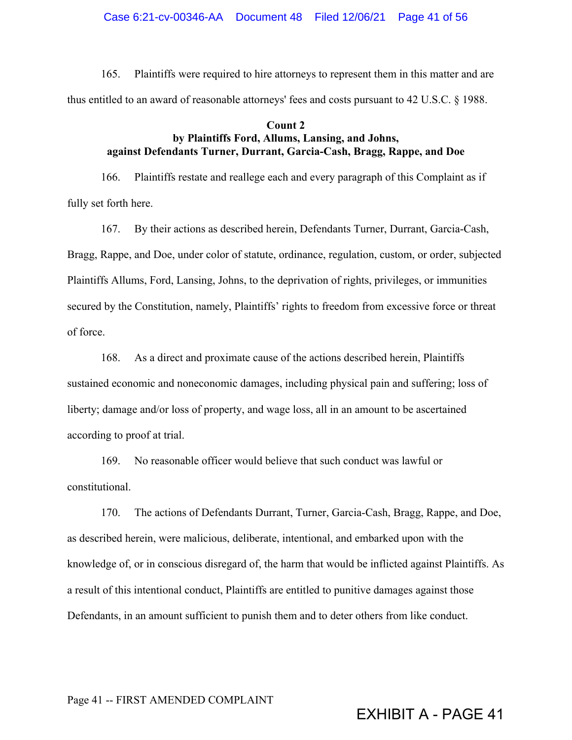165. Plaintiffs were required to hire attorneys to represent them in this matter and are thus entitled to an award of reasonable attorneys' fees and costs pursuant to 42 U.S.C. § 1988.

**Count 2**
**by Plaintiffs Ford, Allums, Lansing, and Johns,**
**against Defendants Turner, Durrant, Garcia-Cash, Bragg, Rappe, and Doe**

166. Plaintiffs restate and reallege each and every paragraph of this Complaint as if fully set forth here.

167. By their actions as described herein, Defendants Turner, Durrant, Garcia-Cash, Bragg, Rappe, and Doe, under color of statute, ordinance, regulation, custom, or order, subjected Plaintiffs Allums, Ford, Lansing, Johns, to the deprivation of rights, privileges, or immunities secured by the Constitution, namely, Plaintiffs' rights to freedom from excessive force or threat of force.

168. As a direct and proximate cause of the actions described herein, Plaintiffs sustained economic and noneconomic damages, including physical pain and suffering; loss of liberty; damage and/or loss of property, and wage loss, all in an amount to be ascertained according to proof at trial.

169. No reasonable officer would believe that such conduct was lawful or constitutional.

170. The actions of Defendants Durrant, Turner, Garcia-Cash, Bragg, Rappe, and Doe, as described herein, were malicious, deliberate, intentional, and embarked upon with the knowledge of, or in conscious disregard of, the harm that would be inflicted against Plaintiffs. As a result of this intentional conduct, Plaintiffs are entitled to punitive damages against those Defendants, in an amount sufficient to punish them and to deter others from like conduct.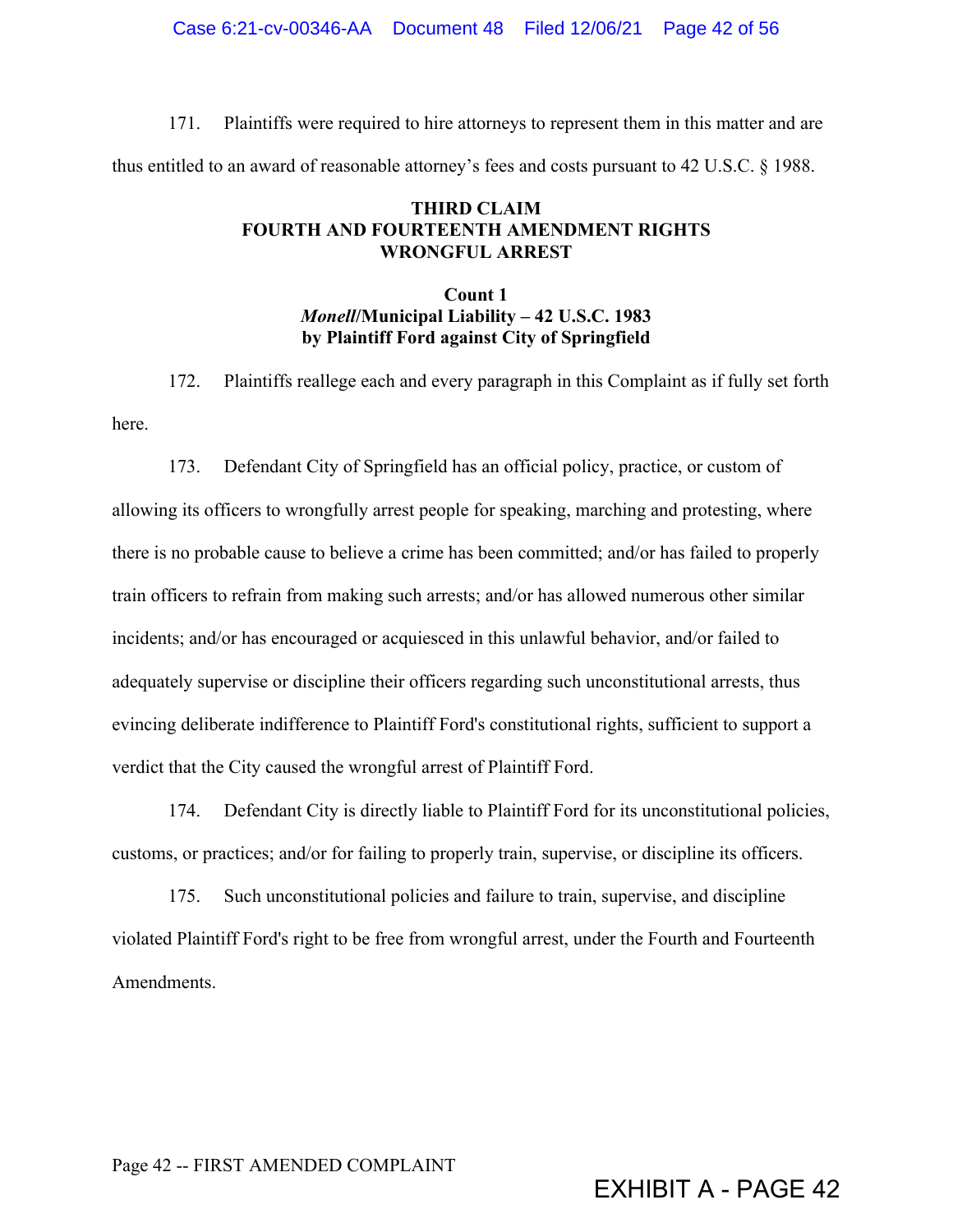171. Plaintiffs were required to hire attorneys to represent them in this matter and are thus entitled to an award of reasonable attorney's fees and costs pursuant to 42 U.S.C. § 1988.

## THIRD CLAIM
## FOURTH AND FOURTEENTH AMENDMENT RIGHTS
## WRONGFUL ARREST

### Count 1
### *Monell*/Municipal Liability – 42 U.S.C. 1983
### by Plaintiff Ford against City of Springfield

172. Plaintiffs reallege each and every paragraph in this Complaint as if fully set forth here.

173. Defendant City of Springfield has an official policy, practice, or custom of allowing its officers to wrongfully arrest people for speaking, marching and protesting, where there is no probable cause to believe a crime has been committed; and/or has failed to properly train officers to refrain from making such arrests; and/or has allowed numerous other similar incidents; and/or has encouraged or acquiesced in this unlawful behavior, and/or failed to adequately supervise or discipline their officers regarding such unconstitutional arrests, thus evincing deliberate indifference to Plaintiff Ford's constitutional rights, sufficient to support a verdict that the City caused the wrongful arrest of Plaintiff Ford.

174. Defendant City is directly liable to Plaintiff Ford for its unconstitutional policies, customs, or practices; and/or for failing to properly train, supervise, or discipline its officers.

175. Such unconstitutional policies and failure to train, supervise, and discipline violated Plaintiff Ford's right to be free from wrongful arrest, under the Fourth and Fourteenth Amendments.

Page 42 -- FIRST AMENDED COMPLAINT

EXHIBIT A - PAGE 42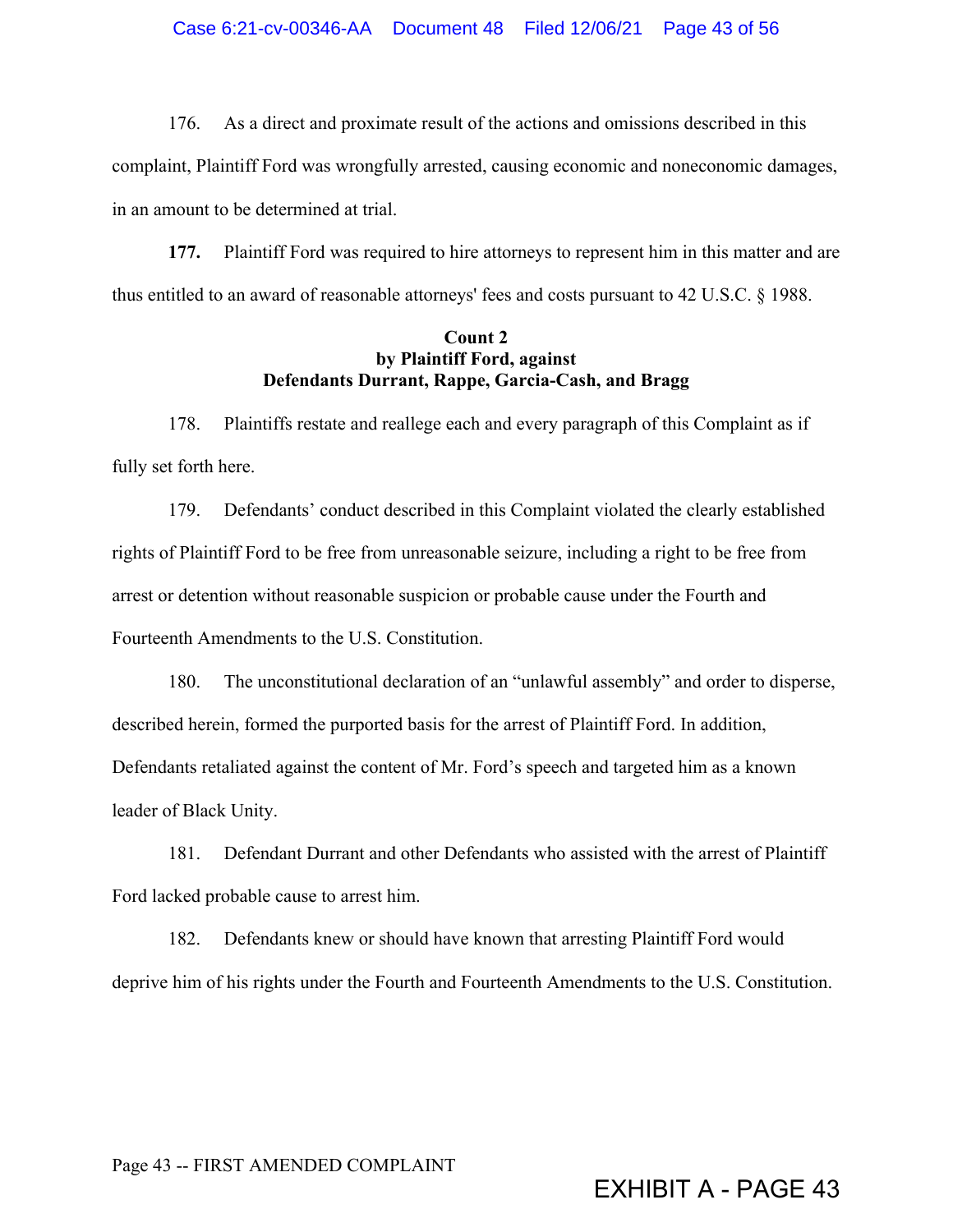176. As a direct and proximate result of the actions and omissions described in this complaint, Plaintiff Ford was wrongfully arrested, causing economic and noneconomic damages, in an amount to be determined at trial.

**177.** Plaintiff Ford was required to hire attorneys to represent him in this matter and are thus entitled to an award of reasonable attorneys' fees and costs pursuant to 42 U.S.C. § 1988.

**Count 2**
**by Plaintiff Ford, against**
**Defendants Durrant, Rappe, Garcia-Cash, and Bragg**

178. Plaintiffs restate and reallege each and every paragraph of this Complaint as if fully set forth here.

179. Defendants' conduct described in this Complaint violated the clearly established rights of Plaintiff Ford to be free from unreasonable seizure, including a right to be free from arrest or detention without reasonable suspicion or probable cause under the Fourth and Fourteenth Amendments to the U.S. Constitution.

180. The unconstitutional declaration of an "unlawful assembly" and order to disperse, described herein, formed the purported basis for the arrest of Plaintiff Ford. In addition, Defendants retaliated against the content of Mr. Ford's speech and targeted him as a known leader of Black Unity.

181. Defendant Durrant and other Defendants who assisted with the arrest of Plaintiff Ford lacked probable cause to arrest him.

182. Defendants knew or should have known that arresting Plaintiff Ford would deprive him of his rights under the Fourth and Fourteenth Amendments to the U.S. Constitution.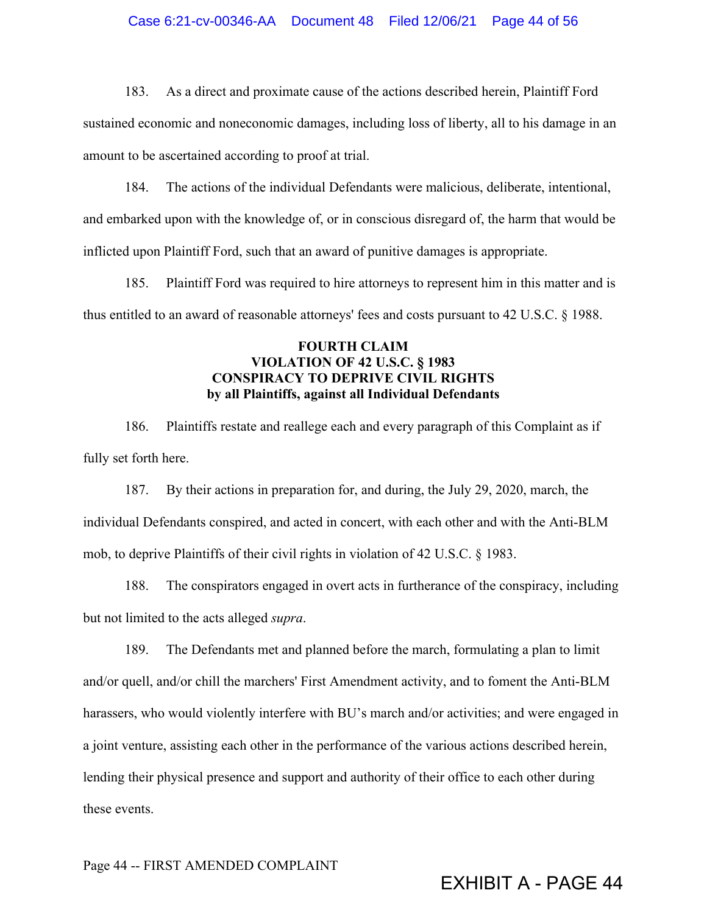183. As a direct and proximate cause of the actions described herein, Plaintiff Ford sustained economic and noneconomic damages, including loss of liberty, all to his damage in an amount to be ascertained according to proof at trial.

184. The actions of the individual Defendants were malicious, deliberate, intentional, and embarked upon with the knowledge of, or in conscious disregard of, the harm that would be inflicted upon Plaintiff Ford, such that an award of punitive damages is appropriate.

185. Plaintiff Ford was required to hire attorneys to represent him in this matter and is thus entitled to an award of reasonable attorneys' fees and costs pursuant to 42 U.S.C. § 1988.

**FOURTH CLAIM**
**VIOLATION OF 42 U.S.C. § 1983**
**CONSPIRACY TO DEPRIVE CIVIL RIGHTS**
**by all Plaintiffs, against all Individual Defendants**

186. Plaintiffs restate and reallege each and every paragraph of this Complaint as if fully set forth here.

187. By their actions in preparation for, and during, the July 29, 2020, march, the individual Defendants conspired, and acted in concert, with each other and with the Anti-BLM mob, to deprive Plaintiffs of their civil rights in violation of 42 U.S.C. § 1983.

188. The conspirators engaged in overt acts in furtherance of the conspiracy, including but not limited to the acts alleged *supra*.

189. The Defendants met and planned before the march, formulating a plan to limit and/or quell, and/or chill the marchers' First Amendment activity, and to foment the Anti-BLM harassers, who would violently interfere with BU's march and/or activities; and were engaged in a joint venture, assisting each other in the performance of the various actions described herein, lending their physical presence and support and authority of their office to each other during these events.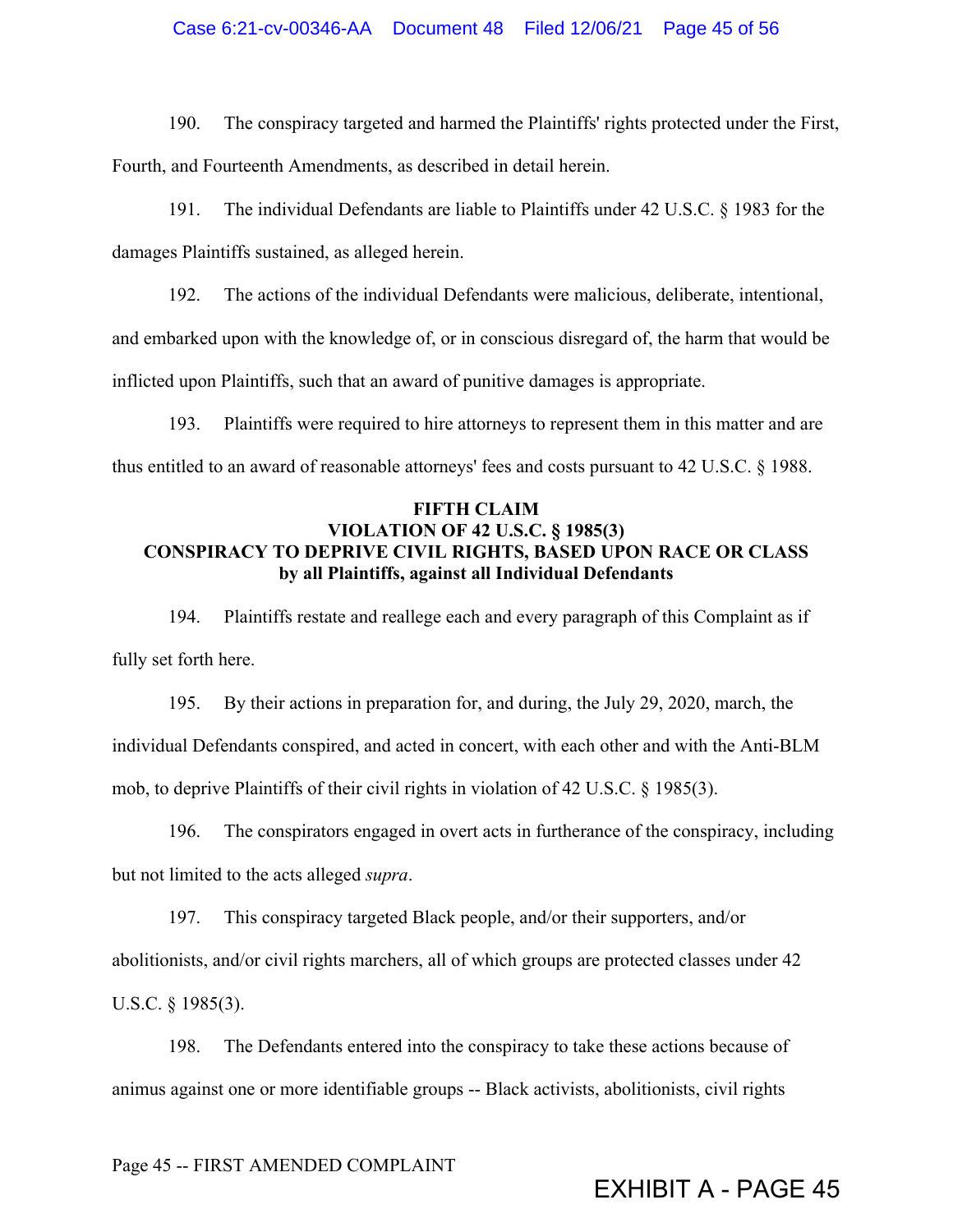190. The conspiracy targeted and harmed the Plaintiffs' rights protected under the First, Fourth, and Fourteenth Amendments, as described in detail herein.

191. The individual Defendants are liable to Plaintiffs under 42 U.S.C. § 1983 for the damages Plaintiffs sustained, as alleged herein.

192. The actions of the individual Defendants were malicious, deliberate, intentional, and embarked upon with the knowledge of, or in conscious disregard of, the harm that would be inflicted upon Plaintiffs, such that an award of punitive damages is appropriate.

193. Plaintiffs were required to hire attorneys to represent them in this matter and are thus entitled to an award of reasonable attorneys' fees and costs pursuant to 42 U.S.C. § 1988.

**FIFTH CLAIM**
**VIOLATION OF 42 U.S.C. § 1985(3)**
**CONSPIRACY TO DEPRIVE CIVIL RIGHTS, BASED UPON RACE OR CLASS**
**by all Plaintiffs, against all Individual Defendants**

194. Plaintiffs restate and reallege each and every paragraph of this Complaint as if fully set forth here.

195. By their actions in preparation for, and during, the July 29, 2020, march, the individual Defendants conspired, and acted in concert, with each other and with the Anti-BLM mob, to deprive Plaintiffs of their civil rights in violation of 42 U.S.C. § 1985(3).

196. The conspirators engaged in overt acts in furtherance of the conspiracy, including but not limited to the acts alleged *supra*.

197. This conspiracy targeted Black people, and/or their supporters, and/or abolitionists, and/or civil rights marchers, all of which groups are protected classes under 42 U.S.C. § 1985(3).

198. The Defendants entered into the conspiracy to take these actions because of animus against one or more identifiable groups -- Black activists, abolitionists, civil rights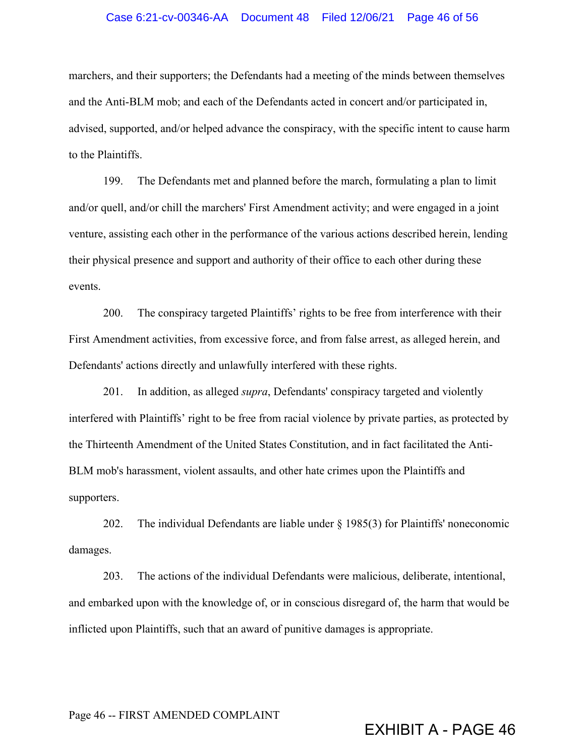marchers, and their supporters; the Defendants had a meeting of the minds between themselves and the Anti-BLM mob; and each of the Defendants acted in concert and/or participated in, advised, supported, and/or helped advance the conspiracy, with the specific intent to cause harm to the Plaintiffs.

199. The Defendants met and planned before the march, formulating a plan to limit and/or quell, and/or chill the marchers' First Amendment activity; and were engaged in a joint venture, assisting each other in the performance of the various actions described herein, lending their physical presence and support and authority of their office to each other during these events.

200. The conspiracy targeted Plaintiffs' rights to be free from interference with their First Amendment activities, from excessive force, and from false arrest, as alleged herein, and Defendants' actions directly and unlawfully interfered with these rights.

201. In addition, as alleged *supra*, Defendants' conspiracy targeted and violently interfered with Plaintiffs' right to be free from racial violence by private parties, as protected by the Thirteenth Amendment of the United States Constitution, and in fact facilitated the Anti-BLM mob's harassment, violent assaults, and other hate crimes upon the Plaintiffs and supporters.

202. The individual Defendants are liable under § 1985(3) for Plaintiffs' noneconomic damages.

203. The actions of the individual Defendants were malicious, deliberate, intentional, and embarked upon with the knowledge of, or in conscious disregard of, the harm that would be inflicted upon Plaintiffs, such that an award of punitive damages is appropriate.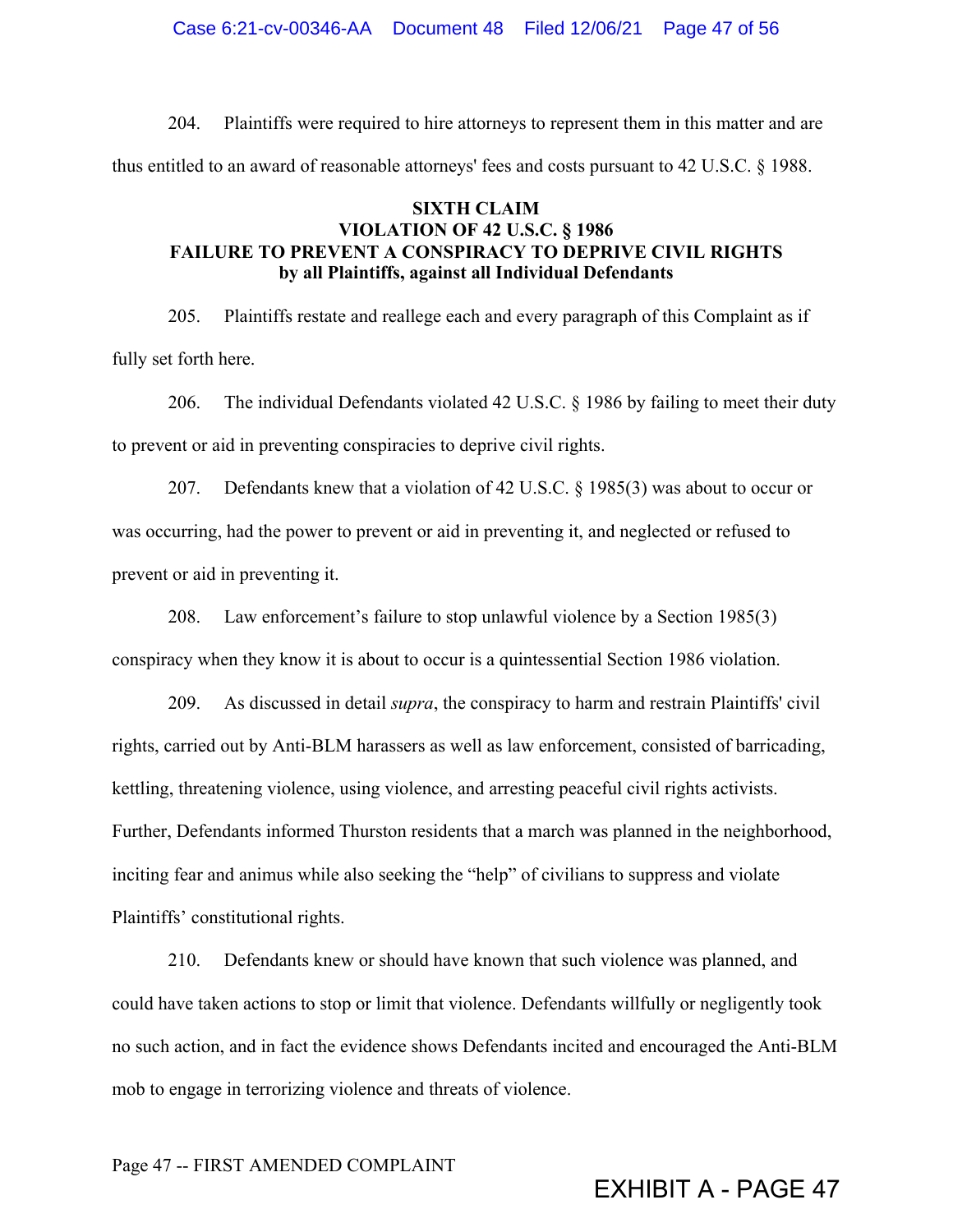204. Plaintiffs were required to hire attorneys to represent them in this matter and are thus entitled to an award of reasonable attorneys' fees and costs pursuant to 42 U.S.C. § 1988.

**SIXTH CLAIM**
**VIOLATION OF 42 U.S.C. § 1986**
**FAILURE TO PREVENT A CONSPIRACY TO DEPRIVE CIVIL RIGHTS**
**by all Plaintiffs, against all Individual Defendants**

205. Plaintiffs restate and reallege each and every paragraph of this Complaint as if fully set forth here.

206. The individual Defendants violated 42 U.S.C. § 1986 by failing to meet their duty to prevent or aid in preventing conspiracies to deprive civil rights.

207. Defendants knew that a violation of 42 U.S.C. § 1985(3) was about to occur or was occurring, had the power to prevent or aid in preventing it, and neglected or refused to prevent or aid in preventing it.

208. Law enforcement's failure to stop unlawful violence by a Section 1985(3) conspiracy when they know it is about to occur is a quintessential Section 1986 violation.

209. As discussed in detail *supra*, the conspiracy to harm and restrain Plaintiffs' civil rights, carried out by Anti-BLM harassers as well as law enforcement, consisted of barricading, kettling, threatening violence, using violence, and arresting peaceful civil rights activists. Further, Defendants informed Thurston residents that a march was planned in the neighborhood, inciting fear and animus while also seeking the "help" of civilians to suppress and violate Plaintiffs' constitutional rights.

210. Defendants knew or should have known that such violence was planned, and could have taken actions to stop or limit that violence. Defendants willfully or negligently took no such action, and in fact the evidence shows Defendants incited and encouraged the Anti-BLM mob to engage in terrorizing violence and threats of violence.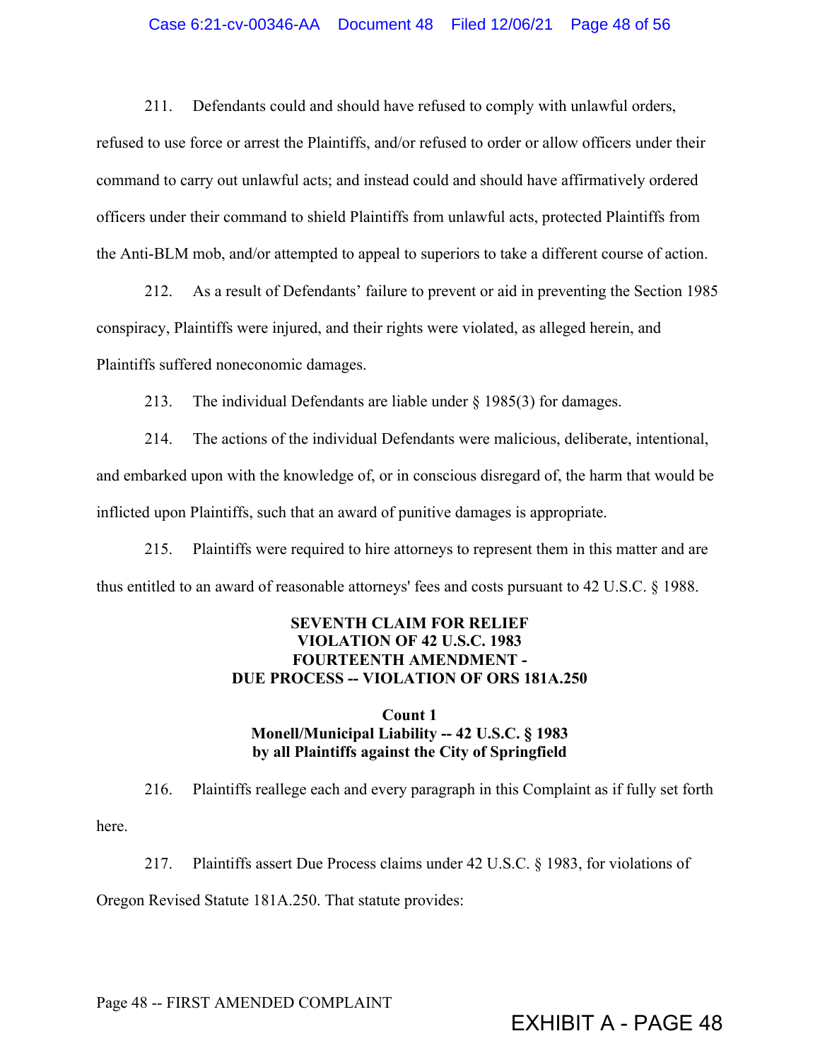211. Defendants could and should have refused to comply with unlawful orders, refused to use force or arrest the Plaintiffs, and/or refused to order or allow officers under their command to carry out unlawful acts; and instead could and should have affirmatively ordered officers under their command to shield Plaintiffs from unlawful acts, protected Plaintiffs from the Anti-BLM mob, and/or attempted to appeal to superiors to take a different course of action.

212. As a result of Defendants' failure to prevent or aid in preventing the Section 1985 conspiracy, Plaintiffs were injured, and their rights were violated, as alleged herein, and Plaintiffs suffered noneconomic damages.

213. The individual Defendants are liable under § 1985(3) for damages.

214. The actions of the individual Defendants were malicious, deliberate, intentional, and embarked upon with the knowledge of, or in conscious disregard of, the harm that would be inflicted upon Plaintiffs, such that an award of punitive damages is appropriate.

215. Plaintiffs were required to hire attorneys to represent them in this matter and are thus entitled to an award of reasonable attorneys' fees and costs pursuant to 42 U.S.C. § 1988.

**SEVENTH CLAIM FOR RELIEF**
**VIOLATION OF 42 U.S.C. 1983**
**FOURTEENTH AMENDMENT -**
**DUE PROCESS -- VIOLATION OF ORS 181A.250**

**Count 1**
**Monell/Municipal Liability -- 42 U.S.C. § 1983**
**by all Plaintiffs against the City of Springfield**

216. Plaintiffs reallege each and every paragraph in this Complaint as if fully set forth here.

217. Plaintiffs assert Due Process claims under 42 U.S.C. § 1983, for violations of Oregon Revised Statute 181A.250. That statute provides: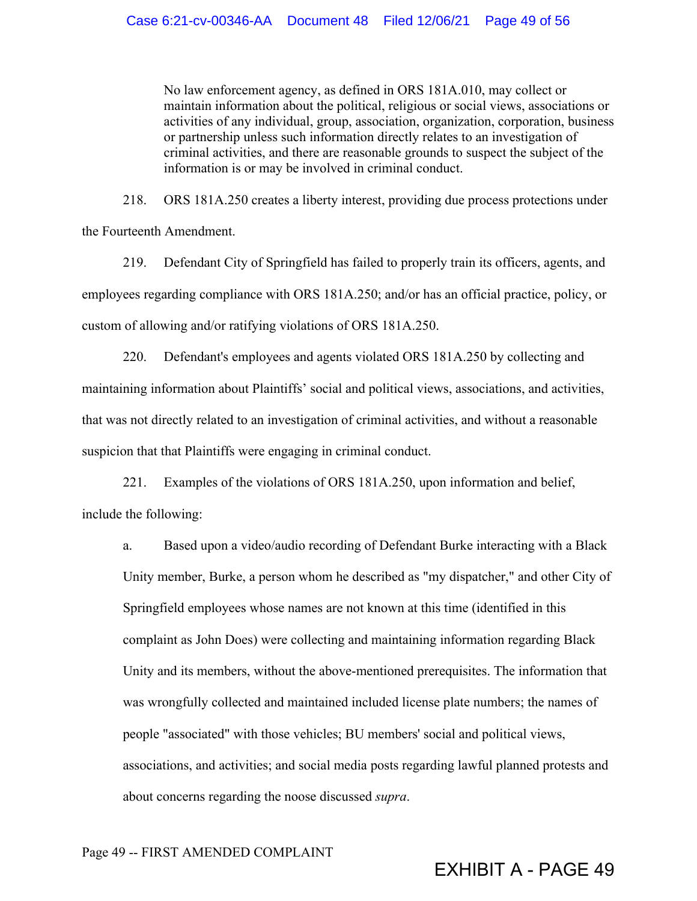> No law enforcement agency, as defined in ORS 181A.010, may collect or maintain information about the political, religious or social views, associations or activities of any individual, group, association, organization, corporation, business or partnership unless such information directly relates to an investigation of criminal activities, and there are reasonable grounds to suspect the subject of the information is or may be involved in criminal conduct.

218. ORS 181A.250 creates a liberty interest, providing due process protections under the Fourteenth Amendment.

219. Defendant City of Springfield has failed to properly train its officers, agents, and employees regarding compliance with ORS 181A.250; and/or has an official practice, policy, or custom of allowing and/or ratifying violations of ORS 181A.250.

220. Defendant's employees and agents violated ORS 181A.250 by collecting and maintaining information about Plaintiffs' social and political views, associations, and activities, that was not directly related to an investigation of criminal activities, and without a reasonable suspicion that that Plaintiffs were engaging in criminal conduct.

221. Examples of the violations of ORS 181A.250, upon information and belief, include the following:

a. Based upon a video/audio recording of Defendant Burke interacting with a Black Unity member, Burke, a person whom he described as "my dispatcher," and other City of Springfield employees whose names are not known at this time (identified in this complaint as John Does) were collecting and maintaining information regarding Black Unity and its members, without the above-mentioned prerequisites. The information that was wrongfully collected and maintained included license plate numbers; the names of people "associated" with those vehicles; BU members' social and political views, associations, and activities; and social media posts regarding lawful planned protests and about concerns regarding the noose discussed *supra*.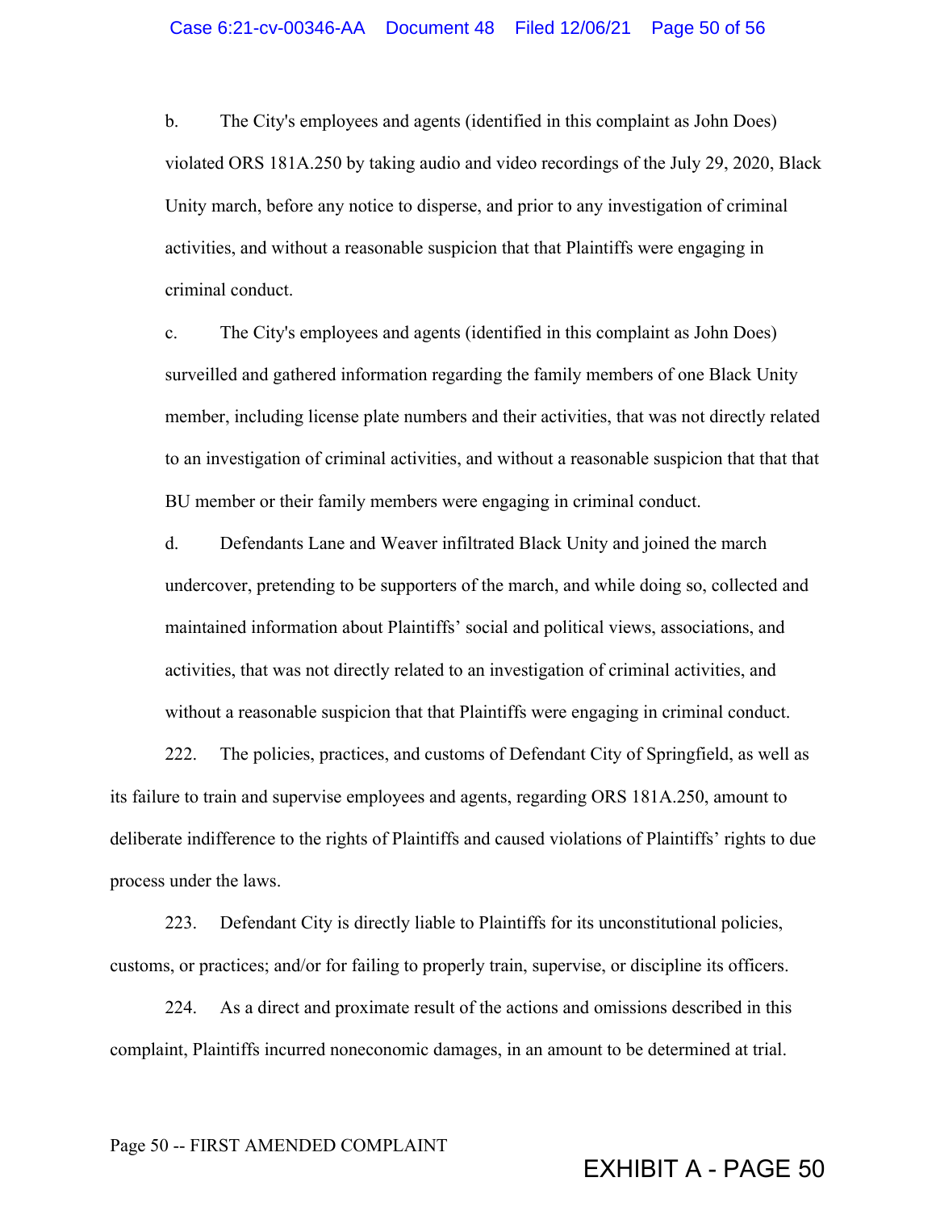b. The City's employees and agents (identified in this complaint as John Does) violated ORS 181A.250 by taking audio and video recordings of the July 29, 2020, Black Unity march, before any notice to disperse, and prior to any investigation of criminal activities, and without a reasonable suspicion that that Plaintiffs were engaging in criminal conduct.

c. The City's employees and agents (identified in this complaint as John Does) surveilled and gathered information regarding the family members of one Black Unity member, including license plate numbers and their activities, that was not directly related to an investigation of criminal activities, and without a reasonable suspicion that that that BU member or their family members were engaging in criminal conduct.

d. Defendants Lane and Weaver infiltrated Black Unity and joined the march undercover, pretending to be supporters of the march, and while doing so, collected and maintained information about Plaintiffs' social and political views, associations, and activities, that was not directly related to an investigation of criminal activities, and without a reasonable suspicion that that Plaintiffs were engaging in criminal conduct.

222. The policies, practices, and customs of Defendant City of Springfield, as well as its failure to train and supervise employees and agents, regarding ORS 181A.250, amount to deliberate indifference to the rights of Plaintiffs and caused violations of Plaintiffs' rights to due process under the laws.

223. Defendant City is directly liable to Plaintiffs for its unconstitutional policies, customs, or practices; and/or for failing to properly train, supervise, or discipline its officers.

224. As a direct and proximate result of the actions and omissions described in this complaint, Plaintiffs incurred noneconomic damages, in an amount to be determined at trial.

Page 50 -- FIRST AMENDED COMPLAINT

EXHIBIT A - PAGE 50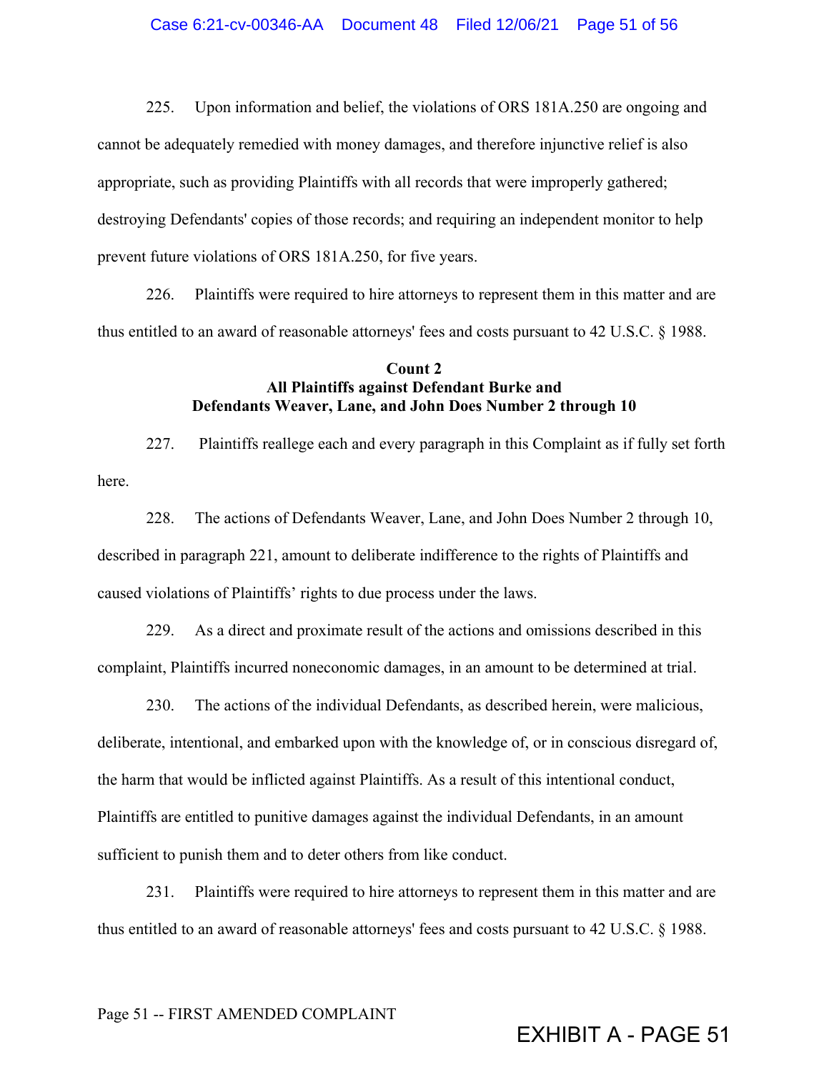225. Upon information and belief, the violations of ORS 181A.250 are ongoing and cannot be adequately remedied with money damages, and therefore injunctive relief is also appropriate, such as providing Plaintiffs with all records that were improperly gathered; destroying Defendants' copies of those records; and requiring an independent monitor to help prevent future violations of ORS 181A.250, for five years.

226. Plaintiffs were required to hire attorneys to represent them in this matter and are thus entitled to an award of reasonable attorneys' fees and costs pursuant to 42 U.S.C. § 1988.

**Count 2**
**All Plaintiffs against Defendant Burke and Defendants Weaver, Lane, and John Does Number 2 through 10**

227. Plaintiffs reallege each and every paragraph in this Complaint as if fully set forth here.

228. The actions of Defendants Weaver, Lane, and John Does Number 2 through 10, described in paragraph 221, amount to deliberate indifference to the rights of Plaintiffs and caused violations of Plaintiffs' rights to due process under the laws.

229. As a direct and proximate result of the actions and omissions described in this complaint, Plaintiffs incurred noneconomic damages, in an amount to be determined at trial.

230. The actions of the individual Defendants, as described herein, were malicious, deliberate, intentional, and embarked upon with the knowledge of, or in conscious disregard of, the harm that would be inflicted against Plaintiffs. As a result of this intentional conduct, Plaintiffs are entitled to punitive damages against the individual Defendants, in an amount sufficient to punish them and to deter others from like conduct.

231. Plaintiffs were required to hire attorneys to represent them in this matter and are thus entitled to an award of reasonable attorneys' fees and costs pursuant to 42 U.S.C. § 1988.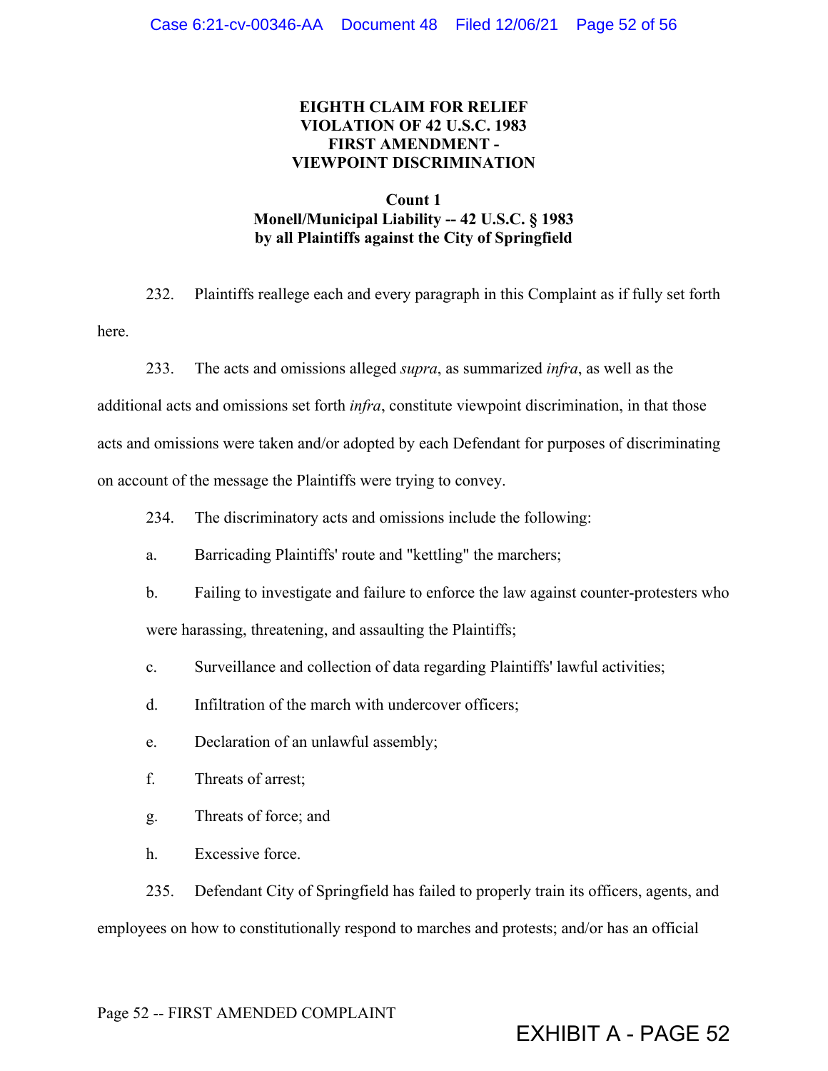**EIGHTH CLAIM FOR RELIEF**
**VIOLATION OF 42 U.S.C. 1983**
**FIRST AMENDMENT -**
**VIEWPOINT DISCRIMINATION**

**Count 1**
**Monell/Municipal Liability -- 42 U.S.C. § 1983**
**by all Plaintiffs against the City of Springfield**

232. Plaintiffs reallege each and every paragraph in this Complaint as if fully set forth here.

233. The acts and omissions alleged *supra*, as summarized *infra*, as well as the additional acts and omissions set forth *infra*, constitute viewpoint discrimination, in that those acts and omissions were taken and/or adopted by each Defendant for purposes of discriminating on account of the message the Plaintiffs were trying to convey.

234. The discriminatory acts and omissions include the following:

a. Barricading Plaintiffs' route and "kettling" the marchers;

b. Failing to investigate and failure to enforce the law against counter-protesters who were harassing, threatening, and assaulting the Plaintiffs;

c. Surveillance and collection of data regarding Plaintiffs' lawful activities;

d. Infiltration of the march with undercover officers;

e. Declaration of an unlawful assembly;

f. Threats of arrest;

g. Threats of force; and

h. Excessive force.

235. Defendant City of Springfield has failed to properly train its officers, agents, and employees on how to constitutionally respond to marches and protests; and/or has an official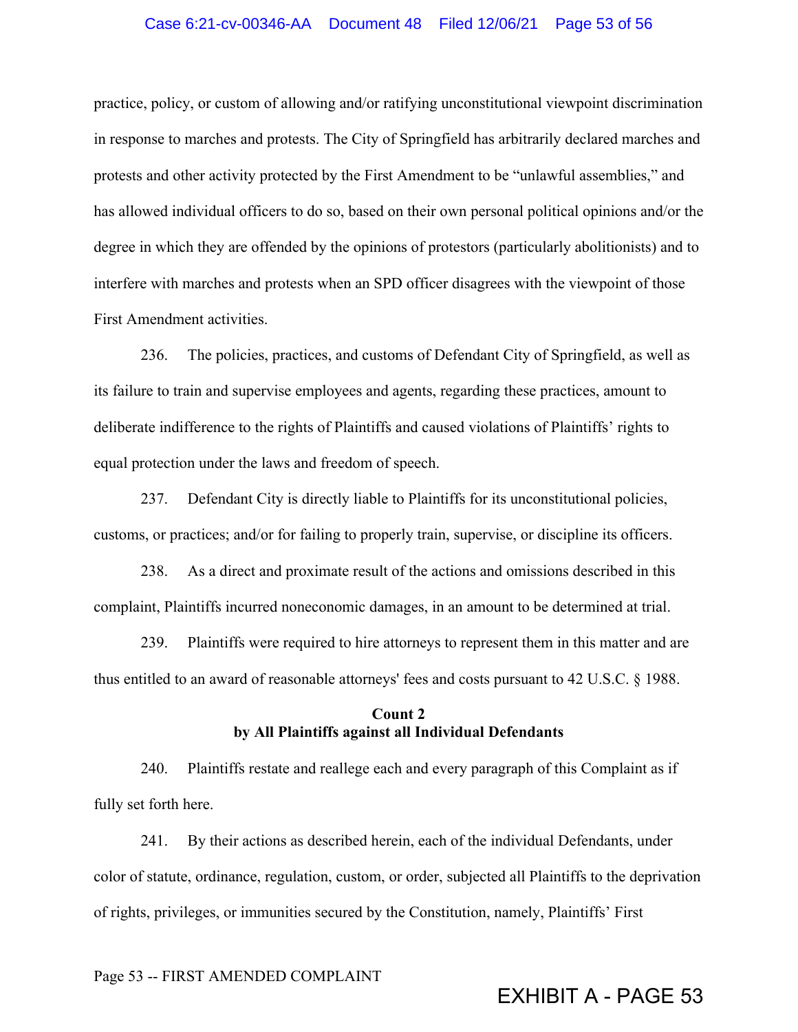practice, policy, or custom of allowing and/or ratifying unconstitutional viewpoint discrimination in response to marches and protests. The City of Springfield has arbitrarily declared marches and protests and other activity protected by the First Amendment to be "unlawful assemblies," and has allowed individual officers to do so, based on their own personal political opinions and/or the degree in which they are offended by the opinions of protestors (particularly abolitionists) and to interfere with marches and protests when an SPD officer disagrees with the viewpoint of those First Amendment activities.

236. The policies, practices, and customs of Defendant City of Springfield, as well as its failure to train and supervise employees and agents, regarding these practices, amount to deliberate indifference to the rights of Plaintiffs and caused violations of Plaintiffs' rights to equal protection under the laws and freedom of speech.

237. Defendant City is directly liable to Plaintiffs for its unconstitutional policies, customs, or practices; and/or for failing to properly train, supervise, or discipline its officers.

238. As a direct and proximate result of the actions and omissions described in this complaint, Plaintiffs incurred noneconomic damages, in an amount to be determined at trial.

239. Plaintiffs were required to hire attorneys to represent them in this matter and are thus entitled to an award of reasonable attorneys' fees and costs pursuant to 42 U.S.C. § 1988.

**Count 2**
**by All Plaintiffs against all Individual Defendants**

240. Plaintiffs restate and reallege each and every paragraph of this Complaint as if fully set forth here.

241. By their actions as described herein, each of the individual Defendants, under color of statute, ordinance, regulation, custom, or order, subjected all Plaintiffs to the deprivation of rights, privileges, or immunities secured by the Constitution, namely, Plaintiffs' First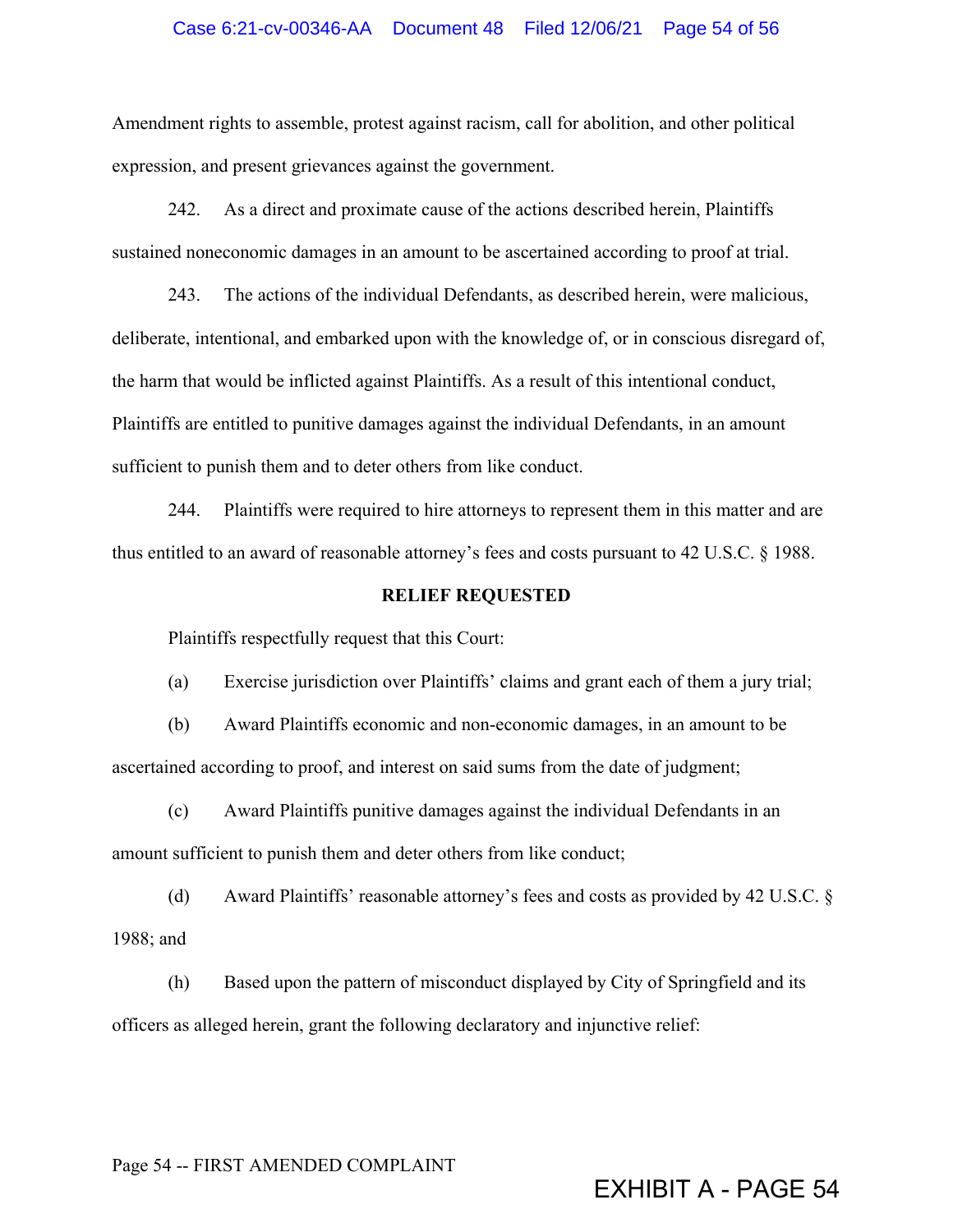Amendment rights to assemble, protest against racism, call for abolition, and other political expression, and present grievances against the government.

242. As a direct and proximate cause of the actions described herein, Plaintiffs sustained noneconomic damages in an amount to be ascertained according to proof at trial.

243. The actions of the individual Defendants, as described herein, were malicious, deliberate, intentional, and embarked upon with the knowledge of, or in conscious disregard of, the harm that would be inflicted against Plaintiffs. As a result of this intentional conduct, Plaintiffs are entitled to punitive damages against the individual Defendants, in an amount sufficient to punish them and to deter others from like conduct.

244. Plaintiffs were required to hire attorneys to represent them in this matter and are thus entitled to an award of reasonable attorney's fees and costs pursuant to 42 U.S.C. § 1988.

**RELIEF REQUESTED**

Plaintiffs respectfully request that this Court:

(a) Exercise jurisdiction over Plaintiffs' claims and grant each of them a jury trial;

(b) Award Plaintiffs economic and non-economic damages, in an amount to be ascertained according to proof, and interest on said sums from the date of judgment;

(c) Award Plaintiffs punitive damages against the individual Defendants in an amount sufficient to punish them and deter others from like conduct;

(d) Award Plaintiffs' reasonable attorney's fees and costs as provided by 42 U.S.C. § 1988; and

(h) Based upon the pattern of misconduct displayed by City of Springfield and its officers as alleged herein, grant the following declaratory and injunctive relief: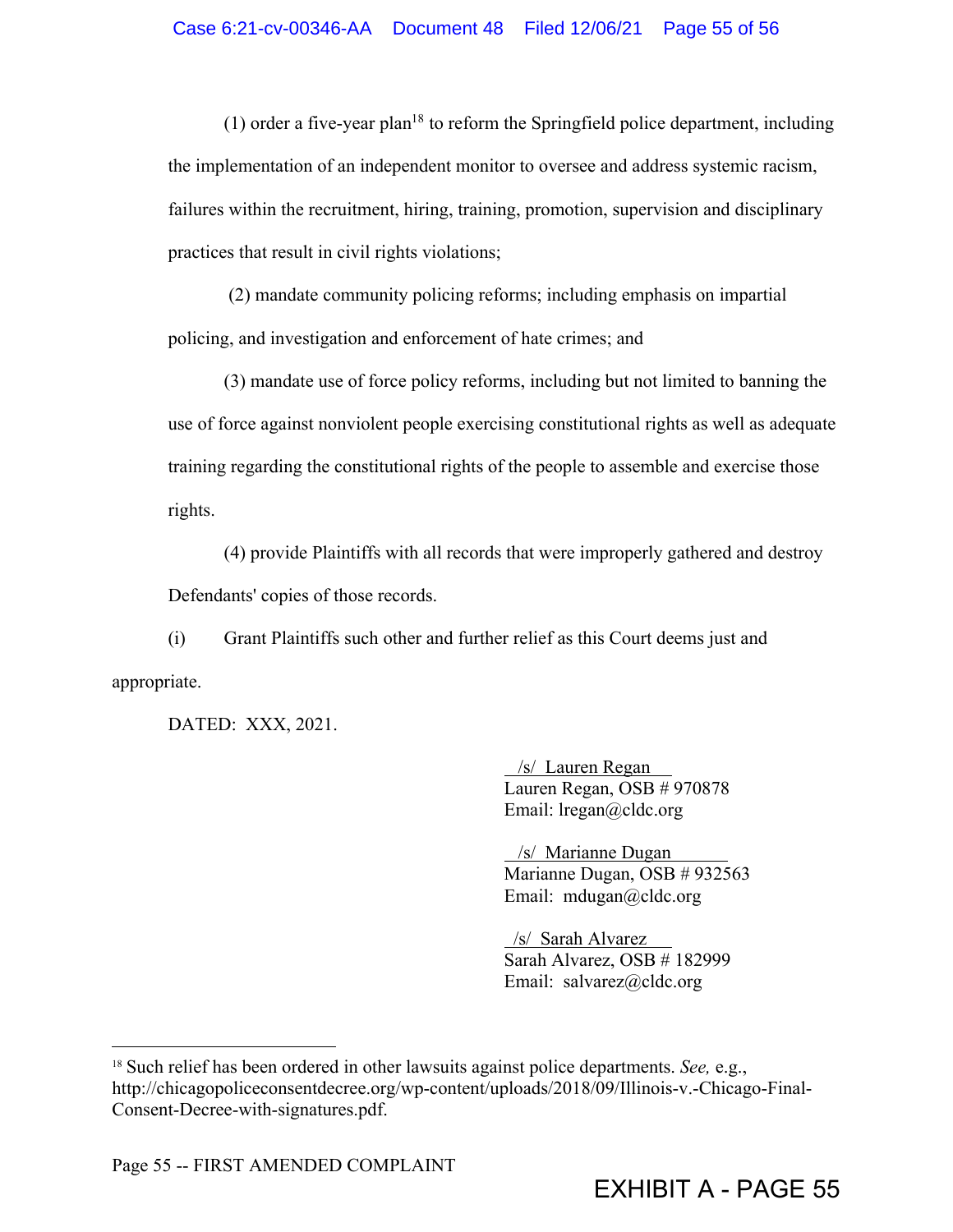(1) order a five-year plan[18] to reform the Springfield police department, including the implementation of an independent monitor to oversee and address systemic racism, failures within the recruitment, hiring, training, promotion, supervision and disciplinary practices that result in civil rights violations;

(2) mandate community policing reforms; including emphasis on impartial policing, and investigation and enforcement of hate crimes; and

(3) mandate use of force policy reforms, including but not limited to banning the use of force against nonviolent people exercising constitutional rights as well as adequate training regarding the constitutional rights of the people to assemble and exercise those rights.

(4) provide Plaintiffs with all records that were improperly gathered and destroy Defendants' copies of those records.

(i) Grant Plaintiffs such other and further relief as this Court deems just and appropriate.

DATED: XXX, 2021.

/s/ Lauren Regan
Lauren Regan, OSB # 970878
Email: lregan@cldc.org

/s/ Marianne Dugan
Marianne Dugan, OSB # 932563
Email: mdugan@cldc.org

/s/ Sarah Alvarez
Sarah Alvarez, OSB # 182999
Email: salvarez@cldc.org

---

[18] Such relief has been ordered in other lawsuits against police departments. *See,* e.g., http://chicagopoliceconsentdecree.org/wp-content/uploads/2018/09/Illinois-v.-Chicago-Final-Consent-Decree-with-signatures.pdf.

Page 55 -- FIRST AMENDED COMPLAINT

EXHIBIT A - PAGE 55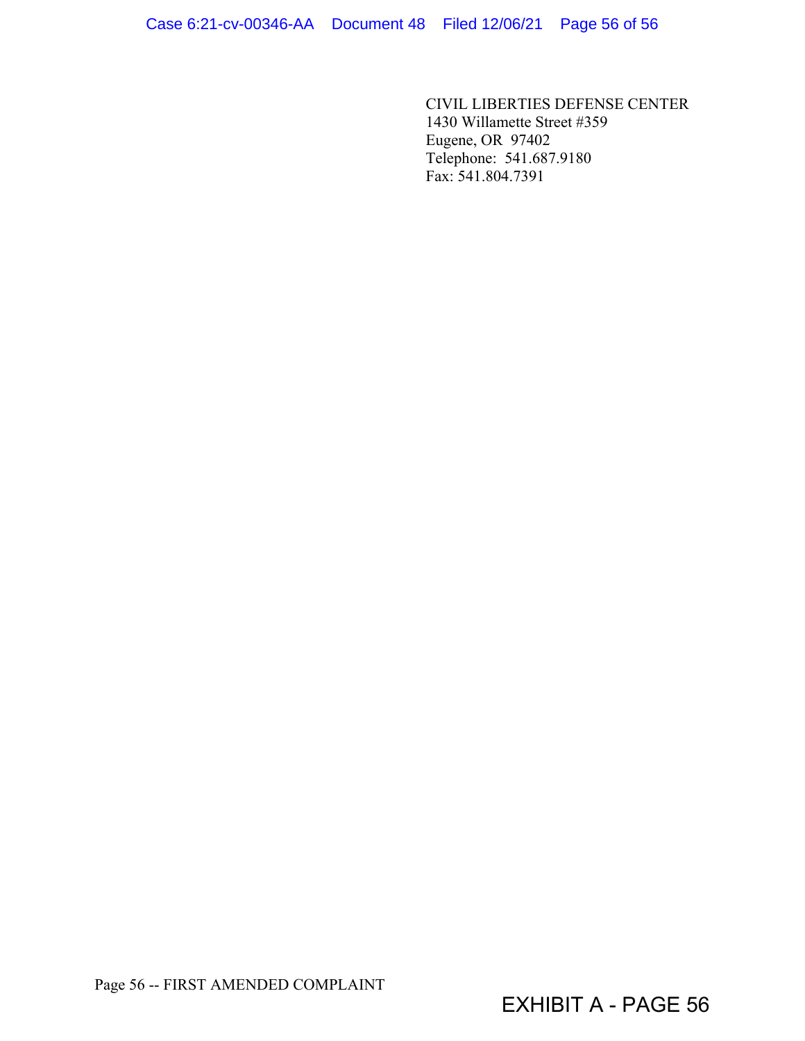CIVIL LIBERTIES DEFENSE CENTER
1430 Willamette Street #359
Eugene, OR 97402
Telephone: 541.687.9180
Fax: 541.804.7391